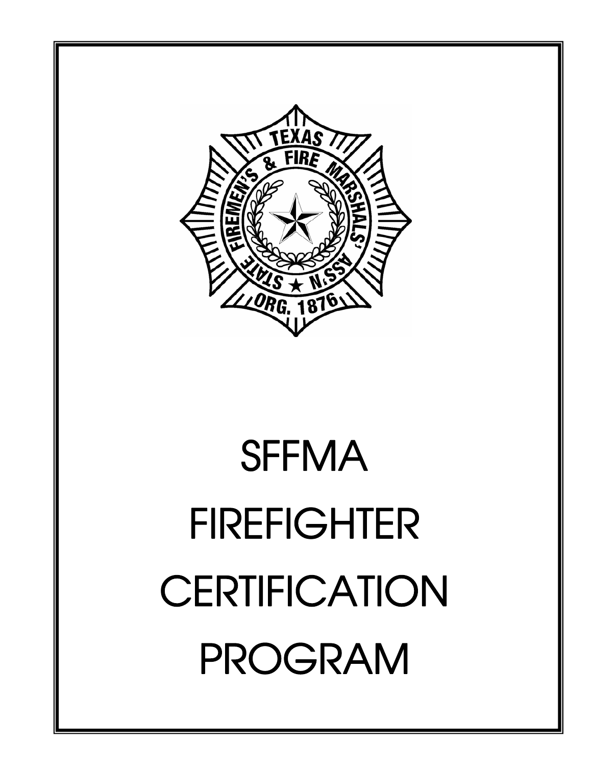# SFFMA FIREFIGHTER CERTIFICATION PROGRAM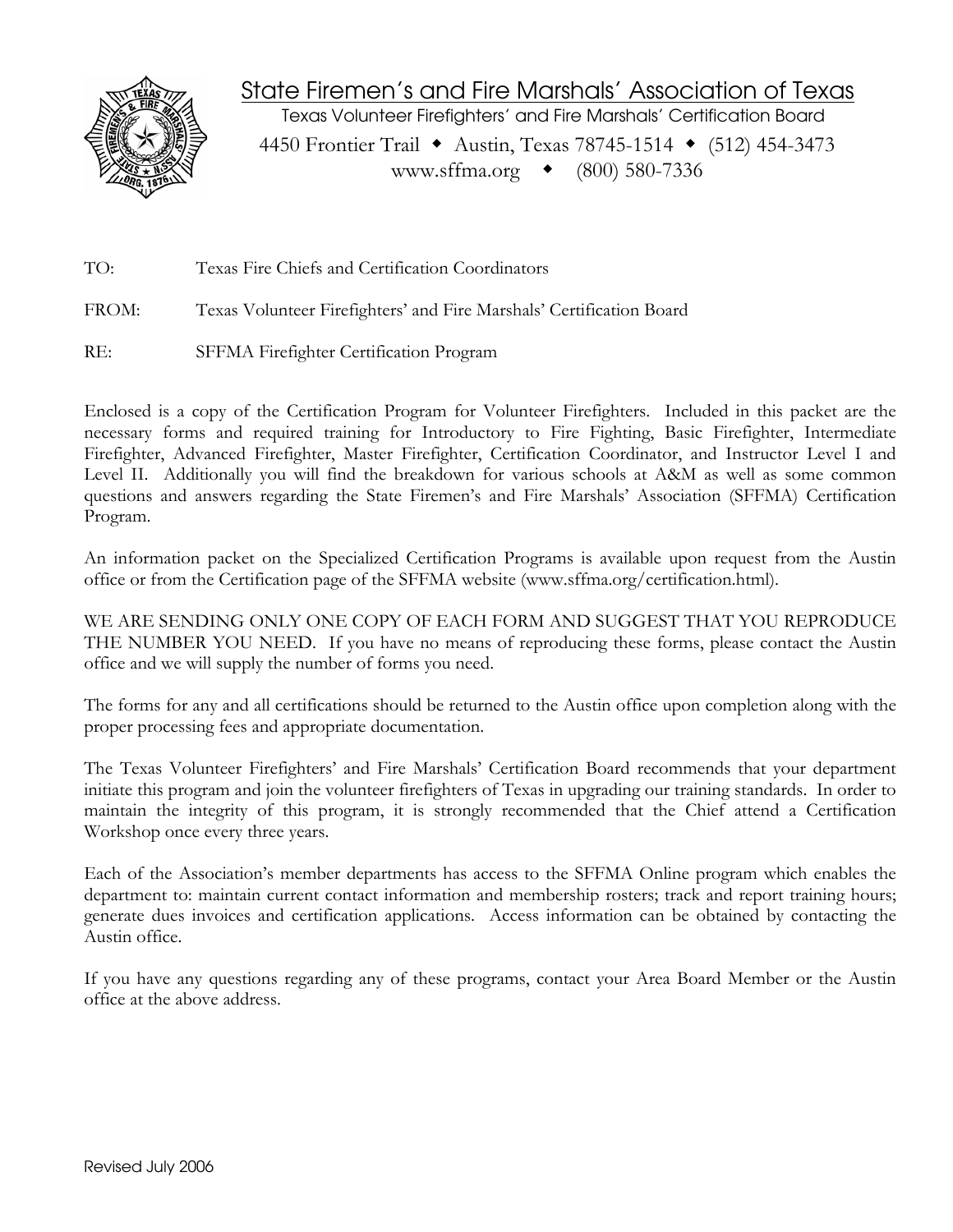# State Firemen's and Fire Marshals' Association of Texas

Texas Volunteer Firefighters' and Fire Marshals' Certification Board

4450 Frontier Trail ◆ Austin, Texas 78745-1514 ◆ (512) 454-3473

www.sffma.org ◆ (800) 580-7336

TO: Texas Fire Chiefs and Certification Coordinators

FROM: Texas Volunteer Firefighters' and Fire Marshals' Certification Board

RE: SFFMA Firefighter Certification Program

Enclosed is a copy of the Certification Program for Volunteer Firefighters. Included in this packet are the necessary forms and required training for Introductory to Fire Fighting, Basic Firefighter, Intermediate Firefighter, Advanced Firefighter, Master Firefighter, Certification Coordinator, and Instructor Level I and Level II. Additionally you will find the breakdown for various schools at A&M as well as some common questions and answers regarding the State Firemen's and Fire Marshals' Association (SFFMA) Certification Program.

An information packet on the Specialized Certification Programs is available upon request from the Austin office or from the Certification page of the SFFMA website (www.sffma.org/certification.html).

WE ARE SENDING ONLY ONE COPY OF EACH FORM AND SUGGEST THAT YOU REPRODUCE THE NUMBER YOU NEED. If you have no means of reproducing these forms, please contact the Austin office and we will supply the number of forms you need.

The forms for any and all certifications should be returned to the Austin office upon completion along with the proper processing fees and appropriate documentation.

The Texas Volunteer Firefighters' and Fire Marshals' Certification Board recommends that your department initiate this program and join the volunteer firefighters of Texas in upgrading our training standards. In order to maintain the integrity of this program, it is strongly recommended that the Chief attend a Certification Workshop once every three years.

Each of the Association's member departments has access to the SFFMA Online program which enables the department to: maintain current contact information and membership rosters; track and report training hours; generate dues invoices and certification applications. Access information can be obtained by contacting the Austin office.

If you have any questions regarding any of these programs, contact your Area Board Member or the Austin office at the above address.

Revised July 2006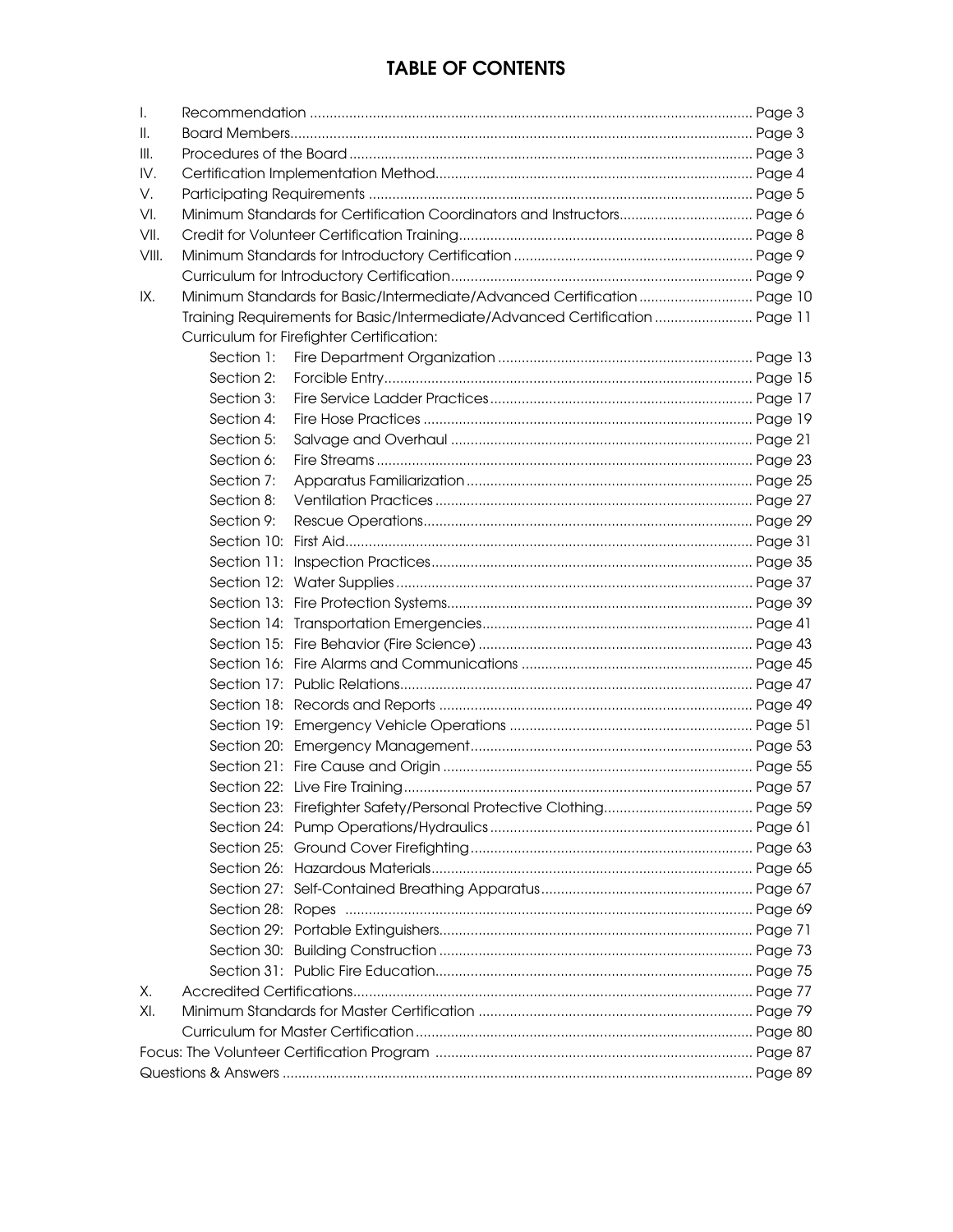# TABLE OF CONTENTS

| | | |
|---|---|---|
| I. | Recommendation | Page 3 |
| II. | Board Members | Page 3 |
| III. | Procedures of the Board | Page 3 |
| IV. | Certification Implementation Method | Page 4 |
| V. | Participating Requirements | Page 5 |
| VI. | Minimum Standards for Certification Coordinators and Instructors | Page 6 |
| VII. | Credit for Volunteer Certification Training | Page 8 |
| VIII. | Minimum Standards for Introductory Certification | Page 9 |
| | Curriculum for Introductory Certification | Page 9 |
| IX. | Minimum Standards for Basic/Intermediate/Advanced Certification | Page 10 |
| | Training Requirements for Basic/Intermediate/Advanced Certification | Page 11 |
| | Curriculum for Firefighter Certification: | |
| | Section 1: Fire Department Organization | Page 13 |
| | Section 2: Forcible Entry | Page 15 |
| | Section 3: Fire Service Ladder Practices | Page 17 |
| | Section 4: Fire Hose Practices | Page 19 |
| | Section 5: Salvage and Overhaul | Page 21 |
| | Section 6: Fire Streams | Page 23 |
| | Section 7: Apparatus Familiarization | Page 25 |
| | Section 8: Ventilation Practices | Page 27 |
| | Section 9: Rescue Operations | Page 29 |
| | Section 10: First Aid | Page 31 |
| | Section 11: Inspection Practices | Page 35 |
| | Section 12: Water Supplies | Page 37 |
| | Section 13: Fire Protection Systems | Page 39 |
| | Section 14: Transportation Emergencies | Page 41 |
| | Section 15: Fire Behavior (Fire Science) | Page 43 |
| | Section 16: Fire Alarms and Communications | Page 45 |
| | Section 17: Public Relations | Page 47 |
| | Section 18: Records and Reports | Page 49 |
| | Section 19: Emergency Vehicle Operations | Page 51 |
| | Section 20: Emergency Management | Page 53 |
| | Section 21: Fire Cause and Origin | Page 55 |
| | Section 22: Live Fire Training | Page 57 |
| | Section 23: Firefighter Safety/Personal Protective Clothing | Page 59 |
| | Section 24: Pump Operations/Hydraulics | Page 61 |
| | Section 25: Ground Cover Firefighting | Page 63 |
| | Section 26: Hazardous Materials | Page 65 |
| | Section 27: Self-Contained Breathing Apparatus | Page 67 |
| | Section 28: Ropes | Page 69 |
| | Section 29: Portable Extinguishers | Page 71 |
| | Section 30: Building Construction | Page 73 |
| | Section 31: Public Fire Education | Page 75 |
| X. | Accredited Certifications | Page 77 |
| XI. | Minimum Standards for Master Certification | Page 79 |
| | Curriculum for Master Certification | Page 80 |
| | Focus: The Volunteer Certification Program | Page 87 |
| | Questions & Answers | Page 89 |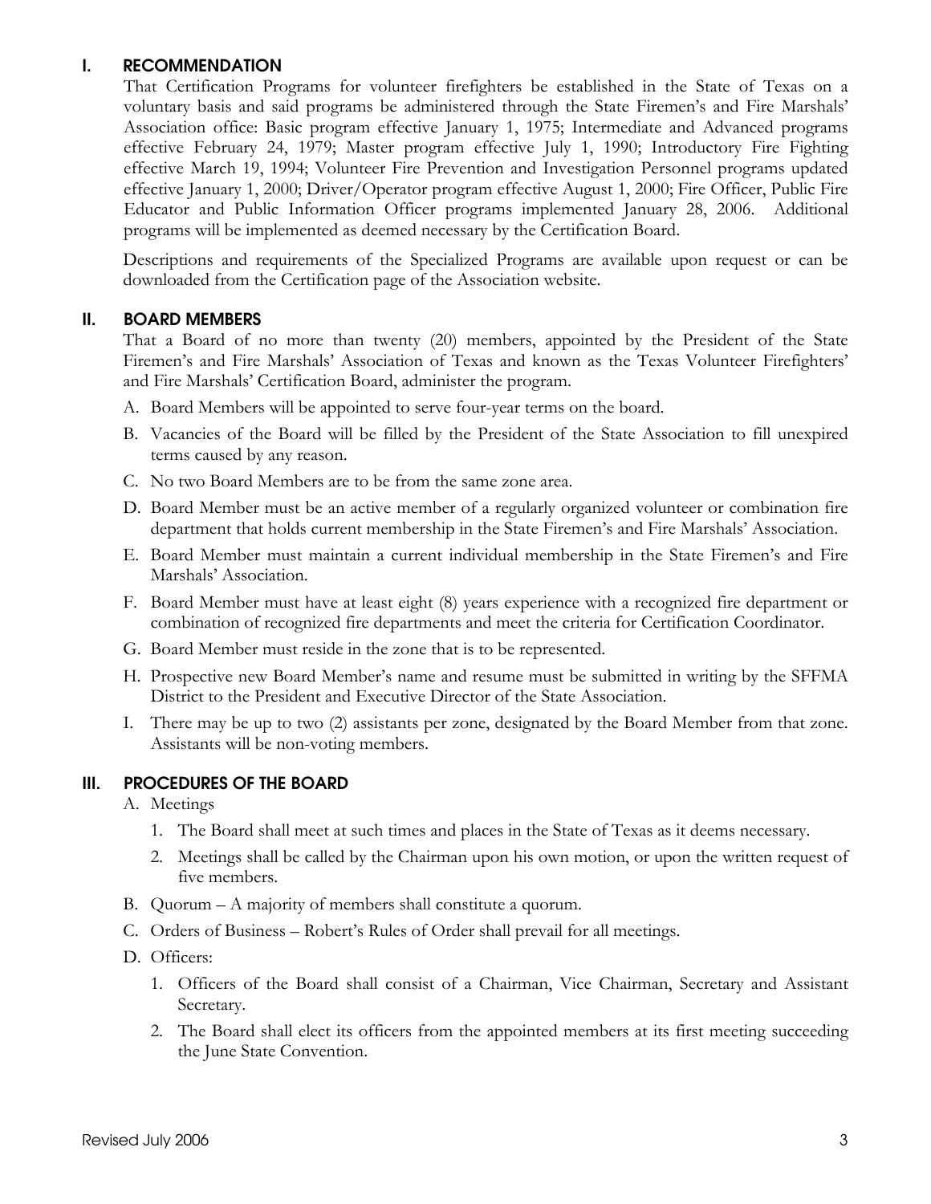## I. RECOMMENDATION

That Certification Programs for volunteer firefighters be established in the State of Texas on a voluntary basis and said programs be administered through the State Firemen's and Fire Marshals' Association office: Basic program effective January 1, 1975; Intermediate and Advanced programs effective February 24, 1979; Master program effective July 1, 1990; Introductory Fire Fighting effective March 19, 1994; Volunteer Fire Prevention and Investigation Personnel programs updated effective January 1, 2000; Driver/Operator program effective August 1, 2000; Fire Officer, Public Fire Educator and Public Information Officer programs implemented January 28, 2006. Additional programs will be implemented as deemed necessary by the Certification Board.

Descriptions and requirements of the Specialized Programs are available upon request or can be downloaded from the Certification page of the Association website.

## II. BOARD MEMBERS

That a Board of no more than twenty (20) members, appointed by the President of the State Firemen's and Fire Marshals' Association of Texas and known as the Texas Volunteer Firefighters' and Fire Marshals' Certification Board, administer the program.

A. Board Members will be appointed to serve four-year terms on the board.

B. Vacancies of the Board will be filled by the President of the State Association to fill unexpired terms caused by any reason.

C. No two Board Members are to be from the same zone area.

D. Board Member must be an active member of a regularly organized volunteer or combination fire department that holds current membership in the State Firemen's and Fire Marshals' Association.

E. Board Member must maintain a current individual membership in the State Firemen's and Fire Marshals' Association.

F. Board Member must have at least eight (8) years experience with a recognized fire department or combination of recognized fire departments and meet the criteria for Certification Coordinator.

G. Board Member must reside in the zone that is to be represented.

H. Prospective new Board Member's name and resume must be submitted in writing by the SFFMA District to the President and Executive Director of the State Association.

I. There may be up to two (2) assistants per zone, designated by the Board Member from that zone. Assistants will be non-voting members.

## III. PROCEDURES OF THE BOARD

A. Meetings

1. The Board shall meet at such times and places in the State of Texas as it deems necessary.
2. Meetings shall be called by the Chairman upon his own motion, or upon the written request of five members.

B. Quorum – A majority of members shall constitute a quorum.

C. Orders of Business – Robert's Rules of Order shall prevail for all meetings.

D. Officers:

1. Officers of the Board shall consist of a Chairman, Vice Chairman, Secretary and Assistant Secretary.
2. The Board shall elect its officers from the appointed members at its first meeting succeeding the June State Convention.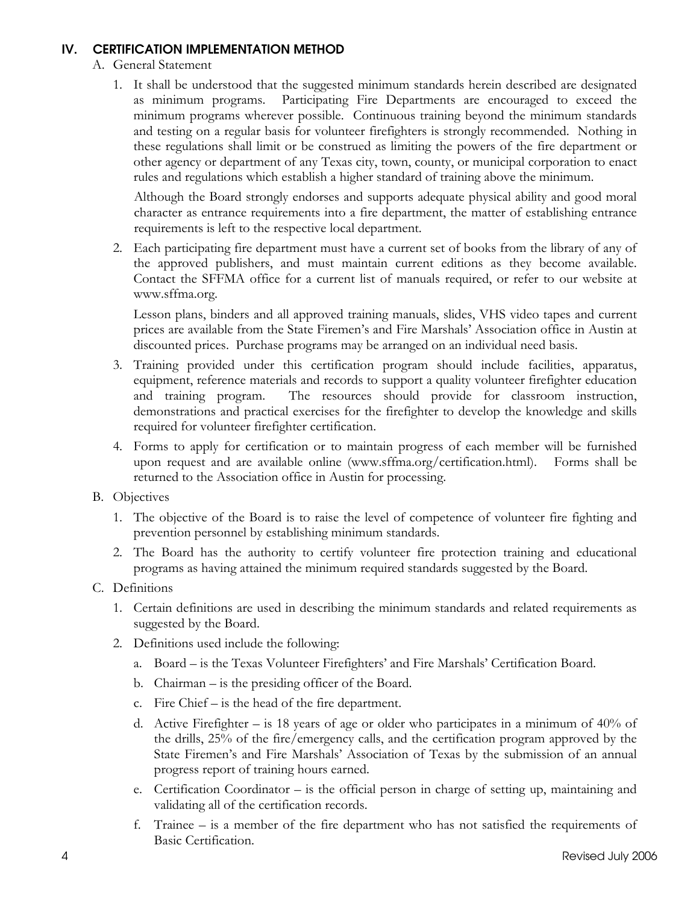## IV. CERTIFICATION IMPLEMENTATION METHOD

A. General Statement

1. It shall be understood that the suggested minimum standards herein described are designated as minimum programs. Participating Fire Departments are encouraged to exceed the minimum programs wherever possible. Continuous training beyond the minimum standards and testing on a regular basis for volunteer firefighters is strongly recommended. Nothing in these regulations shall limit or be construed as limiting the powers of the fire department or other agency or department of any Texas city, town, county, or municipal corporation to enact rules and regulations which establish a higher standard of training above the minimum.

   Although the Board strongly endorses and supports adequate physical ability and good moral character as entrance requirements into a fire department, the matter of establishing entrance requirements is left to the respective local department.

2. Each participating fire department must have a current set of books from the library of any of the approved publishers, and must maintain current editions as they become available. Contact the SFFMA office for a current list of manuals required, or refer to our website at www.sffma.org.

   Lesson plans, binders and all approved training manuals, slides, VHS video tapes and current prices are available from the State Firemen's and Fire Marshals' Association office in Austin at discounted prices. Purchase programs may be arranged on an individual need basis.

3. Training provided under this certification program should include facilities, apparatus, equipment, reference materials and records to support a quality volunteer firefighter education and training program. The resources should provide for classroom instruction, demonstrations and practical exercises for the firefighter to develop the knowledge and skills required for volunteer firefighter certification.

4. Forms to apply for certification or to maintain progress of each member will be furnished upon request and are available online (www.sffma.org/certification.html). Forms shall be returned to the Association office in Austin for processing.

B. Objectives

1. The objective of the Board is to raise the level of competence of volunteer fire fighting and prevention personnel by establishing minimum standards.

2. The Board has the authority to certify volunteer fire protection training and educational programs as having attained the minimum required standards suggested by the Board.

C. Definitions

1. Certain definitions are used in describing the minimum standards and related requirements as suggested by the Board.

2. Definitions used include the following:

   a. Board – is the Texas Volunteer Firefighters' and Fire Marshals' Certification Board.

   b. Chairman – is the presiding officer of the Board.

   c. Fire Chief – is the head of the fire department.

   d. Active Firefighter – is 18 years of age or older who participates in a minimum of 40% of the drills, 25% of the fire/emergency calls, and the certification program approved by the State Firemen's and Fire Marshals' Association of Texas by the submission of an annual progress report of training hours earned.

   e. Certification Coordinator – is the official person in charge of setting up, maintaining and validating all of the certification records.

   f. Trainee – is a member of the fire department who has not satisfied the requirements of Basic Certification.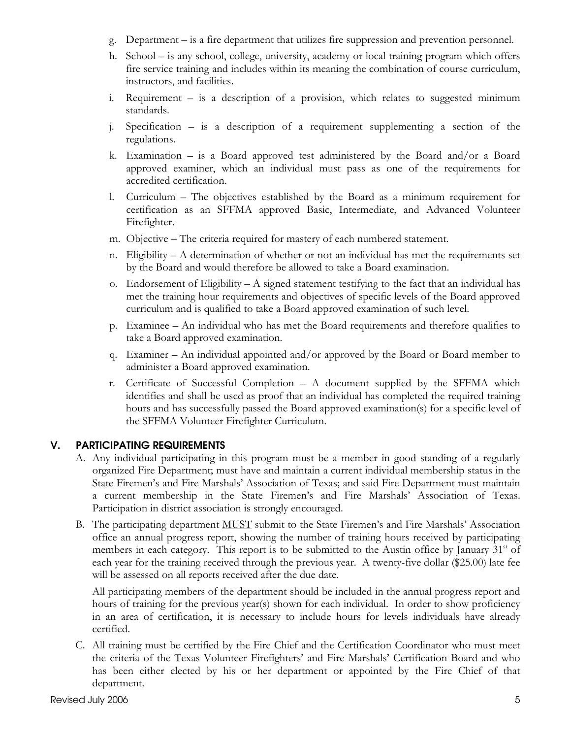g. Department – is a fire department that utilizes fire suppression and prevention personnel.

h. School – is any school, college, university, academy or local training program which offers fire service training and includes within its meaning the combination of course curriculum, instructors, and facilities.

i. Requirement – is a description of a provision, which relates to suggested minimum standards.

j. Specification – is a description of a requirement supplementing a section of the regulations.

k. Examination – is a Board approved test administered by the Board and/or a Board approved examiner, which an individual must pass as one of the requirements for accredited certification.

l. Curriculum – The objectives established by the Board as a minimum requirement for certification as an SFFMA approved Basic, Intermediate, and Advanced Volunteer Firefighter.

m. Objective – The criteria required for mastery of each numbered statement.

n. Eligibility – A determination of whether or not an individual has met the requirements set by the Board and would therefore be allowed to take a Board examination.

o. Endorsement of Eligibility – A signed statement testifying to the fact that an individual has met the training hour requirements and objectives of specific levels of the Board approved curriculum and is qualified to take a Board approved examination of such level.

p. Examinee – An individual who has met the Board requirements and therefore qualifies to take a Board approved examination.

q. Examiner – An individual appointed and/or approved by the Board or Board member to administer a Board approved examination.

r. Certificate of Successful Completion – A document supplied by the SFFMA which identifies and shall be used as proof that an individual has completed the required training hours and has successfully passed the Board approved examination(s) for a specific level of the SFFMA Volunteer Firefighter Curriculum.

## V. PARTICIPATING REQUIREMENTS

A. Any individual participating in this program must be a member in good standing of a regularly organized Fire Department; must have and maintain a current individual membership status in the State Firemen's and Fire Marshals' Association of Texas; and said Fire Department must maintain a current membership in the State Firemen's and Fire Marshals' Association of Texas. Participation in district association is strongly encouraged.

B. The participating department MUST submit to the State Firemen's and Fire Marshals' Association office an annual progress report, showing the number of training hours received by participating members in each category. This report is to be submitted to the Austin office by January 31st of each year for the training received through the previous year. A twenty-five dollar ($25.00) late fee will be assessed on all reports received after the due date.

   All participating members of the department should be included in the annual progress report and hours of training for the previous year(s) shown for each individual. In order to show proficiency in an area of certification, it is necessary to include hours for levels individuals have already certified.

C. All training must be certified by the Fire Chief and the Certification Coordinator who must meet the criteria of the Texas Volunteer Firefighters' and Fire Marshals' Certification Board and who has been either elected by his or her department or appointed by the Fire Chief of that department.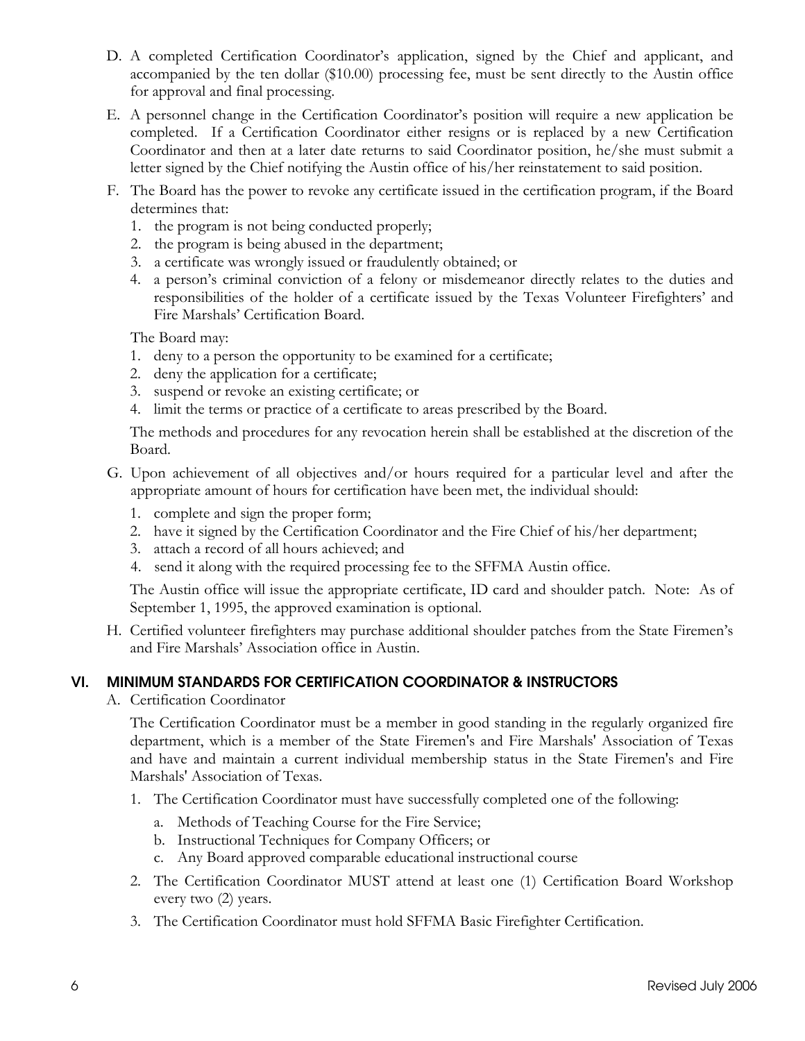D. A completed Certification Coordinator's application, signed by the Chief and applicant, and accompanied by the ten dollar ($10.00) processing fee, must be sent directly to the Austin office for approval and final processing.

E. A personnel change in the Certification Coordinator's position will require a new application be completed. If a Certification Coordinator either resigns or is replaced by a new Certification Coordinator and then at a later date returns to said Coordinator position, he/she must submit a letter signed by the Chief notifying the Austin office of his/her reinstatement to said position.

F. The Board has the power to revoke any certificate issued in the certification program, if the Board determines that:
   1. the program is not being conducted properly;
   2. the program is being abused in the department;
   3. a certificate was wrongly issued or fraudulently obtained; or
   4. a person's criminal conviction of a felony or misdemeanor directly relates to the duties and responsibilities of the holder of a certificate issued by the Texas Volunteer Firefighters' and Fire Marshals' Certification Board.

   The Board may:
   1. deny to a person the opportunity to be examined for a certificate;
   2. deny the application for a certificate;
   3. suspend or revoke an existing certificate; or
   4. limit the terms or practice of a certificate to areas prescribed by the Board.

   The methods and procedures for any revocation herein shall be established at the discretion of the Board.

G. Upon achievement of all objectives and/or hours required for a particular level and after the appropriate amount of hours for certification have been met, the individual should:
   1. complete and sign the proper form;
   2. have it signed by the Certification Coordinator and the Fire Chief of his/her department;
   3. attach a record of all hours achieved; and
   4. send it along with the required processing fee to the SFFMA Austin office.

   The Austin office will issue the appropriate certificate, ID card and shoulder patch. Note: As of September 1, 1995, the approved examination is optional.

H. Certified volunteer firefighters may purchase additional shoulder patches from the State Firemen's and Fire Marshals' Association office in Austin.

## VI. MINIMUM STANDARDS FOR CERTIFICATION COORDINATOR & INSTRUCTORS

A. Certification Coordinator

   The Certification Coordinator must be a member in good standing in the regularly organized fire department, which is a member of the State Firemen's and Fire Marshals' Association of Texas and have and maintain a current individual membership status in the State Firemen's and Fire Marshals' Association of Texas.

   1. The Certification Coordinator must have successfully completed one of the following:
      a. Methods of Teaching Course for the Fire Service;
      b. Instructional Techniques for Company Officers; or
      c. Any Board approved comparable educational instructional course
   2. The Certification Coordinator MUST attend at least one (1) Certification Board Workshop every two (2) years.
   3. The Certification Coordinator must hold SFFMA Basic Firefighter Certification.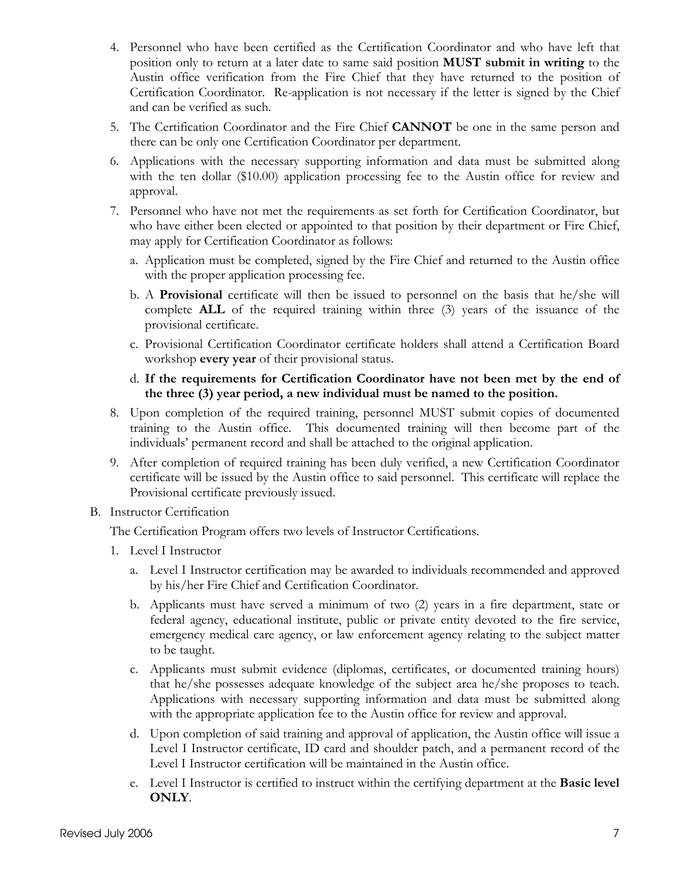4. Personnel who have been certified as the Certification Coordinator and who have left that position only to return at a later date to same said position **MUST submit in writing** to the Austin office verification from the Fire Chief that they have returned to the position of Certification Coordinator. Re-application is not necessary if the letter is signed by the Chief and can be verified as such.
5. The Certification Coordinator and the Fire Chief **CANNOT** be one in the same person and there can be only one Certification Coordinator per department.
6. Applications with the necessary supporting information and data must be submitted along with the ten dollar ($10.00) application processing fee to the Austin office for review and approval.
7. Personnel who have not met the requirements as set forth for Certification Coordinator, but who have either been elected or appointed to that position by their department or Fire Chief, may apply for Certification Coordinator as follows:
   a. Application must be completed, signed by the Fire Chief and returned to the Austin office with the proper application processing fee.
   b. A **Provisional** certificate will then be issued to personnel on the basis that he/she will complete **ALL** of the required training within three (3) years of the issuance of the provisional certificate.
   c. Provisional Certification Coordinator certificate holders shall attend a Certification Board workshop **every year** of their provisional status.
   d. **If the requirements for Certification Coordinator have not been met by the end of the three (3) year period, a new individual must be named to the position.**
8. Upon completion of the required training, personnel MUST submit copies of documented training to the Austin office. This documented training will then become part of the individuals' permanent record and shall be attached to the original application.
9. After completion of required training has been duly verified, a new Certification Coordinator certificate will be issued by the Austin office to said personnel. This certificate will replace the Provisional certificate previously issued.

B. Instructor Certification

The Certification Program offers two levels of Instructor Certifications.

1. Level I Instructor
   a. Level I Instructor certification may be awarded to individuals recommended and approved by his/her Fire Chief and Certification Coordinator.
   b. Applicants must have served a minimum of two (2) years in a fire department, state or federal agency, educational institute, public or private entity devoted to the fire service, emergency medical care agency, or law enforcement agency relating to the subject matter to be taught.
   c. Applicants must submit evidence (diplomas, certificates, or documented training hours) that he/she possesses adequate knowledge of the subject area he/she proposes to teach. Applications with necessary supporting information and data must be submitted along with the appropriate application fee to the Austin office for review and approval.
   d. Upon completion of said training and approval of application, the Austin office will issue a Level I Instructor certificate, ID card and shoulder patch, and a permanent record of the Level I Instructor certification will be maintained in the Austin office.
   e. Level I Instructor is certified to instruct within the certifying department at the **Basic level ONLY**.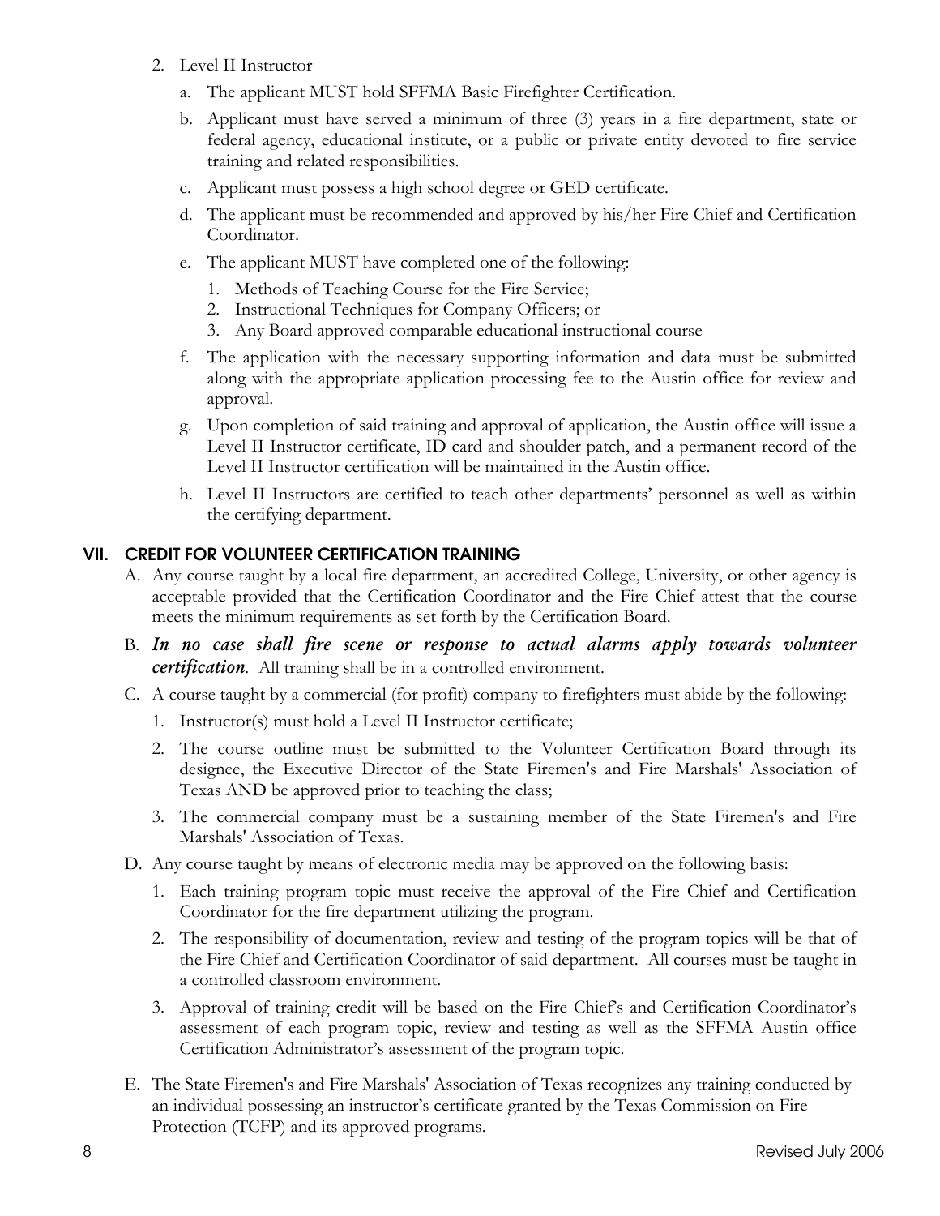2. Level II Instructor
   a. The applicant MUST hold SFFMA Basic Firefighter Certification.
   b. Applicant must have served a minimum of three (3) years in a fire department, state or federal agency, educational institute, or a public or private entity devoted to fire service training and related responsibilities.
   c. Applicant must possess a high school degree or GED certificate.
   d. The applicant must be recommended and approved by his/her Fire Chief and Certification Coordinator.
   e. The applicant MUST have completed one of the following:
      1. Methods of Teaching Course for the Fire Service;
      2. Instructional Techniques for Company Officers; or
      3. Any Board approved comparable educational instructional course
   f. The application with the necessary supporting information and data must be submitted along with the appropriate application processing fee to the Austin office for review and approval.
   g. Upon completion of said training and approval of application, the Austin office will issue a Level II Instructor certificate, ID card and shoulder patch, and a permanent record of the Level II Instructor certification will be maintained in the Austin office.
   h. Level II Instructors are certified to teach other departments' personnel as well as within the certifying department.

## VII. CREDIT FOR VOLUNTEER CERTIFICATION TRAINING

A. Any course taught by a local fire department, an accredited College, University, or other agency is acceptable provided that the Certification Coordinator and the Fire Chief attest that the course meets the minimum requirements as set forth by the Certification Board.

B. ***In no case shall fire scene or response to actual alarms apply towards volunteer certification****.* All training shall be in a controlled environment.

C. A course taught by a commercial (for profit) company to firefighters must abide by the following:
   1. Instructor(s) must hold a Level II Instructor certificate;
   2. The course outline must be submitted to the Volunteer Certification Board through its designee, the Executive Director of the State Firemen's and Fire Marshals' Association of Texas AND be approved prior to teaching the class;
   3. The commercial company must be a sustaining member of the State Firemen's and Fire Marshals' Association of Texas.

D. Any course taught by means of electronic media may be approved on the following basis:
   1. Each training program topic must receive the approval of the Fire Chief and Certification Coordinator for the fire department utilizing the program.
   2. The responsibility of documentation, review and testing of the program topics will be that of the Fire Chief and Certification Coordinator of said department. All courses must be taught in a controlled classroom environment.
   3. Approval of training credit will be based on the Fire Chief's and Certification Coordinator's assessment of each program topic, review and testing as well as the SFFMA Austin office Certification Administrator's assessment of the program topic.

E. The State Firemen's and Fire Marshals' Association of Texas recognizes any training conducted by an individual possessing an instructor's certificate granted by the Texas Commission on Fire Protection (TCFP) and its approved programs.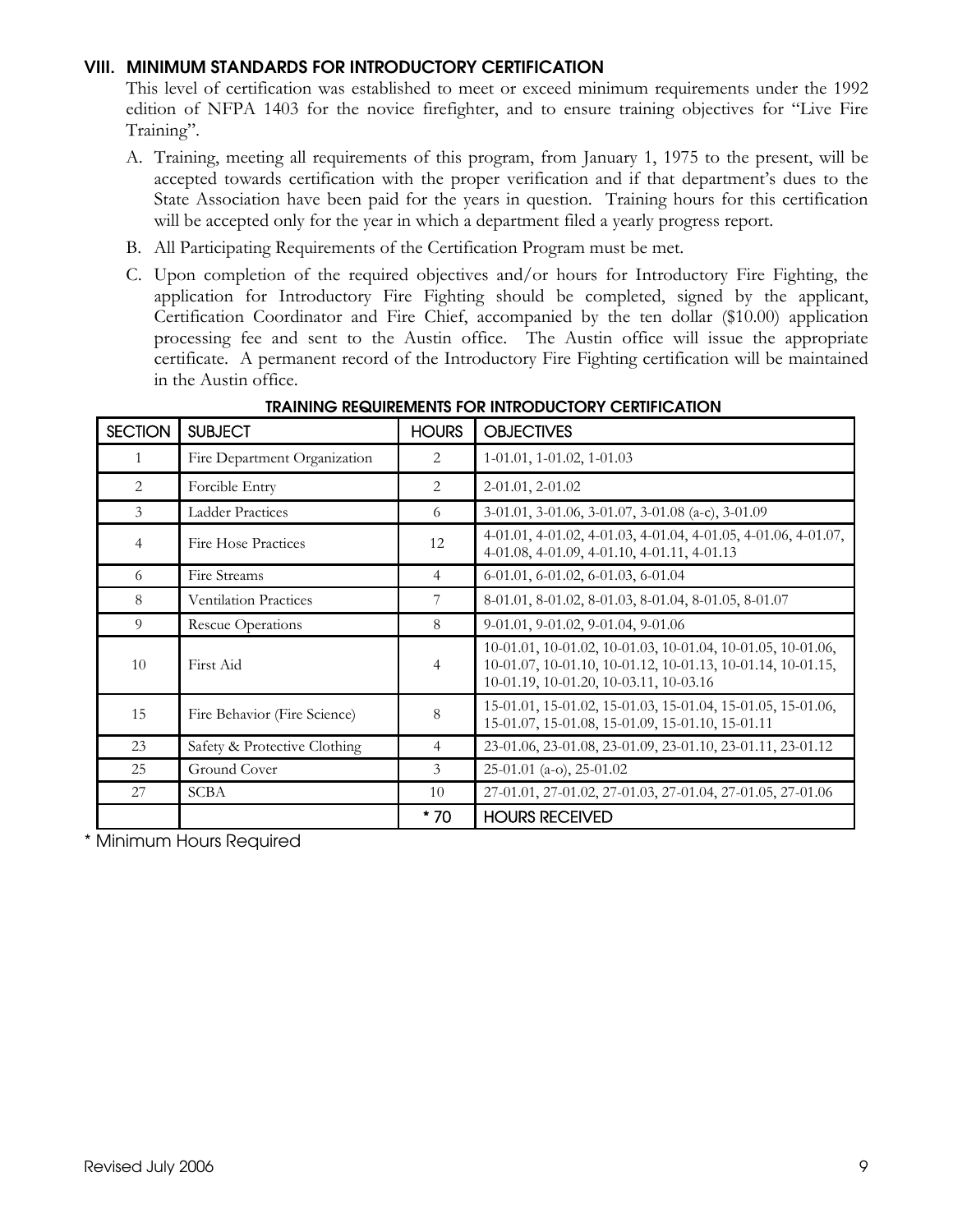## VIII. MINIMUM STANDARDS FOR INTRODUCTORY CERTIFICATION

This level of certification was established to meet or exceed minimum requirements under the 1992 edition of NFPA 1403 for the novice firefighter, and to ensure training objectives for "Live Fire Training".

A. Training, meeting all requirements of this program, from January 1, 1975 to the present, will be accepted towards certification with the proper verification and if that department's dues to the State Association have been paid for the years in question. Training hours for this certification will be accepted only for the year in which a department filed a yearly progress report.

B. All Participating Requirements of the Certification Program must be met.

C. Upon completion of the required objectives and/or hours for Introductory Fire Fighting, the application for Introductory Fire Fighting should be completed, signed by the applicant, Certification Coordinator and Fire Chief, accompanied by the ten dollar ($10.00) application processing fee and sent to the Austin office. The Austin office will issue the appropriate certificate. A permanent record of the Introductory Fire Fighting certification will be maintained in the Austin office.

**TRAINING REQUIREMENTS FOR INTRODUCTORY CERTIFICATION**

| SECTION | SUBJECT | HOURS | OBJECTIVES |
|---|---|---|---|
| 1 | Fire Department Organization | 2 | 1-01.01, 1-01.02, 1-01.03 |
| 2 | Forcible Entry | 2 | 2-01.01, 2-01.02 |
| 3 | Ladder Practices | 6 | 3-01.01, 3-01.06, 3-01.07, 3-01.08 (a-c), 3-01.09 |
| 4 | Fire Hose Practices | 12 | 4-01.01, 4-01.02, 4-01.03, 4-01.04, 4-01.05, 4-01.06, 4-01.07, 4-01.08, 4-01.09, 4-01.10, 4-01.11, 4-01.13 |
| 6 | Fire Streams | 4 | 6-01.01, 6-01.02, 6-01.03, 6-01.04 |
| 8 | Ventilation Practices | 7 | 8-01.01, 8-01.02, 8-01.03, 8-01.04, 8-01.05, 8-01.07 |
| 9 | Rescue Operations | 8 | 9-01.01, 9-01.02, 9-01.04, 9-01.06 |
| 10 | First Aid | 4 | 10-01.01, 10-01.02, 10-01.03, 10-01.04, 10-01.05, 10-01.06, 10-01.07, 10-01.10, 10-01.12, 10-01.13, 10-01.14, 10-01.15, 10-01.19, 10-01.20, 10-03.11, 10-03.16 |
| 15 | Fire Behavior (Fire Science) | 8 | 15-01.01, 15-01.02, 15-01.03, 15-01.04, 15-01.05, 15-01.06, 15-01.07, 15-01.08, 15-01.09, 15-01.10, 15-01.11 |
| 23 | Safety & Protective Clothing | 4 | 23-01.06, 23-01.08, 23-01.09, 23-01.10, 23-01.11, 23-01.12 |
| 25 | Ground Cover | 3 | 25-01.01 (a-o), 25-01.02 |
| 27 | SCBA | 10 | 27-01.01, 27-01.02, 27-01.03, 27-01.04, 27-01.05, 27-01.06 |
| | | * 70 | HOURS RECEIVED |

\* Minimum Hours Required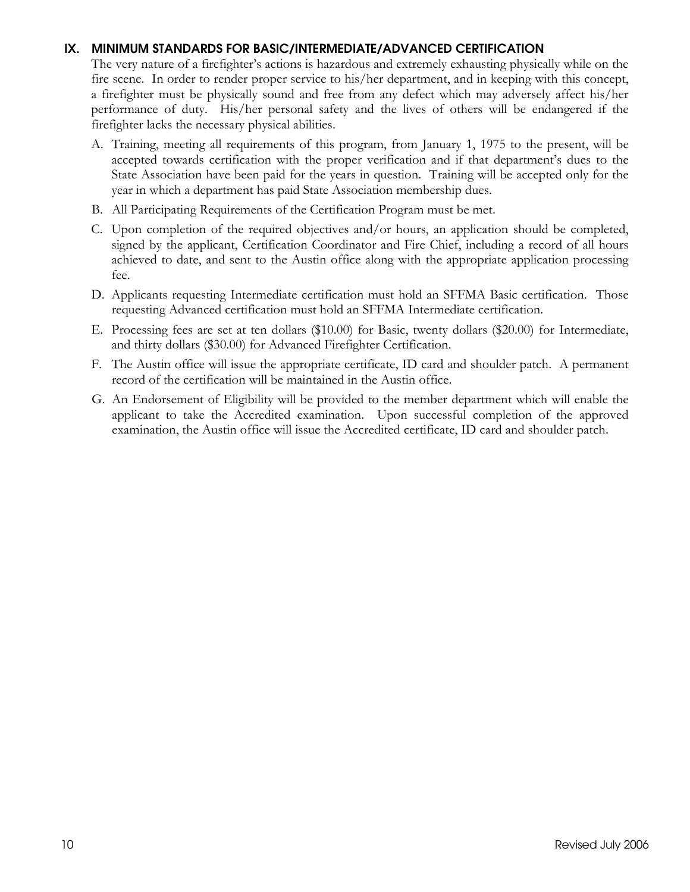## IX. MINIMUM STANDARDS FOR BASIC/INTERMEDIATE/ADVANCED CERTIFICATION

The very nature of a firefighter's actions is hazardous and extremely exhausting physically while on the fire scene. In order to render proper service to his/her department, and in keeping with this concept, a firefighter must be physically sound and free from any defect which may adversely affect his/her performance of duty. His/her personal safety and the lives of others will be endangered if the firefighter lacks the necessary physical abilities.

A. Training, meeting all requirements of this program, from January 1, 1975 to the present, will be accepted towards certification with the proper verification and if that department's dues to the State Association have been paid for the years in question. Training will be accepted only for the year in which a department has paid State Association membership dues.

B. All Participating Requirements of the Certification Program must be met.

C. Upon completion of the required objectives and/or hours, an application should be completed, signed by the applicant, Certification Coordinator and Fire Chief, including a record of all hours achieved to date, and sent to the Austin office along with the appropriate application processing fee.

D. Applicants requesting Intermediate certification must hold an SFFMA Basic certification. Those requesting Advanced certification must hold an SFFMA Intermediate certification.

E. Processing fees are set at ten dollars ($10.00) for Basic, twenty dollars ($20.00) for Intermediate, and thirty dollars ($30.00) for Advanced Firefighter Certification.

F. The Austin office will issue the appropriate certificate, ID card and shoulder patch. A permanent record of the certification will be maintained in the Austin office.

G. An Endorsement of Eligibility will be provided to the member department which will enable the applicant to take the Accredited examination. Upon successful completion of the approved examination, the Austin office will issue the Accredited certificate, ID card and shoulder patch.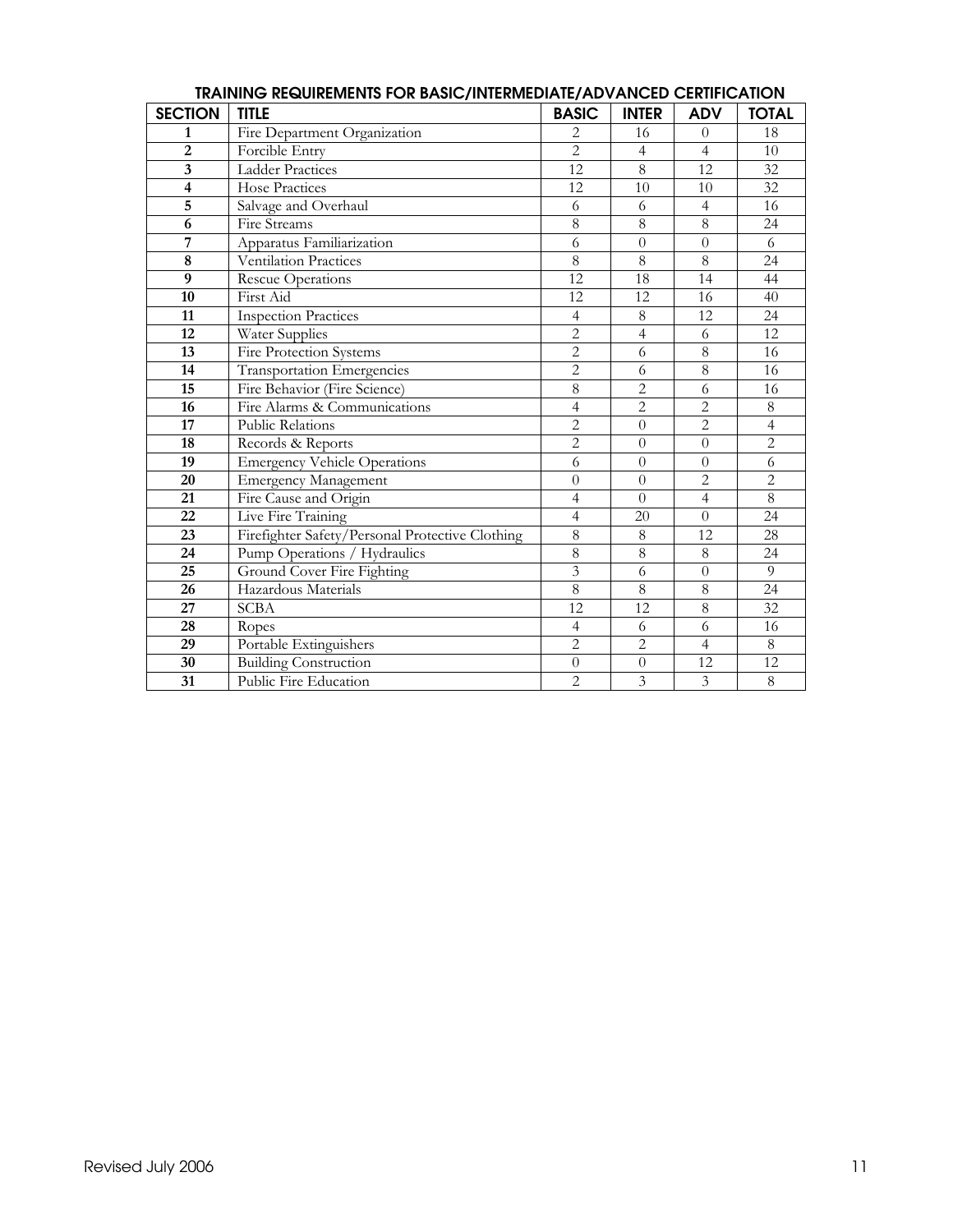## TRAINING REQUIREMENTS FOR BASIC/INTERMEDIATE/ADVANCED CERTIFICATION

| SECTION | TITLE | BASIC | INTER | ADV | TOTAL |
|---|---|---|---|---|---|
| 1 | Fire Department Organization | 2 | 16 | 0 | 18 |
| 2 | Forcible Entry | 2 | 4 | 4 | 10 |
| 3 | Ladder Practices | 12 | 8 | 12 | 32 |
| 4 | Hose Practices | 12 | 10 | 10 | 32 |
| 5 | Salvage and Overhaul | 6 | 6 | 4 | 16 |
| 6 | Fire Streams | 8 | 8 | 8 | 24 |
| 7 | Apparatus Familiarization | 6 | 0 | 0 | 6 |
| 8 | Ventilation Practices | 8 | 8 | 8 | 24 |
| 9 | Rescue Operations | 12 | 18 | 14 | 44 |
| 10 | First Aid | 12 | 12 | 16 | 40 |
| 11 | Inspection Practices | 4 | 8 | 12 | 24 |
| 12 | Water Supplies | 2 | 4 | 6 | 12 |
| 13 | Fire Protection Systems | 2 | 6 | 8 | 16 |
| 14 | Transportation Emergencies | 2 | 6 | 8 | 16 |
| 15 | Fire Behavior (Fire Science) | 8 | 2 | 6 | 16 |
| 16 | Fire Alarms & Communications | 4 | 2 | 2 | 8 |
| 17 | Public Relations | 2 | 0 | 2 | 4 |
| 18 | Records & Reports | 2 | 0 | 0 | 2 |
| 19 | Emergency Vehicle Operations | 6 | 0 | 0 | 6 |
| 20 | Emergency Management | 0 | 0 | 2 | 2 |
| 21 | Fire Cause and Origin | 4 | 0 | 4 | 8 |
| 22 | Live Fire Training | 4 | 20 | 0 | 24 |
| 23 | Firefighter Safety/Personal Protective Clothing | 8 | 8 | 12 | 28 |
| 24 | Pump Operations / Hydraulics | 8 | 8 | 8 | 24 |
| 25 | Ground Cover Fire Fighting | 3 | 6 | 0 | 9 |
| 26 | Hazardous Materials | 8 | 8 | 8 | 24 |
| 27 | SCBA | 12 | 12 | 8 | 32 |
| 28 | Ropes | 4 | 6 | 6 | 16 |
| 29 | Portable Extinguishers | 2 | 2 | 4 | 8 |
| 30 | Building Construction | 0 | 0 | 12 | 12 |
| 31 | Public Fire Education | 2 | 3 | 3 | 8 |

Revised July 2006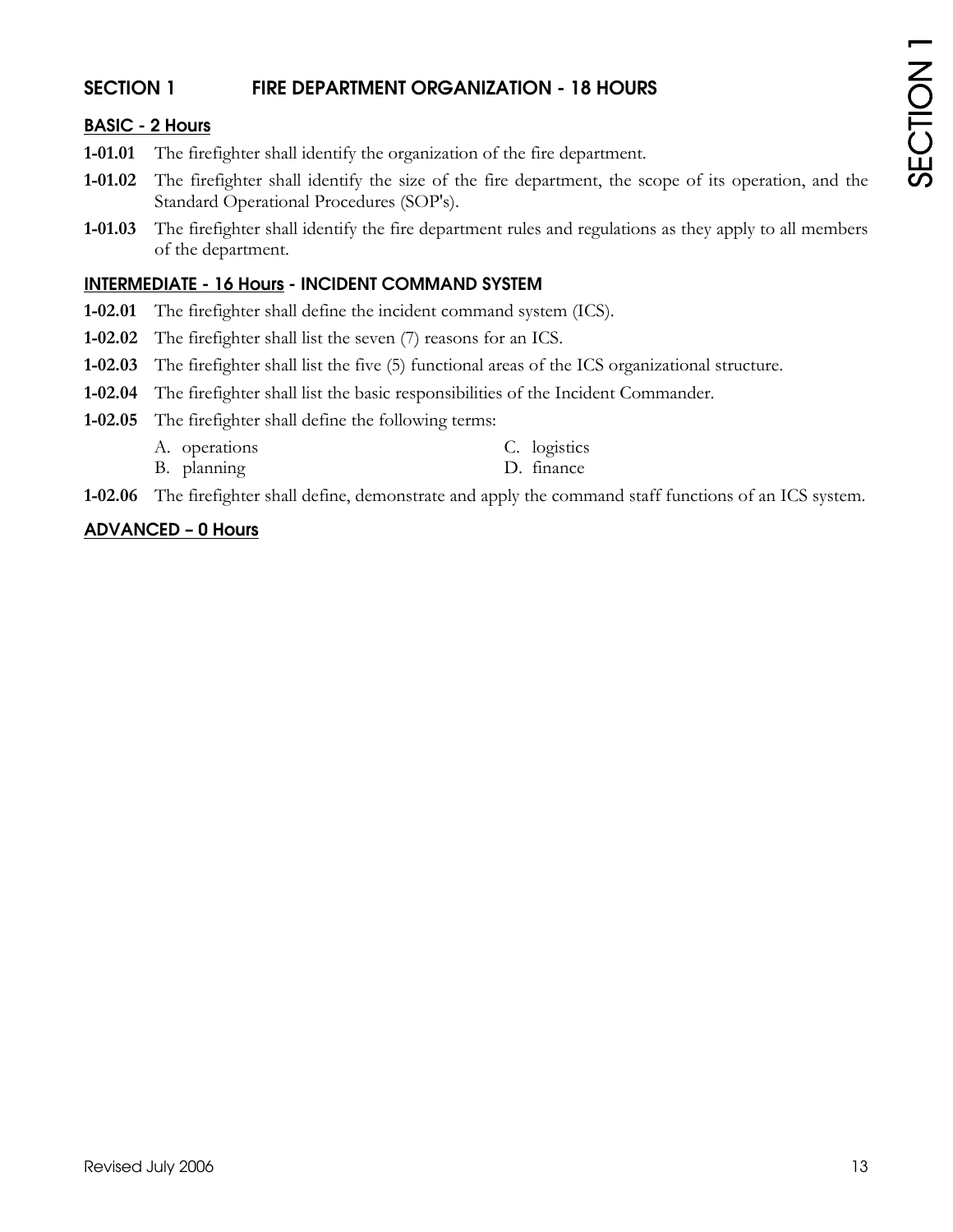## SECTION 1 FIRE DEPARTMENT ORGANIZATION - 18 HOURS

### BASIC - 2 Hours

**1-01.01** The firefighter shall identify the organization of the fire department.

**1-01.02** The firefighter shall identify the size of the fire department, the scope of its operation, and the Standard Operational Procedures (SOP's).

**1-01.03** The firefighter shall identify the fire department rules and regulations as they apply to all members of the department.

### INTERMEDIATE - 16 Hours - INCIDENT COMMAND SYSTEM

**1-02.01** The firefighter shall define the incident command system (ICS).

**1-02.02** The firefighter shall list the seven (7) reasons for an ICS.

**1-02.03** The firefighter shall list the five (5) functional areas of the ICS organizational structure.

**1-02.04** The firefighter shall list the basic responsibilities of the Incident Commander.

**1-02.05** The firefighter shall define the following terms:

- A. operations
- B. planning
- C. logistics
- D. finance

**1-02.06** The firefighter shall define, demonstrate and apply the command staff functions of an ICS system.

### ADVANCED – 0 Hours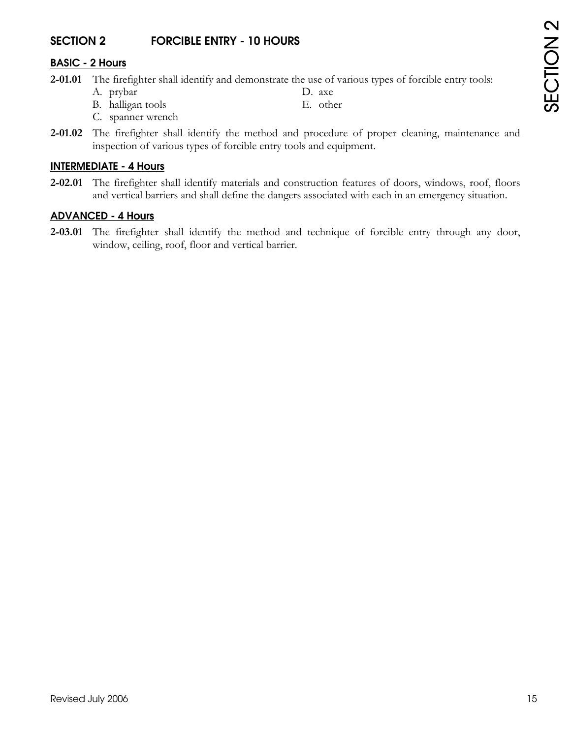## SECTION 2 FORCIBLE ENTRY - 10 HOURS

### BASIC - 2 Hours

**2-01.01** The firefighter shall identify and demonstrate the use of various types of forcible entry tools:

A. prybar
B. halligan tools
C. spanner wrench
D. axe
E. other

**2-01.02** The firefighter shall identify the method and procedure of proper cleaning, maintenance and inspection of various types of forcible entry tools and equipment.

### INTERMEDIATE - 4 Hours

**2-02.01** The firefighter shall identify materials and construction features of doors, windows, roof, floors and vertical barriers and shall define the dangers associated with each in an emergency situation.

### ADVANCED - 4 Hours

**2-03.01** The firefighter shall identify the method and technique of forcible entry through any door, window, ceiling, roof, floor and vertical barrier.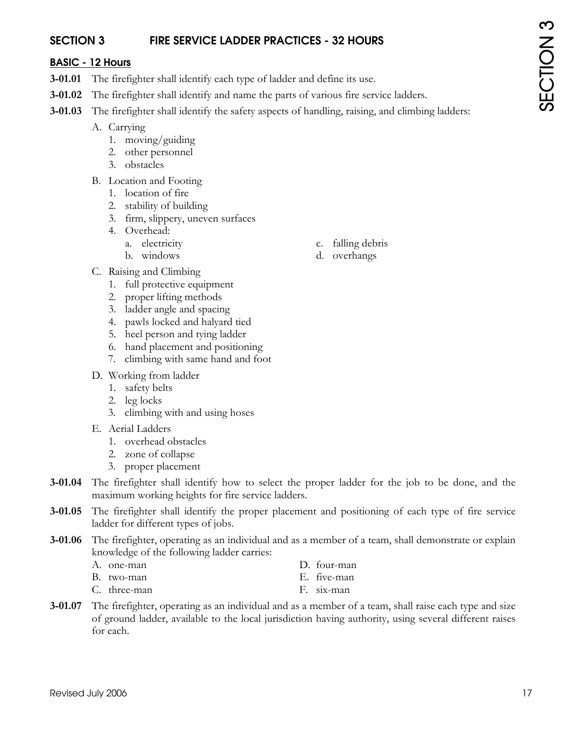## SECTION 3 FIRE SERVICE LADDER PRACTICES - 32 HOURS

### BASIC - 12 Hours

**3-01.01** The firefighter shall identify each type of ladder and define its use.

**3-01.02** The firefighter shall identify and name the parts of various fire service ladders.

**3-01.03** The firefighter shall identify the safety aspects of handling, raising, and climbing ladders:

- A. Carrying
  1. moving/guiding
  2. other personnel
  3. obstacles
- B. Location and Footing
  1. location of fire
  2. stability of building
  3. firm, slippery, uneven surfaces
  4. Overhead:
     - a. electricity
     - b. windows
     - c. falling debris
     - d. overhangs
- C. Raising and Climbing
  1. full protective equipment
  2. proper lifting methods
  3. ladder angle and spacing
  4. pawls locked and halyard tied
  5. heel person and tying ladder
  6. hand placement and positioning
  7. climbing with same hand and foot
- D. Working from ladder
  1. safety belts
  2. leg locks
  3. climbing with and using hoses
- E. Aerial Ladders
  1. overhead obstacles
  2. zone of collapse
  3. proper placement

**3-01.04** The firefighter shall identify how to select the proper ladder for the job to be done, and the maximum working heights for fire service ladders.

**3-01.05** The firefighter shall identify the proper placement and positioning of each type of fire service ladder for different types of jobs.

**3-01.06** The firefighter, operating as an individual and as a member of a team, shall demonstrate or explain knowledge of the following ladder carries:

- A. one-man
- B. two-man
- C. three-man
- D. four-man
- E. five-man
- F. six-man

**3-01.07** The firefighter, operating as an individual and as a member of a team, shall raise each type and size of ground ladder, available to the local jurisdiction having authority, using several different raises for each.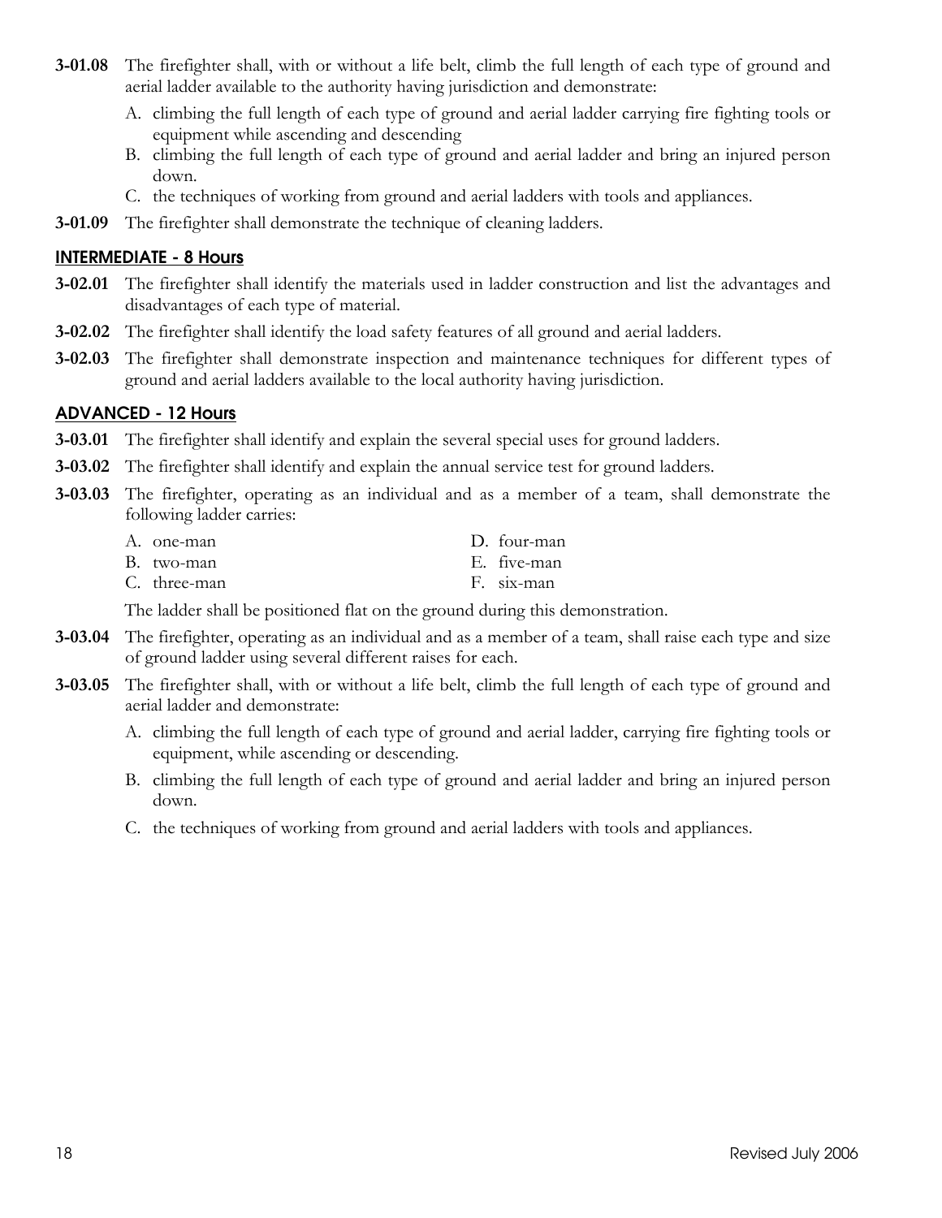**3-01.08** The firefighter shall, with or without a life belt, climb the full length of each type of ground and aerial ladder available to the authority having jurisdiction and demonstrate:

A. climbing the full length of each type of ground and aerial ladder carrying fire fighting tools or equipment while ascending and descending
B. climbing the full length of each type of ground and aerial ladder and bring an injured person down.
C. the techniques of working from ground and aerial ladders with tools and appliances.

**3-01.09** The firefighter shall demonstrate the technique of cleaning ladders.

## INTERMEDIATE - 8 Hours

**3-02.01** The firefighter shall identify the materials used in ladder construction and list the advantages and disadvantages of each type of material.

**3-02.02** The firefighter shall identify the load safety features of all ground and aerial ladders.

**3-02.03** The firefighter shall demonstrate inspection and maintenance techniques for different types of ground and aerial ladders available to the local authority having jurisdiction.

## ADVANCED - 12 Hours

**3-03.01** The firefighter shall identify and explain the several special uses for ground ladders.

**3-03.02** The firefighter shall identify and explain the annual service test for ground ladders.

**3-03.03** The firefighter, operating as an individual and as a member of a team, shall demonstrate the following ladder carries:

A. one-man
B. two-man
C. three-man
D. four-man
E. five-man
F. six-man

The ladder shall be positioned flat on the ground during this demonstration.

**3-03.04** The firefighter, operating as an individual and as a member of a team, shall raise each type and size of ground ladder using several different raises for each.

**3-03.05** The firefighter shall, with or without a life belt, climb the full length of each type of ground and aerial ladder and demonstrate:

A. climbing the full length of each type of ground and aerial ladder, carrying fire fighting tools or equipment, while ascending or descending.
B. climbing the full length of each type of ground and aerial ladder and bring an injured person down.
C. the techniques of working from ground and aerial ladders with tools and appliances.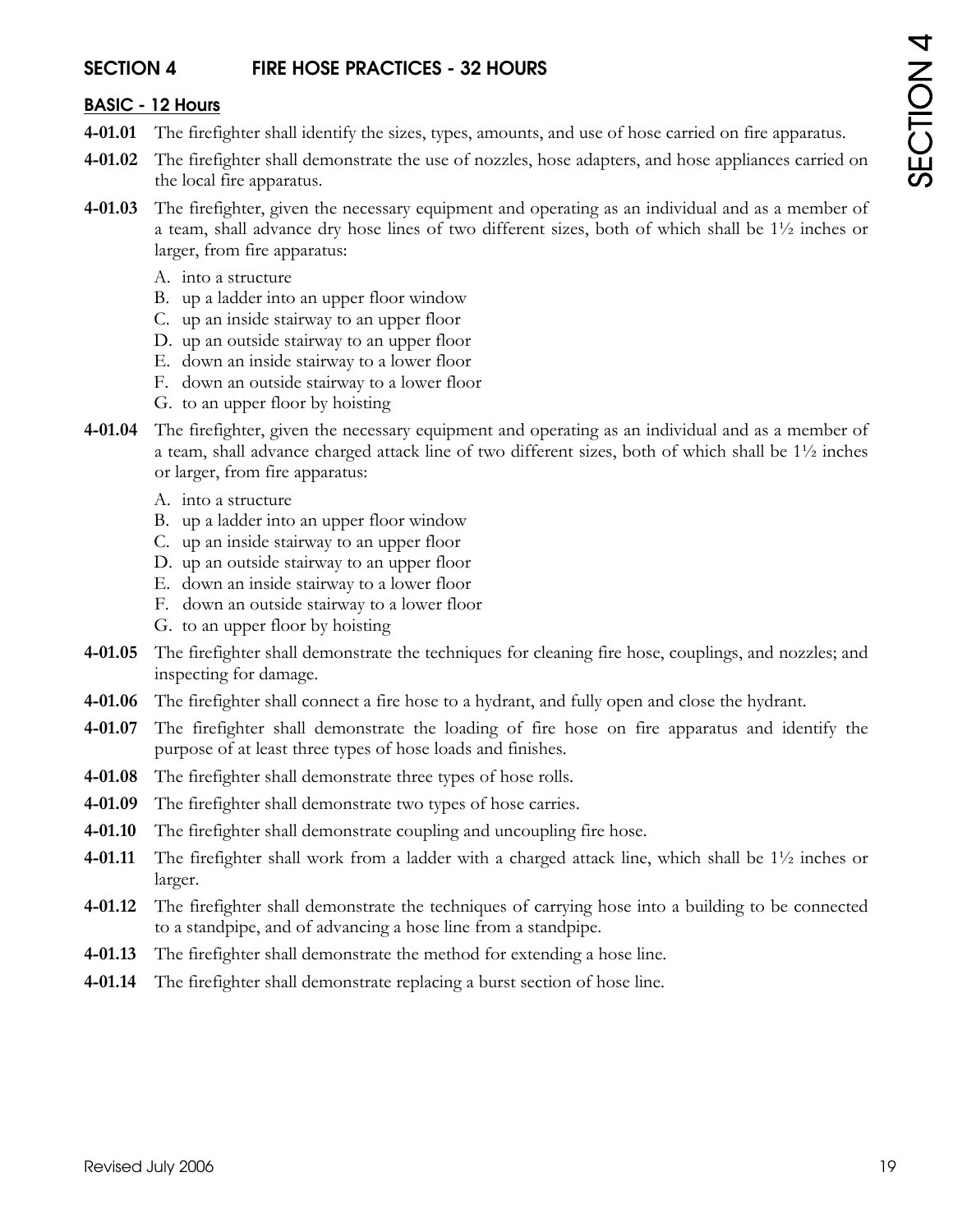## SECTION 4 FIRE HOSE PRACTICES - 32 HOURS

### BASIC - 12 Hours

**4-01.01** The firefighter shall identify the sizes, types, amounts, and use of hose carried on fire apparatus.

**4-01.02** The firefighter shall demonstrate the use of nozzles, hose adapters, and hose appliances carried on the local fire apparatus.

**4-01.03** The firefighter, given the necessary equipment and operating as an individual and as a member of a team, shall advance dry hose lines of two different sizes, both of which shall be 1½ inches or larger, from fire apparatus:

A. into a structure
B. up a ladder into an upper floor window
C. up an inside stairway to an upper floor
D. up an outside stairway to an upper floor
E. down an inside stairway to a lower floor
F. down an outside stairway to a lower floor
G. to an upper floor by hoisting

**4-01.04** The firefighter, given the necessary equipment and operating as an individual and as a member of a team, shall advance charged attack line of two different sizes, both of which shall be 1½ inches or larger, from fire apparatus:

A. into a structure
B. up a ladder into an upper floor window
C. up an inside stairway to an upper floor
D. up an outside stairway to an upper floor
E. down an inside stairway to a lower floor
F. down an outside stairway to a lower floor
G. to an upper floor by hoisting

**4-01.05** The firefighter shall demonstrate the techniques for cleaning fire hose, couplings, and nozzles; and inspecting for damage.

**4-01.06** The firefighter shall connect a fire hose to a hydrant, and fully open and close the hydrant.

**4-01.07** The firefighter shall demonstrate the loading of fire hose on fire apparatus and identify the purpose of at least three types of hose loads and finishes.

**4-01.08** The firefighter shall demonstrate three types of hose rolls.

**4-01.09** The firefighter shall demonstrate two types of hose carries.

**4-01.10** The firefighter shall demonstrate coupling and uncoupling fire hose.

**4-01.11** The firefighter shall work from a ladder with a charged attack line, which shall be 1½ inches or larger.

**4-01.12** The firefighter shall demonstrate the techniques of carrying hose into a building to be connected to a standpipe, and of advancing a hose line from a standpipe.

**4-01.13** The firefighter shall demonstrate the method for extending a hose line.

**4-01.14** The firefighter shall demonstrate replacing a burst section of hose line.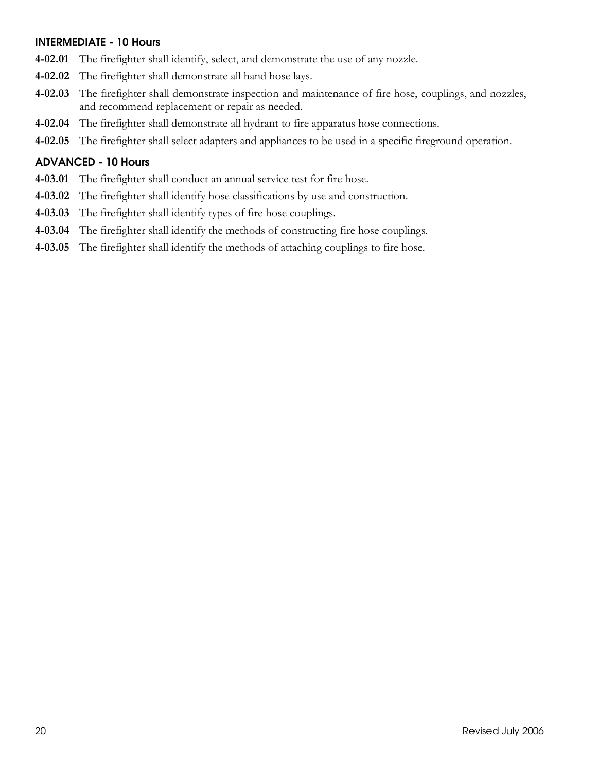## INTERMEDIATE - 10 Hours

**4-02.01** The firefighter shall identify, select, and demonstrate the use of any nozzle.

**4-02.02** The firefighter shall demonstrate all hand hose lays.

**4-02.03** The firefighter shall demonstrate inspection and maintenance of fire hose, couplings, and nozzles, and recommend replacement or repair as needed.

**4-02.04** The firefighter shall demonstrate all hydrant to fire apparatus hose connections.

**4-02.05** The firefighter shall select adapters and appliances to be used in a specific fireground operation.

## ADVANCED - 10 Hours

**4-03.01** The firefighter shall conduct an annual service test for fire hose.

**4-03.02** The firefighter shall identify hose classifications by use and construction.

**4-03.03** The firefighter shall identify types of fire hose couplings.

**4-03.04** The firefighter shall identify the methods of constructing fire hose couplings.

**4-03.05** The firefighter shall identify the methods of attaching couplings to fire hose.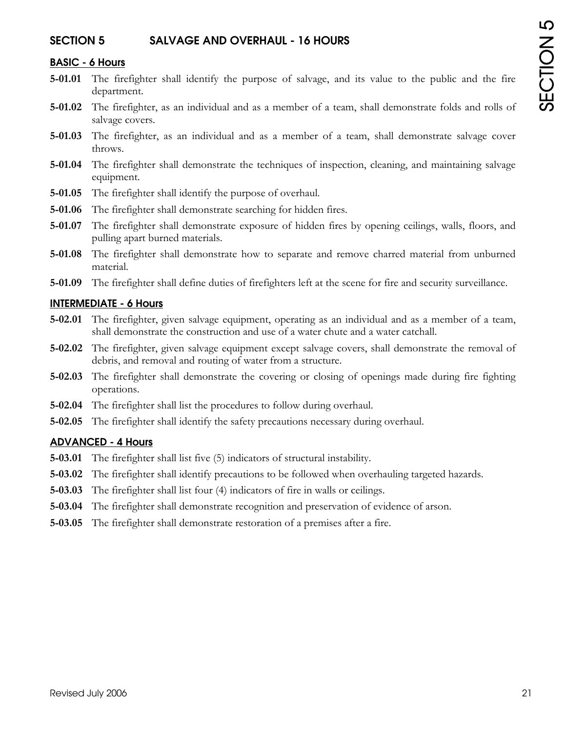## SECTION 5 SALVAGE AND OVERHAUL - 16 HOURS

### BASIC - 6 Hours

**5-01.01** The firefighter shall identify the purpose of salvage, and its value to the public and the fire department.

**5-01.02** The firefighter, as an individual and as a member of a team, shall demonstrate folds and rolls of salvage covers.

**5-01.03** The firefighter, as an individual and as a member of a team, shall demonstrate salvage cover throws.

**5-01.04** The firefighter shall demonstrate the techniques of inspection, cleaning, and maintaining salvage equipment.

**5-01.05** The firefighter shall identify the purpose of overhaul.

**5-01.06** The firefighter shall demonstrate searching for hidden fires.

**5-01.07** The firefighter shall demonstrate exposure of hidden fires by opening ceilings, walls, floors, and pulling apart burned materials.

**5-01.08** The firefighter shall demonstrate how to separate and remove charred material from unburned material.

**5-01.09** The firefighter shall define duties of firefighters left at the scene for fire and security surveillance.

### INTERMEDIATE - 6 Hours

**5-02.01** The firefighter, given salvage equipment, operating as an individual and as a member of a team, shall demonstrate the construction and use of a water chute and a water catchall.

**5-02.02** The firefighter, given salvage equipment except salvage covers, shall demonstrate the removal of debris, and removal and routing of water from a structure.

**5-02.03** The firefighter shall demonstrate the covering or closing of openings made during fire fighting operations.

**5-02.04** The firefighter shall list the procedures to follow during overhaul.

**5-02.05** The firefighter shall identify the safety precautions necessary during overhaul.

### ADVANCED - 4 Hours

**5-03.01** The firefighter shall list five (5) indicators of structural instability.

**5-03.02** The firefighter shall identify precautions to be followed when overhauling targeted hazards.

**5-03.03** The firefighter shall list four (4) indicators of fire in walls or ceilings.

**5-03.04** The firefighter shall demonstrate recognition and preservation of evidence of arson.

**5-03.05** The firefighter shall demonstrate restoration of a premises after a fire.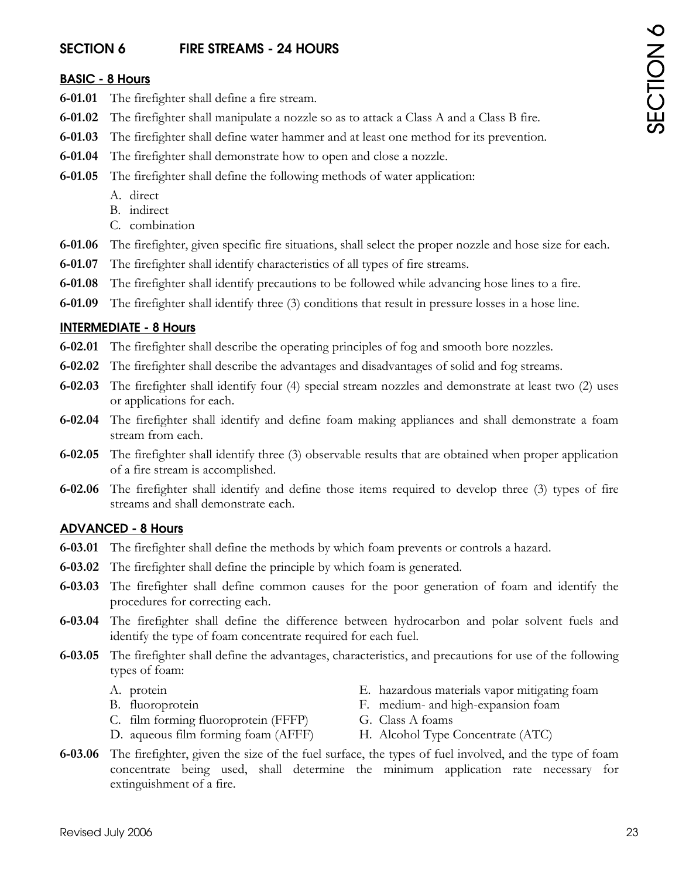## SECTION 6 FIRE STREAMS - 24 HOURS

### BASIC - 8 Hours

**6-01.01** The firefighter shall define a fire stream.

**6-01.02** The firefighter shall manipulate a nozzle so as to attack a Class A and a Class B fire.

**6-01.03** The firefighter shall define water hammer and at least one method for its prevention.

**6-01.04** The firefighter shall demonstrate how to open and close a nozzle.

**6-01.05** The firefighter shall define the following methods of water application:

A. direct
B. indirect
C. combination

**6-01.06** The firefighter, given specific fire situations, shall select the proper nozzle and hose size for each.

**6-01.07** The firefighter shall identify characteristics of all types of fire streams.

**6-01.08** The firefighter shall identify precautions to be followed while advancing hose lines to a fire.

**6-01.09** The firefighter shall identify three (3) conditions that result in pressure losses in a hose line.

### INTERMEDIATE - 8 Hours

**6-02.01** The firefighter shall describe the operating principles of fog and smooth bore nozzles.

**6-02.02** The firefighter shall describe the advantages and disadvantages of solid and fog streams.

**6-02.03** The firefighter shall identify four (4) special stream nozzles and demonstrate at least two (2) uses or applications for each.

**6-02.04** The firefighter shall identify and define foam making appliances and shall demonstrate a foam stream from each.

**6-02.05** The firefighter shall identify three (3) observable results that are obtained when proper application of a fire stream is accomplished.

**6-02.06** The firefighter shall identify and define those items required to develop three (3) types of fire streams and shall demonstrate each.

### ADVANCED - 8 Hours

**6-03.01** The firefighter shall define the methods by which foam prevents or controls a hazard.

**6-03.02** The firefighter shall define the principle by which foam is generated.

**6-03.03** The firefighter shall define common causes for the poor generation of foam and identify the procedures for correcting each.

**6-03.04** The firefighter shall define the difference between hydrocarbon and polar solvent fuels and identify the type of foam concentrate required for each fuel.

**6-03.05** The firefighter shall define the advantages, characteristics, and precautions for use of the following types of foam:

A. protein
B. fluoroprotein
C. film forming fluoroprotein (FFFP)
D. aqueous film forming foam (AFFF)
E. hazardous materials vapor mitigating foam
F. medium- and high-expansion foam
G. Class A foams
H. Alcohol Type Concentrate (ATC)

**6-03.06** The firefighter, given the size of the fuel surface, the types of fuel involved, and the type of foam concentrate being used, shall determine the minimum application rate necessary for extinguishment of a fire.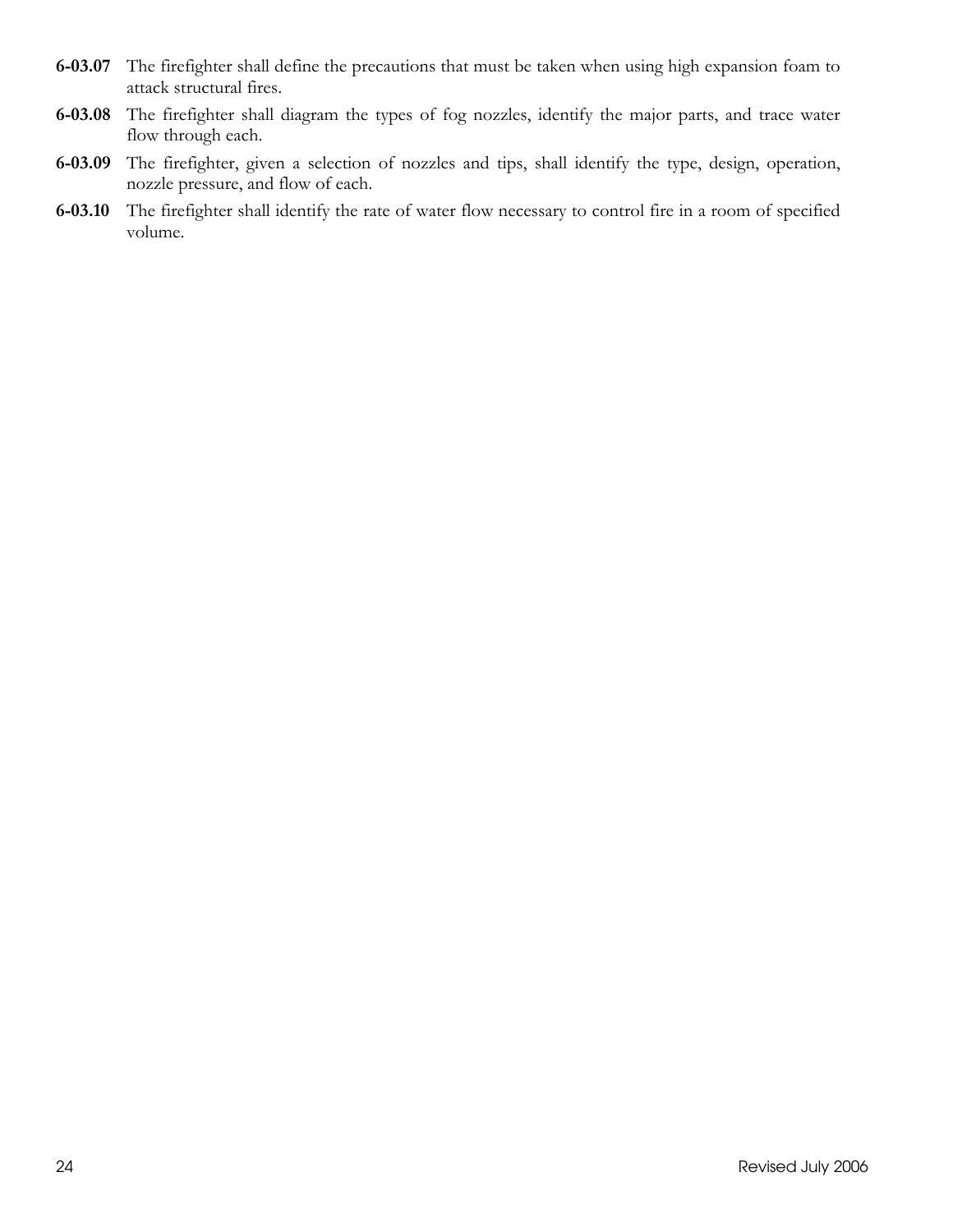**6-03.07** The firefighter shall define the precautions that must be taken when using high expansion foam to attack structural fires.

**6-03.08** The firefighter shall diagram the types of fog nozzles, identify the major parts, and trace water flow through each.

**6-03.09** The firefighter, given a selection of nozzles and tips, shall identify the type, design, operation, nozzle pressure, and flow of each.

**6-03.10** The firefighter shall identify the rate of water flow necessary to control fire in a room of specified volume.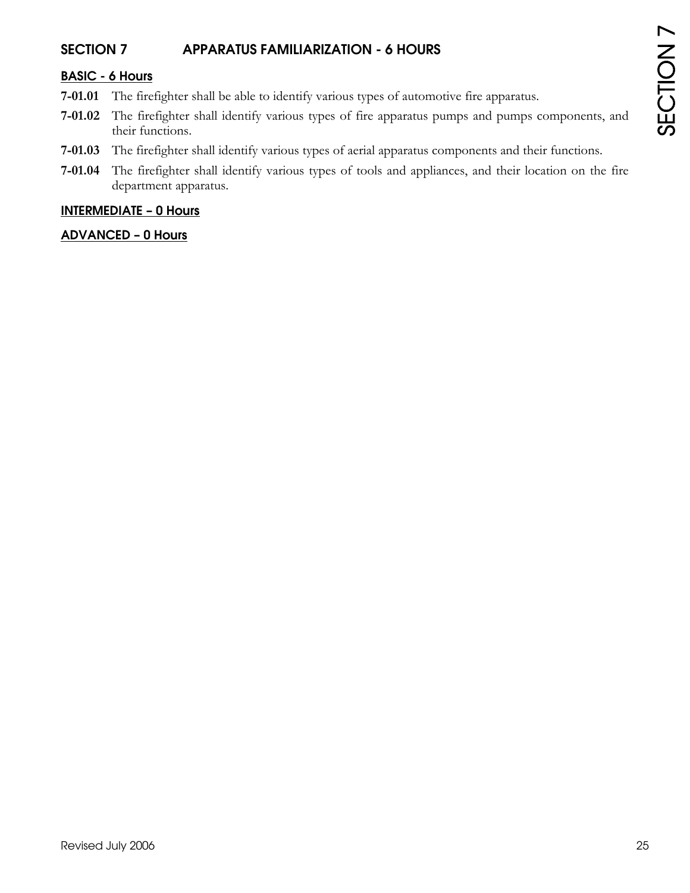## SECTION 7 APPARATUS FAMILIARIZATION - 6 HOURS

### BASIC - 6 Hours

**7-01.01** The firefighter shall be able to identify various types of automotive fire apparatus.

**7-01.02** The firefighter shall identify various types of fire apparatus pumps and pumps components, and their functions.

**7-01.03** The firefighter shall identify various types of aerial apparatus components and their functions.

**7-01.04** The firefighter shall identify various types of tools and appliances, and their location on the fire department apparatus.

### INTERMEDIATE – 0 Hours

### ADVANCED – 0 Hours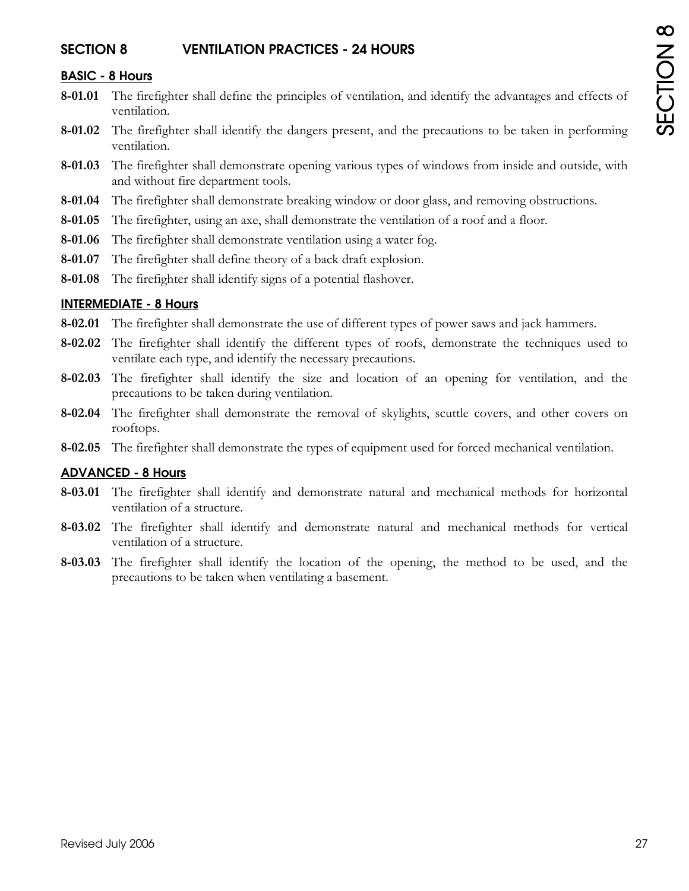## SECTION 8 VENTILATION PRACTICES - 24 HOURS

### BASIC - 8 Hours

**8-01.01** The firefighter shall define the principles of ventilation, and identify the advantages and effects of ventilation.

**8-01.02** The firefighter shall identify the dangers present, and the precautions to be taken in performing ventilation.

**8-01.03** The firefighter shall demonstrate opening various types of windows from inside and outside, with and without fire department tools.

**8-01.04** The firefighter shall demonstrate breaking window or door glass, and removing obstructions.

**8-01.05** The firefighter, using an axe, shall demonstrate the ventilation of a roof and a floor.

**8-01.06** The firefighter shall demonstrate ventilation using a water fog.

**8-01.07** The firefighter shall define theory of a back draft explosion.

**8-01.08** The firefighter shall identify signs of a potential flashover.

### INTERMEDIATE - 8 Hours

**8-02.01** The firefighter shall demonstrate the use of different types of power saws and jack hammers.

**8-02.02** The firefighter shall identify the different types of roofs, demonstrate the techniques used to ventilate each type, and identify the necessary precautions.

**8-02.03** The firefighter shall identify the size and location of an opening for ventilation, and the precautions to be taken during ventilation.

**8-02.04** The firefighter shall demonstrate the removal of skylights, scuttle covers, and other covers on rooftops.

**8-02.05** The firefighter shall demonstrate the types of equipment used for forced mechanical ventilation.

### ADVANCED - 8 Hours

**8-03.01** The firefighter shall identify and demonstrate natural and mechanical methods for horizontal ventilation of a structure.

**8-03.02** The firefighter shall identify and demonstrate natural and mechanical methods for vertical ventilation of a structure.

**8-03.03** The firefighter shall identify the location of the opening, the method to be used, and the precautions to be taken when ventilating a basement.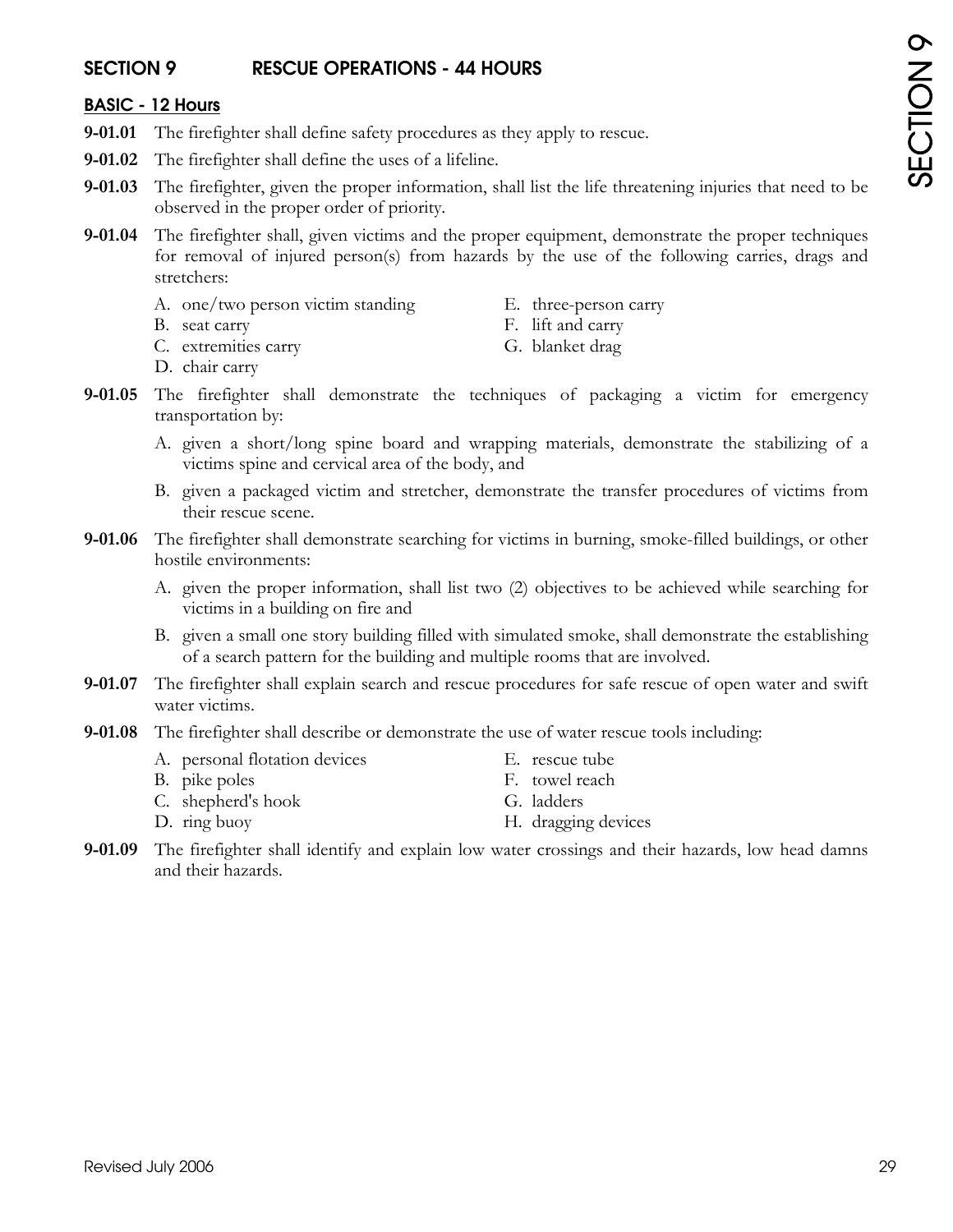## SECTION 9 RESCUE OPERATIONS - 44 HOURS

### BASIC - 12 Hours

**9-01.01** The firefighter shall define safety procedures as they apply to rescue.

**9-01.02** The firefighter shall define the uses of a lifeline.

**9-01.03** The firefighter, given the proper information, shall list the life threatening injuries that need to be observed in the proper order of priority.

**9-01.04** The firefighter shall, given victims and the proper equipment, demonstrate the proper techniques for removal of injured person(s) from hazards by the use of the following carries, drags and stretchers:

A. one/two person victim standing
B. seat carry
C. extremities carry
D. chair carry
E. three-person carry
F. lift and carry
G. blanket drag

**9-01.05** The firefighter shall demonstrate the techniques of packaging a victim for emergency transportation by:

A. given a short/long spine board and wrapping materials, demonstrate the stabilizing of a victims spine and cervical area of the body, and

B. given a packaged victim and stretcher, demonstrate the transfer procedures of victims from their rescue scene.

**9-01.06** The firefighter shall demonstrate searching for victims in burning, smoke-filled buildings, or other hostile environments:

A. given the proper information, shall list two (2) objectives to be achieved while searching for victims in a building on fire and

B. given a small one story building filled with simulated smoke, shall demonstrate the establishing of a search pattern for the building and multiple rooms that are involved.

**9-01.07** The firefighter shall explain search and rescue procedures for safe rescue of open water and swift water victims.

**9-01.08** The firefighter shall describe or demonstrate the use of water rescue tools including:

A. personal flotation devices
B. pike poles
C. shepherd's hook
D. ring buoy
E. rescue tube
F. towel reach
G. ladders
H. dragging devices

**9-01.09** The firefighter shall identify and explain low water crossings and their hazards, low head damns and their hazards.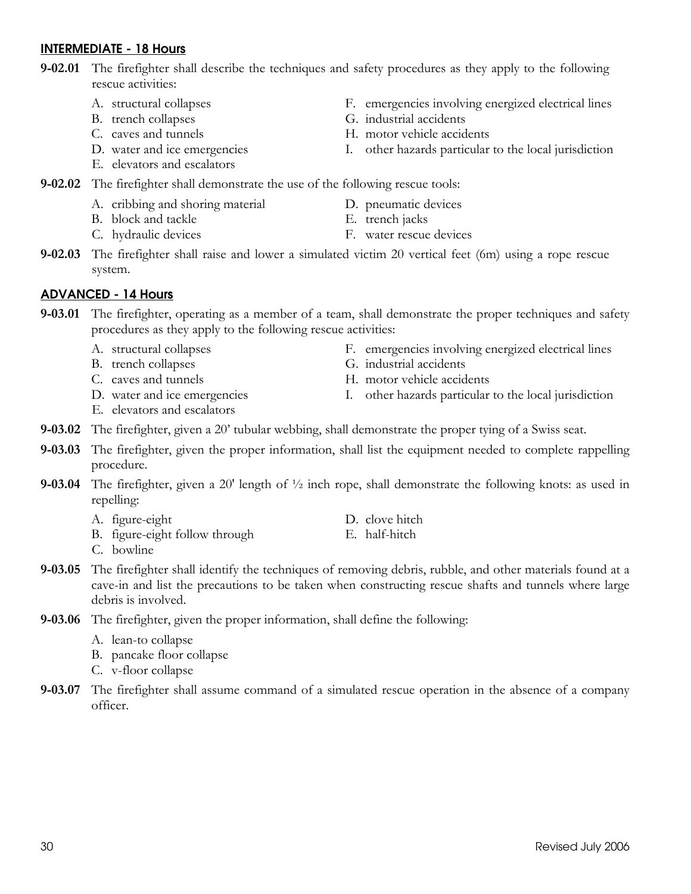## INTERMEDIATE - 18 Hours

**9-02.01** The firefighter shall describe the techniques and safety procedures as they apply to the following rescue activities:

A. structural collapses
B. trench collapses
C. caves and tunnels
D. water and ice emergencies
E. elevators and escalators
F. emergencies involving energized electrical lines
G. industrial accidents
H. motor vehicle accidents
I. other hazards particular to the local jurisdiction

**9-02.02** The firefighter shall demonstrate the use of the following rescue tools:

A. cribbing and shoring material
B. block and tackle
C. hydraulic devices
D. pneumatic devices
E. trench jacks
F. water rescue devices

**9-02.03** The firefighter shall raise and lower a simulated victim 20 vertical feet (6m) using a rope rescue system.

## ADVANCED - 14 Hours

**9-03.01** The firefighter, operating as a member of a team, shall demonstrate the proper techniques and safety procedures as they apply to the following rescue activities:

A. structural collapses
B. trench collapses
C. caves and tunnels
D. water and ice emergencies
E. elevators and escalators
F. emergencies involving energized electrical lines
G. industrial accidents
H. motor vehicle accidents
I. other hazards particular to the local jurisdiction

**9-03.02** The firefighter, given a 20' tubular webbing, shall demonstrate the proper tying of a Swiss seat.

**9-03.03** The firefighter, given the proper information, shall list the equipment needed to complete rappelling procedure.

**9-03.04** The firefighter, given a 20' length of ½ inch rope, shall demonstrate the following knots: as used in repelling:

A. figure-eight
B. figure-eight follow through
C. bowline
D. clove hitch
E. half-hitch

**9-03.05** The firefighter shall identify the techniques of removing debris, rubble, and other materials found at a cave-in and list the precautions to be taken when constructing rescue shafts and tunnels where large debris is involved.

**9-03.06** The firefighter, given the proper information, shall define the following:

A. lean-to collapse
B. pancake floor collapse
C. v-floor collapse

**9-03.07** The firefighter shall assume command of a simulated rescue operation in the absence of a company officer.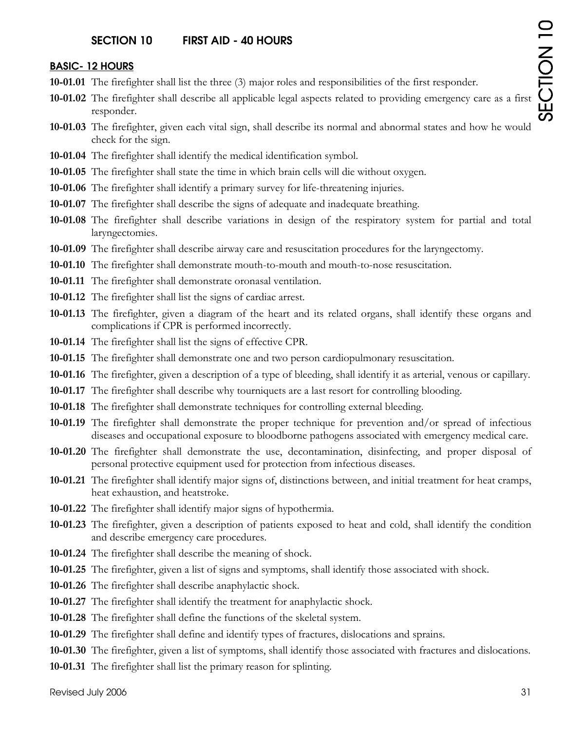## SECTION 10 FIRST AID - 40 HOURS

### BASIC- 12 HOURS

**10-01.01** The firefighter shall list the three (3) major roles and responsibilities of the first responder.

**10-01.02** The firefighter shall describe all applicable legal aspects related to providing emergency care as a first responder.

**10-01.03** The firefighter, given each vital sign, shall describe its normal and abnormal states and how he would check for the sign.

**10-01.04** The firefighter shall identify the medical identification symbol.

**10-01.05** The firefighter shall state the time in which brain cells will die without oxygen.

**10-01.06** The firefighter shall identify a primary survey for life-threatening injuries.

**10-01.07** The firefighter shall describe the signs of adequate and inadequate breathing.

**10-01.08** The firefighter shall describe variations in design of the respiratory system for partial and total laryngectomies.

**10-01.09** The firefighter shall describe airway care and resuscitation procedures for the laryngectomy.

**10-01.10** The firefighter shall demonstrate mouth-to-mouth and mouth-to-nose resuscitation.

**10-01.11** The firefighter shall demonstrate oronasal ventilation.

**10-01.12** The firefighter shall list the signs of cardiac arrest.

**10-01.13** The firefighter, given a diagram of the heart and its related organs, shall identify these organs and complications if CPR is performed incorrectly.

**10-01.14** The firefighter shall list the signs of effective CPR.

**10-01.15** The firefighter shall demonstrate one and two person cardiopulmonary resuscitation.

**10-01.16** The firefighter, given a description of a type of bleeding, shall identify it as arterial, venous or capillary.

**10-01.17** The firefighter shall describe why tourniquets are a last resort for controlling blooding.

**10-01.18** The firefighter shall demonstrate techniques for controlling external bleeding.

**10-01.19** The firefighter shall demonstrate the proper technique for prevention and/or spread of infectious diseases and occupational exposure to bloodborne pathogens associated with emergency medical care.

**10-01.20** The firefighter shall demonstrate the use, decontamination, disinfecting, and proper disposal of personal protective equipment used for protection from infectious diseases.

**10-01.21** The firefighter shall identify major signs of, distinctions between, and initial treatment for heat cramps, heat exhaustion, and heatstroke.

**10-01.22** The firefighter shall identify major signs of hypothermia.

**10-01.23** The firefighter, given a description of patients exposed to heat and cold, shall identify the condition and describe emergency care procedures.

**10-01.24** The firefighter shall describe the meaning of shock.

**10-01.25** The firefighter, given a list of signs and symptoms, shall identify those associated with shock.

**10-01.26** The firefighter shall describe anaphylactic shock.

**10-01.27** The firefighter shall identify the treatment for anaphylactic shock.

**10-01.28** The firefighter shall define the functions of the skeletal system.

**10-01.29** The firefighter shall define and identify types of fractures, dislocations and sprains.

**10-01.30** The firefighter, given a list of symptoms, shall identify those associated with fractures and dislocations.

**10-01.31** The firefighter shall list the primary reason for splinting.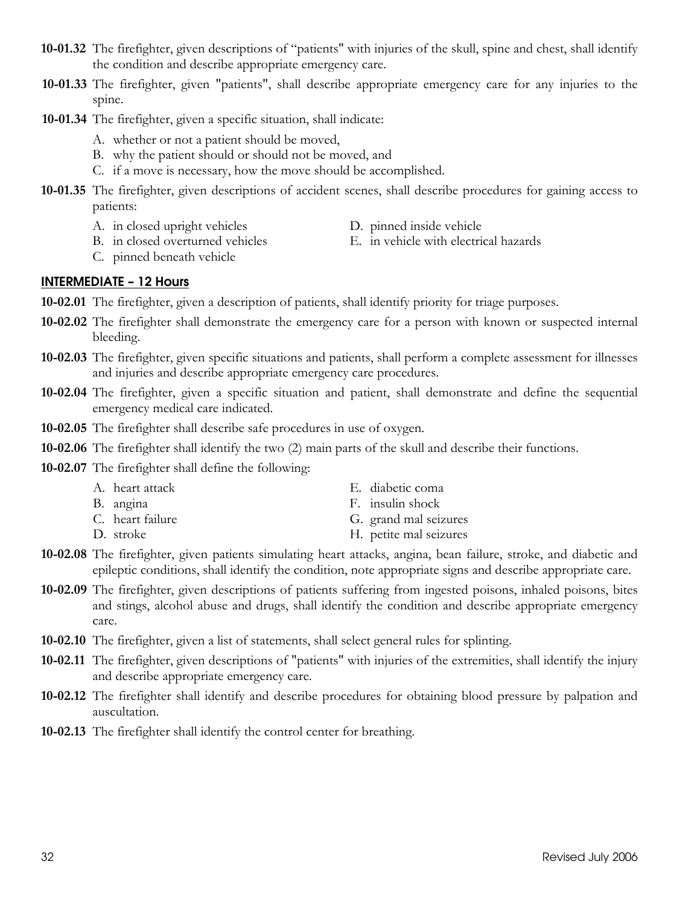**10-01.32** The firefighter, given descriptions of "patients" with injuries of the skull, spine and chest, shall identify the condition and describe appropriate emergency care.

**10-01.33** The firefighter, given "patients", shall describe appropriate emergency care for any injuries to the spine.

**10-01.34** The firefighter, given a specific situation, shall indicate:

A. whether or not a patient should be moved,
B. why the patient should or should not be moved, and
C. if a move is necessary, how the move should be accomplished.

**10-01.35** The firefighter, given descriptions of accident scenes, shall describe procedures for gaining access to patients:

A. in closed upright vehicles
B. in closed overturned vehicles
C. pinned beneath vehicle
D. pinned inside vehicle
E. in vehicle with electrical hazards

## INTERMEDIATE – 12 Hours

**10-02.01** The firefighter, given a description of patients, shall identify priority for triage purposes.

**10-02.02** The firefighter shall demonstrate the emergency care for a person with known or suspected internal bleeding.

**10-02.03** The firefighter, given specific situations and patients, shall perform a complete assessment for illnesses and injuries and describe appropriate emergency care procedures.

**10-02.04** The firefighter, given a specific situation and patient, shall demonstrate and define the sequential emergency medical care indicated.

**10-02.05** The firefighter shall describe safe procedures in use of oxygen.

**10-02.06** The firefighter shall identify the two (2) main parts of the skull and describe their functions.

**10-02.07** The firefighter shall define the following:

A. heart attack
B. angina
C. heart failure
D. stroke
E. diabetic coma
F. insulin shock
G. grand mal seizures
H. petite mal seizures

**10-02.08** The firefighter, given patients simulating heart attacks, angina, bean failure, stroke, and diabetic and epileptic conditions, shall identify the condition, note appropriate signs and describe appropriate care.

**10-02.09** The firefighter, given descriptions of patients suffering from ingested poisons, inhaled poisons, bites and stings, alcohol abuse and drugs, shall identify the condition and describe appropriate emergency care.

**10-02.10** The firefighter, given a list of statements, shall select general rules for splinting.

**10-02.11** The firefighter, given descriptions of "patients" with injuries of the extremities, shall identify the injury and describe appropriate emergency care.

**10-02.12** The firefighter shall identify and describe procedures for obtaining blood pressure by palpation and auscultation.

**10-02.13** The firefighter shall identify the control center for breathing.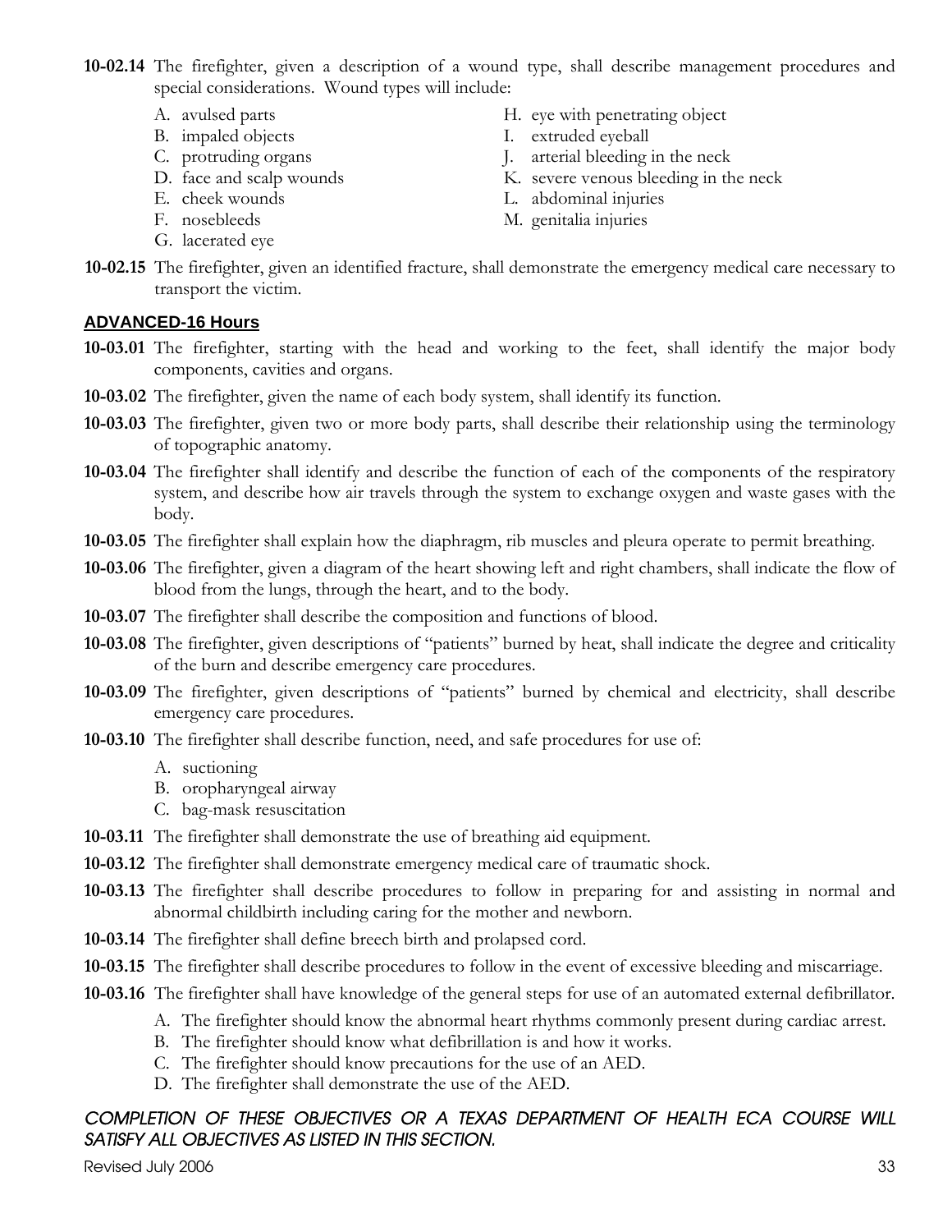**10-02.14** The firefighter, given a description of a wound type, shall describe management procedures and special considerations. Wound types will include:

A. avulsed parts
B. impaled objects
C. protruding organs
D. face and scalp wounds
E. cheek wounds
F. nosebleeds
G. lacerated eye
H. eye with penetrating object
I. extruded eyeball
J. arterial bleeding in the neck
K. severe venous bleeding in the neck
L. abdominal injuries
M. genitalia injuries

**10-02.15** The firefighter, given an identified fracture, shall demonstrate the emergency medical care necessary to transport the victim.

## ADVANCED-16 Hours

**10-03.01** The firefighter, starting with the head and working to the feet, shall identify the major body components, cavities and organs.

**10-03.02** The firefighter, given the name of each body system, shall identify its function.

**10-03.03** The firefighter, given two or more body parts, shall describe their relationship using the terminology of topographic anatomy.

**10-03.04** The firefighter shall identify and describe the function of each of the components of the respiratory system, and describe how air travels through the system to exchange oxygen and waste gases with the body.

**10-03.05** The firefighter shall explain how the diaphragm, rib muscles and pleura operate to permit breathing.

**10-03.06** The firefighter, given a diagram of the heart showing left and right chambers, shall indicate the flow of blood from the lungs, through the heart, and to the body.

**10-03.07** The firefighter shall describe the composition and functions of blood.

**10-03.08** The firefighter, given descriptions of "patients" burned by heat, shall indicate the degree and criticality of the burn and describe emergency care procedures.

**10-03.09** The firefighter, given descriptions of "patients" burned by chemical and electricity, shall describe emergency care procedures.

**10-03.10** The firefighter shall describe function, need, and safe procedures for use of:

A. suctioning
B. oropharyngeal airway
C. bag-mask resuscitation

**10-03.11** The firefighter shall demonstrate the use of breathing aid equipment.

**10-03.12** The firefighter shall demonstrate emergency medical care of traumatic shock.

**10-03.13** The firefighter shall describe procedures to follow in preparing for and assisting in normal and abnormal childbirth including caring for the mother and newborn.

**10-03.14** The firefighter shall define breech birth and prolapsed cord.

**10-03.15** The firefighter shall describe procedures to follow in the event of excessive bleeding and miscarriage.

**10-03.16** The firefighter shall have knowledge of the general steps for use of an automated external defibrillator.

A. The firefighter should know the abnormal heart rhythms commonly present during cardiac arrest.
B. The firefighter should know what defibrillation is and how it works.
C. The firefighter should know precautions for the use of an AED.
D. The firefighter shall demonstrate the use of the AED.

*COMPLETION OF THESE OBJECTIVES OR A TEXAS DEPARTMENT OF HEALTH ECA COURSE WILL SATISFY ALL OBJECTIVES AS LISTED IN THIS SECTION.*

Revised July 2006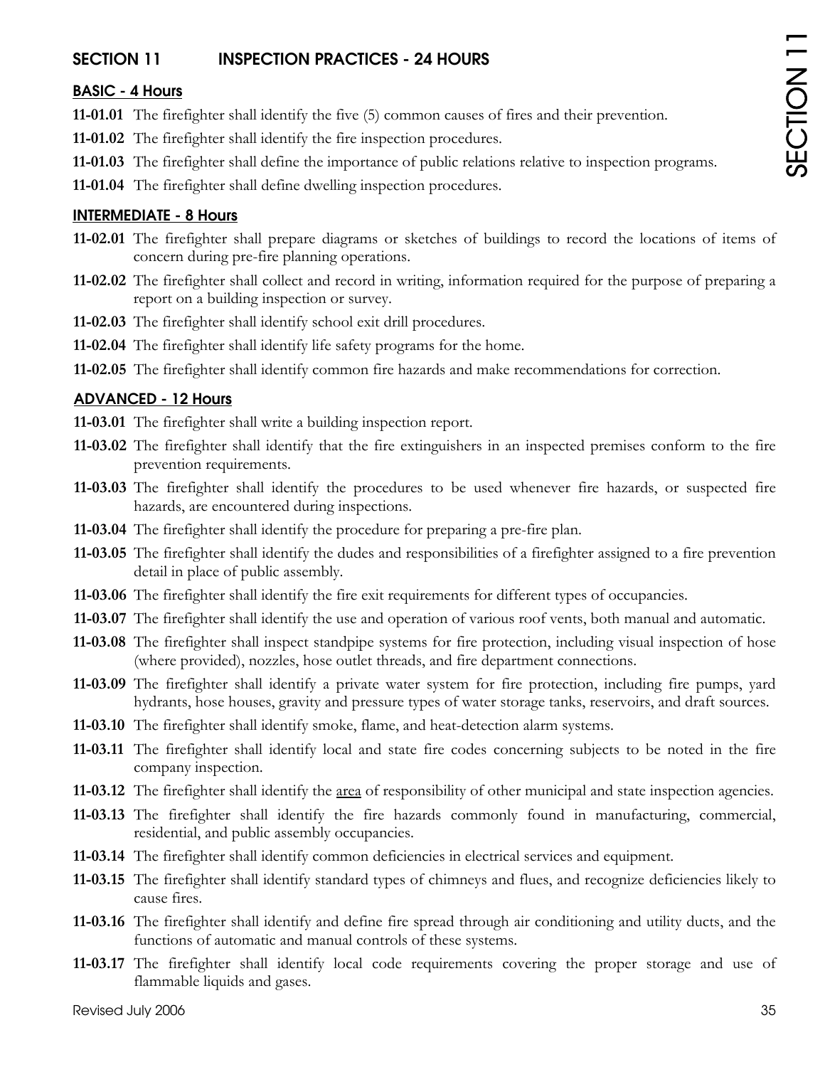## SECTION 11 INSPECTION PRACTICES - 24 HOURS

### BASIC - 4 Hours

**11-01.01** The firefighter shall identify the five (5) common causes of fires and their prevention.

**11-01.02** The firefighter shall identify the fire inspection procedures.

**11-01.03** The firefighter shall define the importance of public relations relative to inspection programs.

**11-01.04** The firefighter shall define dwelling inspection procedures.

### INTERMEDIATE - 8 Hours

**11-02.01** The firefighter shall prepare diagrams or sketches of buildings to record the locations of items of concern during pre-fire planning operations.

**11-02.02** The firefighter shall collect and record in writing, information required for the purpose of preparing a report on a building inspection or survey.

**11-02.03** The firefighter shall identify school exit drill procedures.

**11-02.04** The firefighter shall identify life safety programs for the home.

**11-02.05** The firefighter shall identify common fire hazards and make recommendations for correction.

### ADVANCED - 12 Hours

**11-03.01** The firefighter shall write a building inspection report.

**11-03.02** The firefighter shall identify that the fire extinguishers in an inspected premises conform to the fire prevention requirements.

**11-03.03** The firefighter shall identify the procedures to be used whenever fire hazards, or suspected fire hazards, are encountered during inspections.

**11-03.04** The firefighter shall identify the procedure for preparing a pre-fire plan.

**11-03.05** The firefighter shall identify the dudes and responsibilities of a firefighter assigned to a fire prevention detail in place of public assembly.

**11-03.06** The firefighter shall identify the fire exit requirements for different types of occupancies.

**11-03.07** The firefighter shall identify the use and operation of various roof vents, both manual and automatic.

**11-03.08** The firefighter shall inspect standpipe systems for fire protection, including visual inspection of hose (where provided), nozzles, hose outlet threads, and fire department connections.

**11-03.09** The firefighter shall identify a private water system for fire protection, including fire pumps, yard hydrants, hose houses, gravity and pressure types of water storage tanks, reservoirs, and draft sources.

**11-03.10** The firefighter shall identify smoke, flame, and heat-detection alarm systems.

**11-03.11** The firefighter shall identify local and state fire codes concerning subjects to be noted in the fire company inspection.

**11-03.12** The firefighter shall identify the <u>area</u> of responsibility of other municipal and state inspection agencies.

**11-03.13** The firefighter shall identify the fire hazards commonly found in manufacturing, commercial, residential, and public assembly occupancies.

**11-03.14** The firefighter shall identify common deficiencies in electrical services and equipment.

**11-03.15** The firefighter shall identify standard types of chimneys and flues, and recognize deficiencies likely to cause fires.

**11-03.16** The firefighter shall identify and define fire spread through air conditioning and utility ducts, and the functions of automatic and manual controls of these systems.

**11-03.17** The firefighter shall identify local code requirements covering the proper storage and use of flammable liquids and gases.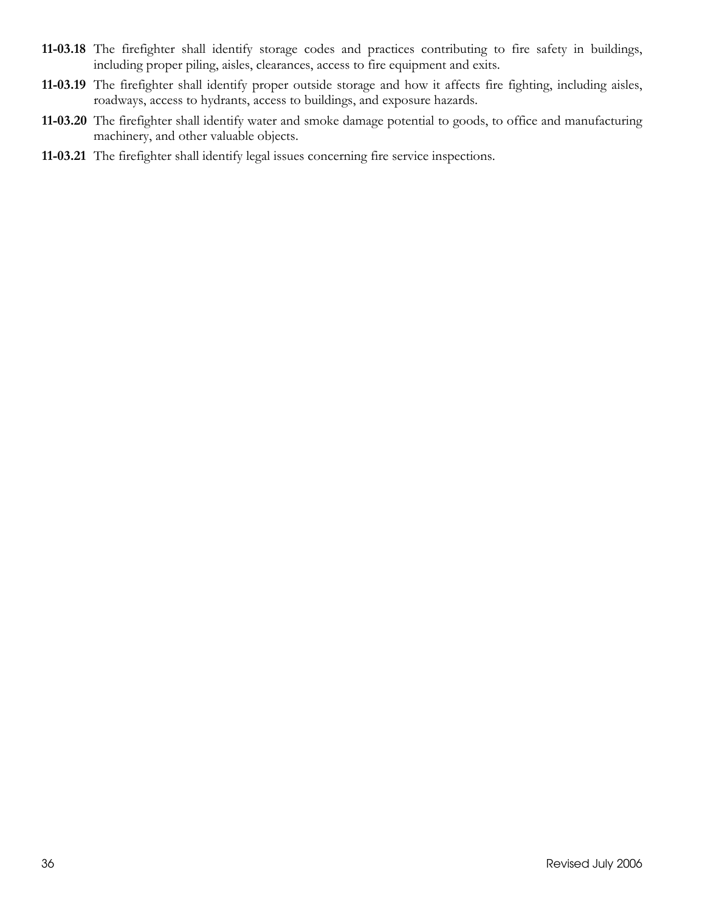**11-03.18** The firefighter shall identify storage codes and practices contributing to fire safety in buildings, including proper piling, aisles, clearances, access to fire equipment and exits.

**11-03.19** The firefighter shall identify proper outside storage and how it affects fire fighting, including aisles, roadways, access to hydrants, access to buildings, and exposure hazards.

**11-03.20** The firefighter shall identify water and smoke damage potential to goods, to office and manufacturing machinery, and other valuable objects.

**11-03.21** The firefighter shall identify legal issues concerning fire service inspections.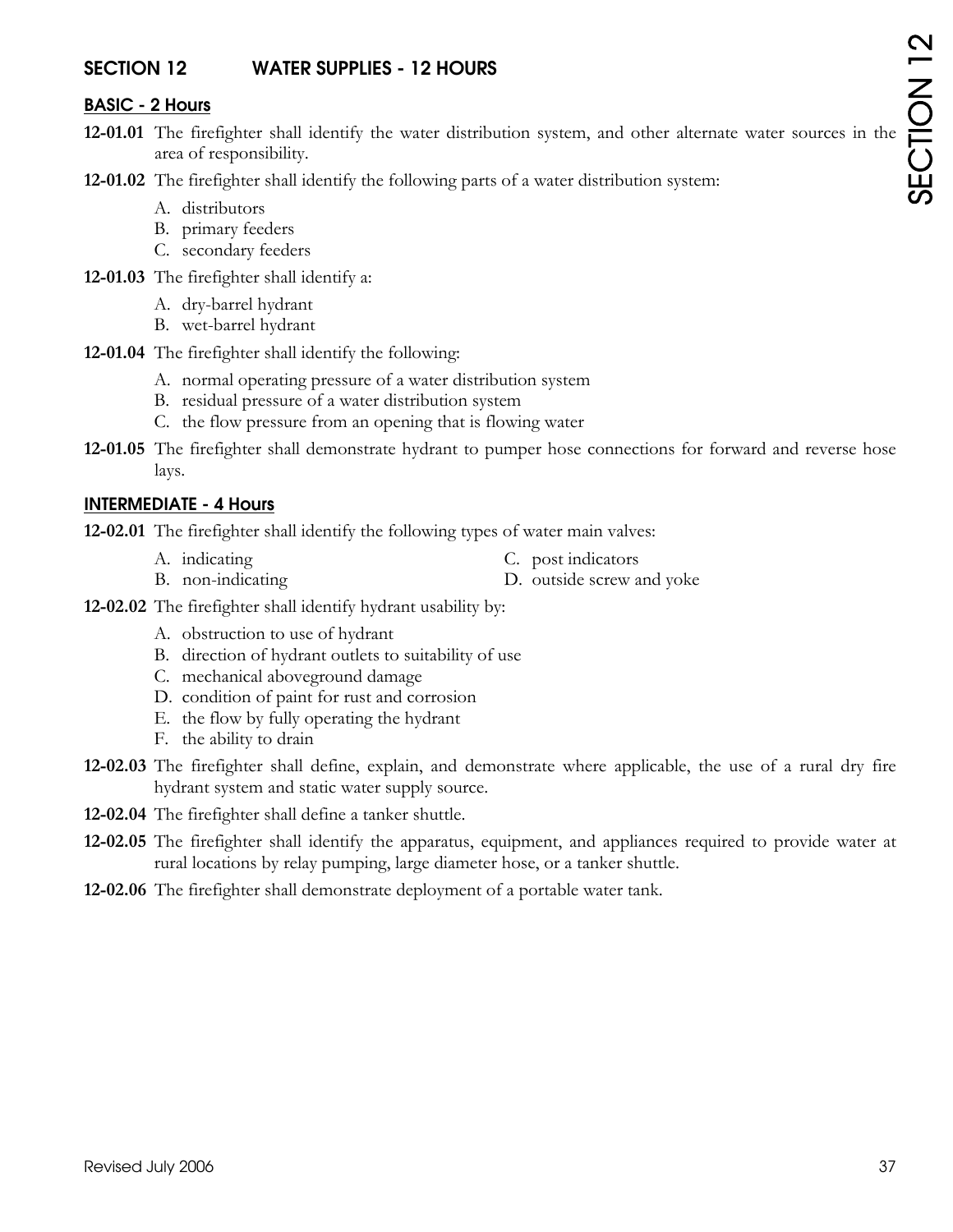## SECTION 12 WATER SUPPLIES - 12 HOURS

### BASIC - 2 Hours

**12-01.01** The firefighter shall identify the water distribution system, and other alternate water sources in the area of responsibility.

**12-01.02** The firefighter shall identify the following parts of a water distribution system:

- A. distributors
- B. primary feeders
- C. secondary feeders

**12-01.03** The firefighter shall identify a:

- A. dry-barrel hydrant
- B. wet-barrel hydrant

**12-01.04** The firefighter shall identify the following:

- A. normal operating pressure of a water distribution system
- B. residual pressure of a water distribution system
- C. the flow pressure from an opening that is flowing water

**12-01.05** The firefighter shall demonstrate hydrant to pumper hose connections for forward and reverse hose lays.

### INTERMEDIATE - 4 Hours

**12-02.01** The firefighter shall identify the following types of water main valves:

- A. indicating
- B. non-indicating
- C. post indicators
- D. outside screw and yoke

**12-02.02** The firefighter shall identify hydrant usability by:

- A. obstruction to use of hydrant
- B. direction of hydrant outlets to suitability of use
- C. mechanical aboveground damage
- D. condition of paint for rust and corrosion
- E. the flow by fully operating the hydrant
- F. the ability to drain

**12-02.03** The firefighter shall define, explain, and demonstrate where applicable, the use of a rural dry fire hydrant system and static water supply source.

**12-02.04** The firefighter shall define a tanker shuttle.

**12-02.05** The firefighter shall identify the apparatus, equipment, and appliances required to provide water at rural locations by relay pumping, large diameter hose, or a tanker shuttle.

**12-02.06** The firefighter shall demonstrate deployment of a portable water tank.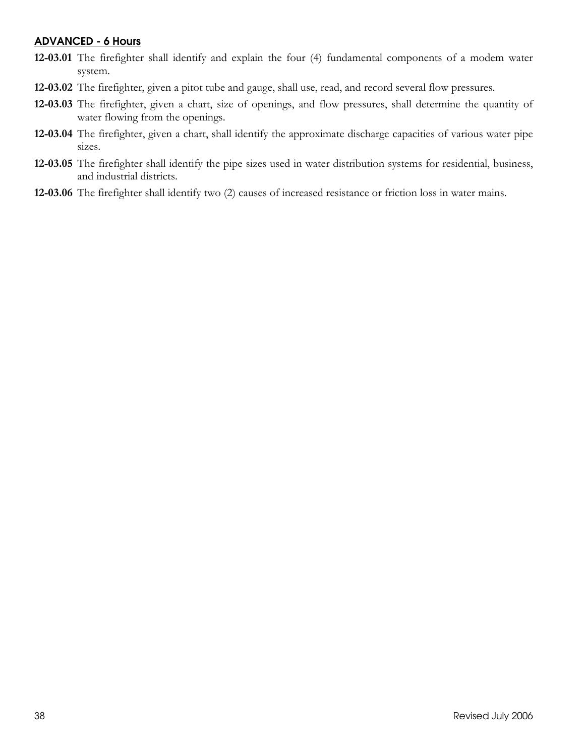## ADVANCED - 6 Hours

**12-03.01** The firefighter shall identify and explain the four (4) fundamental components of a modem water system.

**12-03.02** The firefighter, given a pitot tube and gauge, shall use, read, and record several flow pressures.

**12-03.03** The firefighter, given a chart, size of openings, and flow pressures, shall determine the quantity of water flowing from the openings.

**12-03.04** The firefighter, given a chart, shall identify the approximate discharge capacities of various water pipe sizes.

**12-03.05** The firefighter shall identify the pipe sizes used in water distribution systems for residential, business, and industrial districts.

**12-03.06** The firefighter shall identify two (2) causes of increased resistance or friction loss in water mains.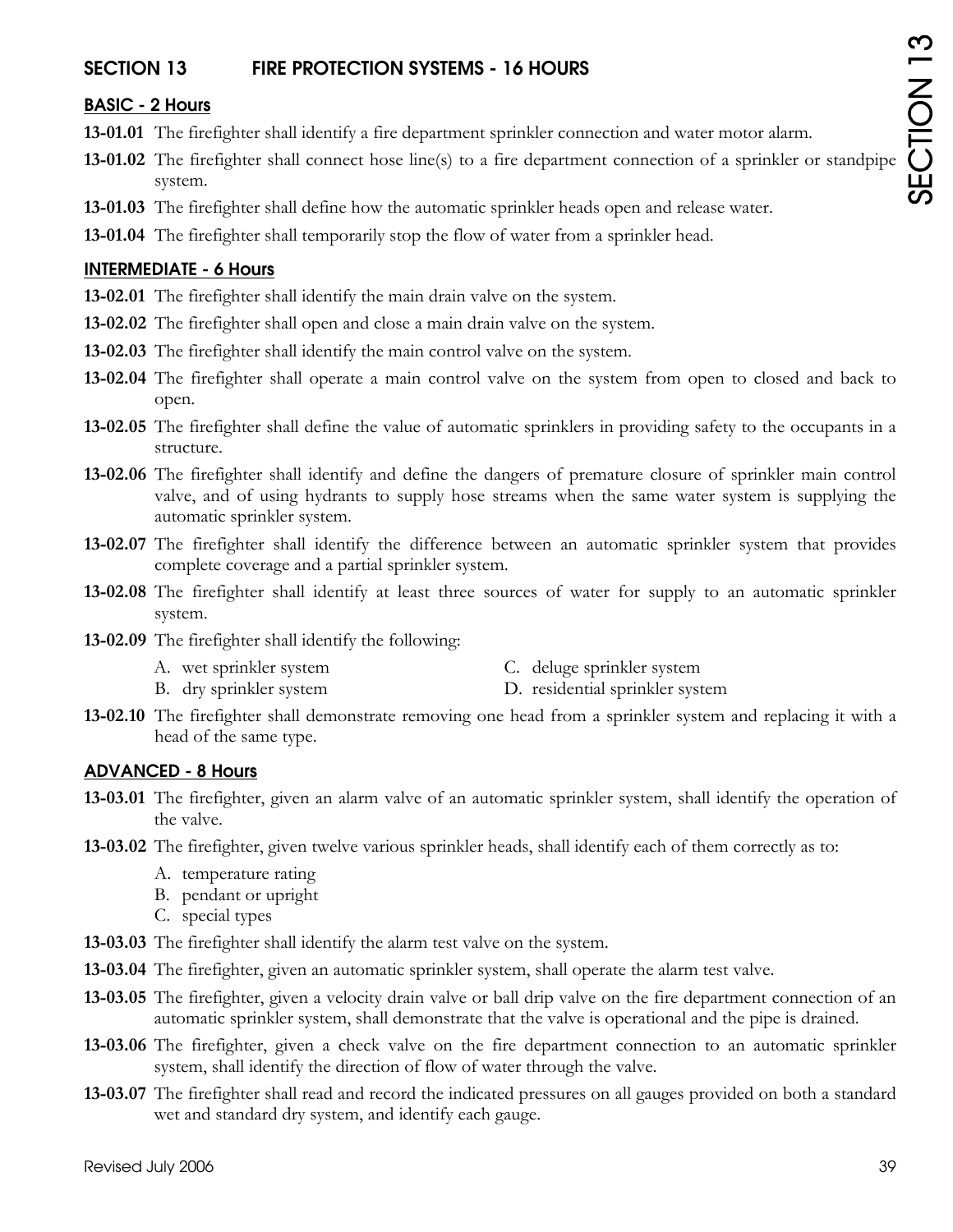## SECTION 13 FIRE PROTECTION SYSTEMS - 16 HOURS

### BASIC - 2 Hours

**13-01.01** The firefighter shall identify a fire department sprinkler connection and water motor alarm.

**13-01.02** The firefighter shall connect hose line(s) to a fire department connection of a sprinkler or standpipe system.

**13-01.03** The firefighter shall define how the automatic sprinkler heads open and release water.

**13-01.04** The firefighter shall temporarily stop the flow of water from a sprinkler head.

### INTERMEDIATE - 6 Hours

**13-02.01** The firefighter shall identify the main drain valve on the system.

**13-02.02** The firefighter shall open and close a main drain valve on the system.

**13-02.03** The firefighter shall identify the main control valve on the system.

**13-02.04** The firefighter shall operate a main control valve on the system from open to closed and back to open.

**13-02.05** The firefighter shall define the value of automatic sprinklers in providing safety to the occupants in a structure.

**13-02.06** The firefighter shall identify and define the dangers of premature closure of sprinkler main control valve, and of using hydrants to supply hose streams when the same water system is supplying the automatic sprinkler system.

**13-02.07** The firefighter shall identify the difference between an automatic sprinkler system that provides complete coverage and a partial sprinkler system.

**13-02.08** The firefighter shall identify at least three sources of water for supply to an automatic sprinkler system.

**13-02.09** The firefighter shall identify the following:

A. wet sprinkler system
B. dry sprinkler system
C. deluge sprinkler system
D. residential sprinkler system

**13-02.10** The firefighter shall demonstrate removing one head from a sprinkler system and replacing it with a head of the same type.

### ADVANCED - 8 Hours

**13-03.01** The firefighter, given an alarm valve of an automatic sprinkler system, shall identify the operation of the valve.

**13-03.02** The firefighter, given twelve various sprinkler heads, shall identify each of them correctly as to:

A. temperature rating
B. pendant or upright
C. special types

**13-03.03** The firefighter shall identify the alarm test valve on the system.

**13-03.04** The firefighter, given an automatic sprinkler system, shall operate the alarm test valve.

**13-03.05** The firefighter, given a velocity drain valve or ball drip valve on the fire department connection of an automatic sprinkler system, shall demonstrate that the valve is operational and the pipe is drained.

**13-03.06** The firefighter, given a check valve on the fire department connection to an automatic sprinkler system, shall identify the direction of flow of water through the valve.

**13-03.07** The firefighter shall read and record the indicated pressures on all gauges provided on both a standard wet and standard dry system, and identify each gauge.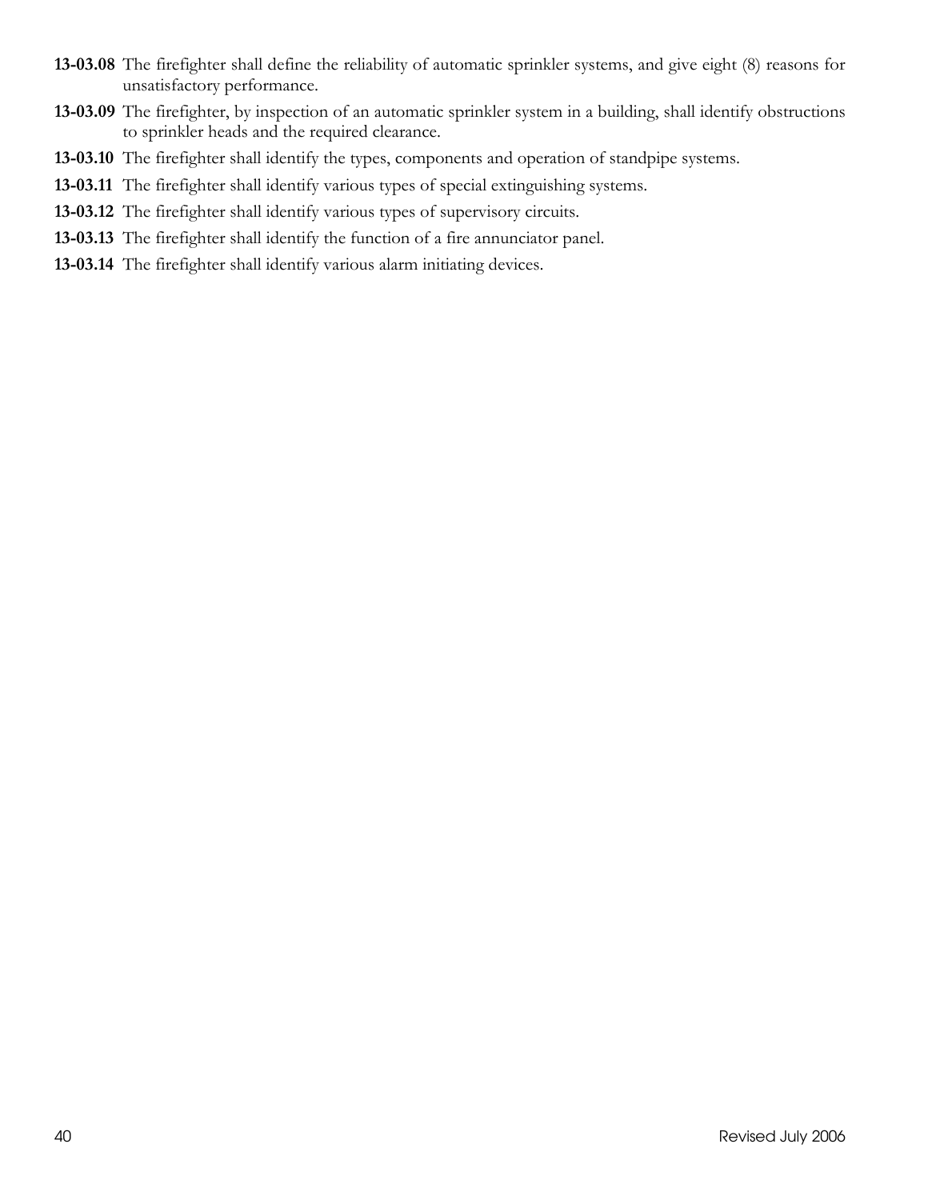**13-03.08** The firefighter shall define the reliability of automatic sprinkler systems, and give eight (8) reasons for unsatisfactory performance.

**13-03.09** The firefighter, by inspection of an automatic sprinkler system in a building, shall identify obstructions to sprinkler heads and the required clearance.

**13-03.10** The firefighter shall identify the types, components and operation of standpipe systems.

**13-03.11** The firefighter shall identify various types of special extinguishing systems.

**13-03.12** The firefighter shall identify various types of supervisory circuits.

**13-03.13** The firefighter shall identify the function of a fire annunciator panel.

**13-03.14** The firefighter shall identify various alarm initiating devices.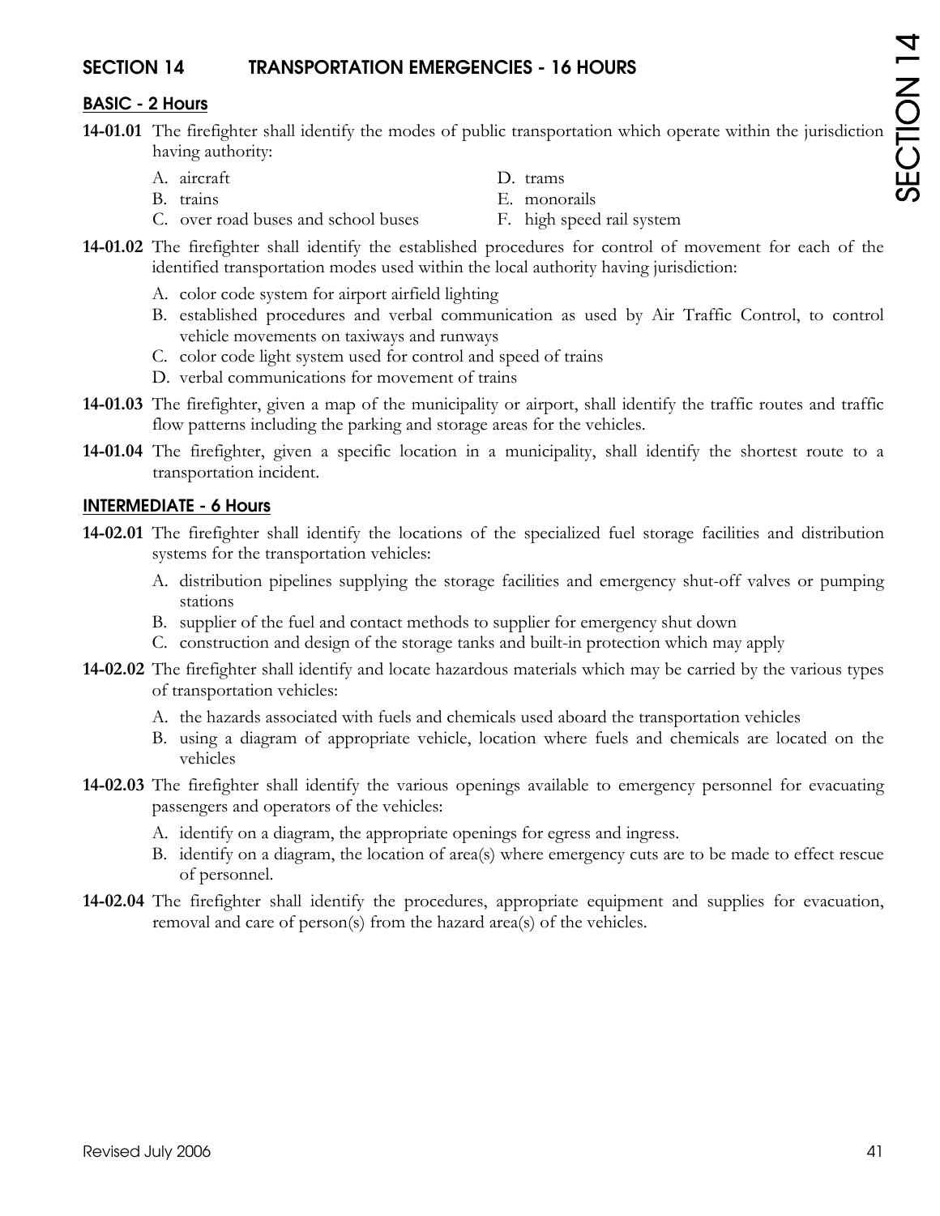## SECTION 14 TRANSPORTATION EMERGENCIES - 16 HOURS

### BASIC - 2 Hours

**14-01.01** The firefighter shall identify the modes of public transportation which operate within the jurisdiction having authority:

A. aircraft
B. trains
C. over road buses and school buses
D. trams
E. monorails
F. high speed rail system

**14-01.02** The firefighter shall identify the established procedures for control of movement for each of the identified transportation modes used within the local authority having jurisdiction:

A. color code system for airport airfield lighting
B. established procedures and verbal communication as used by Air Traffic Control, to control vehicle movements on taxiways and runways
C. color code light system used for control and speed of trains
D. verbal communications for movement of trains

**14-01.03** The firefighter, given a map of the municipality or airport, shall identify the traffic routes and traffic flow patterns including the parking and storage areas for the vehicles.

**14-01.04** The firefighter, given a specific location in a municipality, shall identify the shortest route to a transportation incident.

### INTERMEDIATE - 6 Hours

**14-02.01** The firefighter shall identify the locations of the specialized fuel storage facilities and distribution systems for the transportation vehicles:

A. distribution pipelines supplying the storage facilities and emergency shut-off valves or pumping stations
B. supplier of the fuel and contact methods to supplier for emergency shut down
C. construction and design of the storage tanks and built-in protection which may apply

**14-02.02** The firefighter shall identify and locate hazardous materials which may be carried by the various types of transportation vehicles:

A. the hazards associated with fuels and chemicals used aboard the transportation vehicles
B. using a diagram of appropriate vehicle, location where fuels and chemicals are located on the vehicles

**14-02.03** The firefighter shall identify the various openings available to emergency personnel for evacuating passengers and operators of the vehicles:

A. identify on a diagram, the appropriate openings for egress and ingress.
B. identify on a diagram, the location of area(s) where emergency cuts are to be made to effect rescue of personnel.

**14-02.04** The firefighter shall identify the procedures, appropriate equipment and supplies for evacuation, removal and care of person(s) from the hazard area(s) of the vehicles.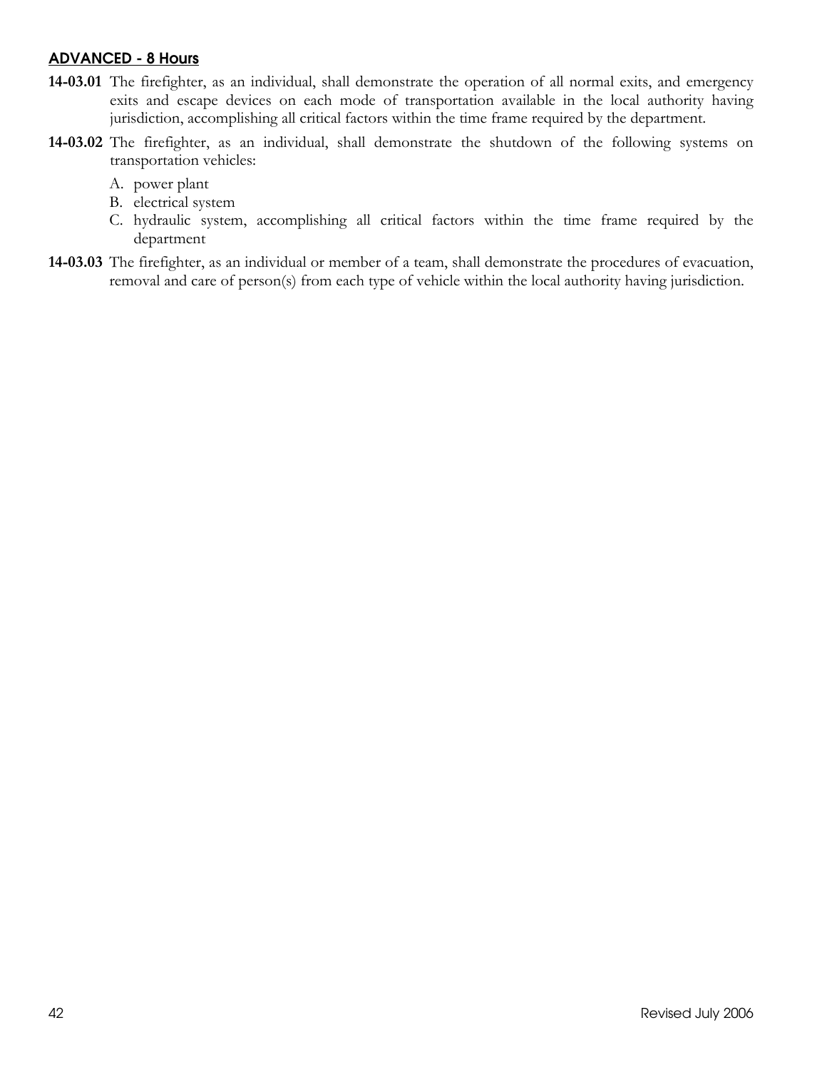## ADVANCED - 8 Hours

**14-03.01** The firefighter, as an individual, shall demonstrate the operation of all normal exits, and emergency exits and escape devices on each mode of transportation available in the local authority having jurisdiction, accomplishing all critical factors within the time frame required by the department.

**14-03.02** The firefighter, as an individual, shall demonstrate the shutdown of the following systems on transportation vehicles:

A. power plant
B. electrical system
C. hydraulic system, accomplishing all critical factors within the time frame required by the department

**14-03.03** The firefighter, as an individual or member of a team, shall demonstrate the procedures of evacuation, removal and care of person(s) from each type of vehicle within the local authority having jurisdiction.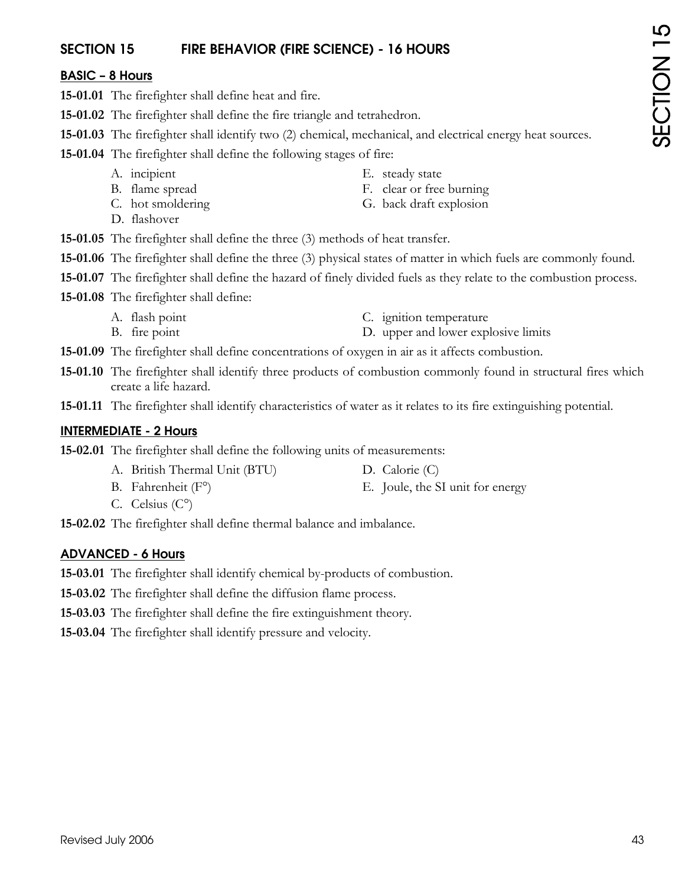## SECTION 15 FIRE BEHAVIOR (FIRE SCIENCE) - 16 HOURS

### BASIC – 8 Hours

**15-01.01** The firefighter shall define heat and fire.

**15-01.02** The firefighter shall define the fire triangle and tetrahedron.

**15-01.03** The firefighter shall identify two (2) chemical, mechanical, and electrical energy heat sources.

**15-01.04** The firefighter shall define the following stages of fire:

- A. incipient
- B. flame spread
- C. hot smoldering
- D. flashover
- E. steady state
- F. clear or free burning
- G. back draft explosion

**15-01.05** The firefighter shall define the three (3) methods of heat transfer.

**15-01.06** The firefighter shall define the three (3) physical states of matter in which fuels are commonly found.

**15-01.07** The firefighter shall define the hazard of finely divided fuels as they relate to the combustion process.

**15-01.08** The firefighter shall define:

- A. flash point
- B. fire point
- C. ignition temperature
- D. upper and lower explosive limits

**15-01.09** The firefighter shall define concentrations of oxygen in air as it affects combustion.

**15-01.10** The firefighter shall identify three products of combustion commonly found in structural fires which create a life hazard.

**15-01.11** The firefighter shall identify characteristics of water as it relates to its fire extinguishing potential.

### INTERMEDIATE - 2 Hours

**15-02.01** The firefighter shall define the following units of measurements:

- A. British Thermal Unit (BTU)
- B. Fahrenheit (F°)
- C. Celsius (C°)
- D. Calorie (C)
- E. Joule, the SI unit for energy

**15-02.02** The firefighter shall define thermal balance and imbalance.

### ADVANCED - 6 Hours

**15-03.01** The firefighter shall identify chemical by-products of combustion.

**15-03.02** The firefighter shall define the diffusion flame process.

**15-03.03** The firefighter shall define the fire extinguishment theory.

**15-03.04** The firefighter shall identify pressure and velocity.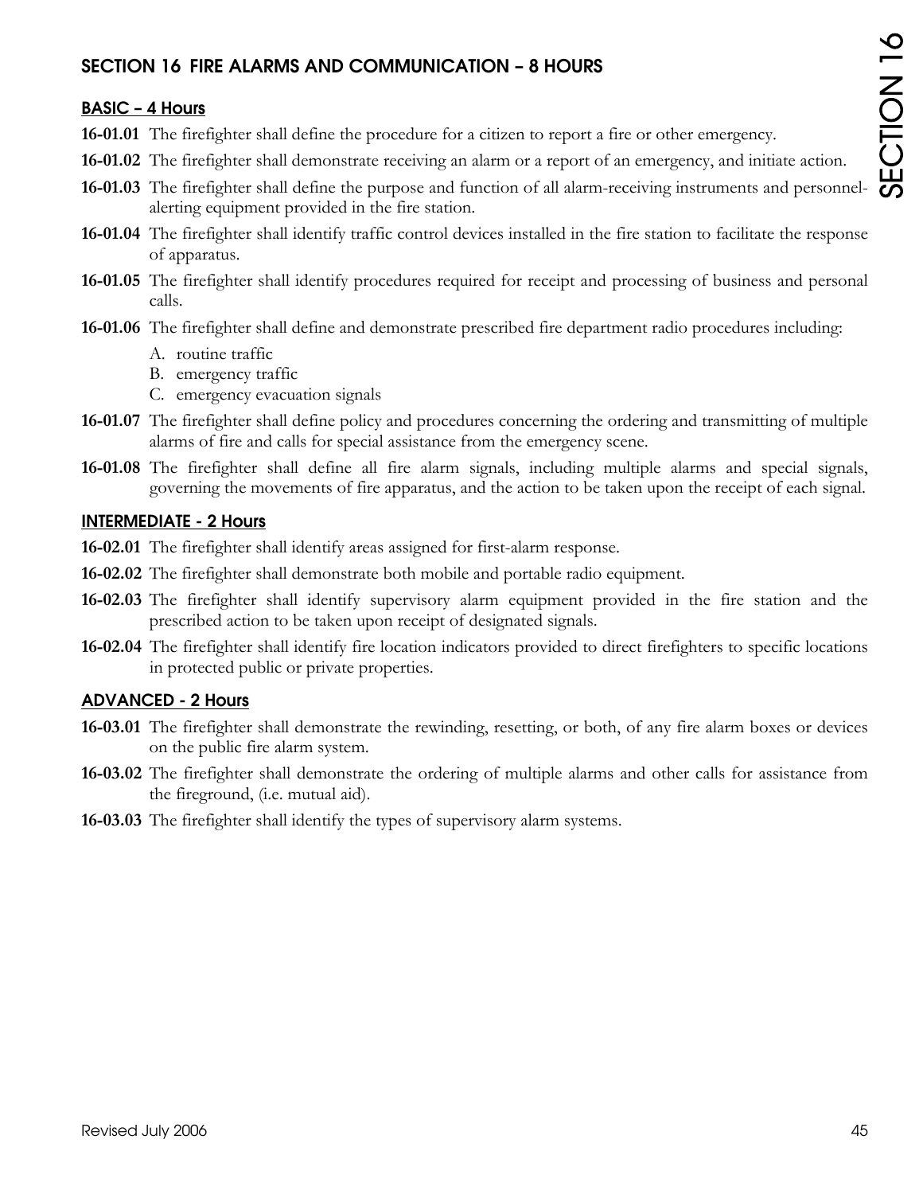## SECTION 16 FIRE ALARMS AND COMMUNICATION – 8 HOURS

### BASIC – 4 Hours

**16-01.01** The firefighter shall define the procedure for a citizen to report a fire or other emergency.

**16-01.02** The firefighter shall demonstrate receiving an alarm or a report of an emergency, and initiate action.

**16-01.03** The firefighter shall define the purpose and function of all alarm-receiving instruments and personnel-alerting equipment provided in the fire station.

**16-01.04** The firefighter shall identify traffic control devices installed in the fire station to facilitate the response of apparatus.

**16-01.05** The firefighter shall identify procedures required for receipt and processing of business and personal calls.

**16-01.06** The firefighter shall define and demonstrate prescribed fire department radio procedures including:

A. routine traffic
B. emergency traffic
C. emergency evacuation signals

**16-01.07** The firefighter shall define policy and procedures concerning the ordering and transmitting of multiple alarms of fire and calls for special assistance from the emergency scene.

**16-01.08** The firefighter shall define all fire alarm signals, including multiple alarms and special signals, governing the movements of fire apparatus, and the action to be taken upon the receipt of each signal.

### INTERMEDIATE - 2 Hours

**16-02.01** The firefighter shall identify areas assigned for first-alarm response.

**16-02.02** The firefighter shall demonstrate both mobile and portable radio equipment.

**16-02.03** The firefighter shall identify supervisory alarm equipment provided in the fire station and the prescribed action to be taken upon receipt of designated signals.

**16-02.04** The firefighter shall identify fire location indicators provided to direct firefighters to specific locations in protected public or private properties.

### ADVANCED - 2 Hours

**16-03.01** The firefighter shall demonstrate the rewinding, resetting, or both, of any fire alarm boxes or devices on the public fire alarm system.

**16-03.02** The firefighter shall demonstrate the ordering of multiple alarms and other calls for assistance from the fireground, (i.e. mutual aid).

**16-03.03** The firefighter shall identify the types of supervisory alarm systems.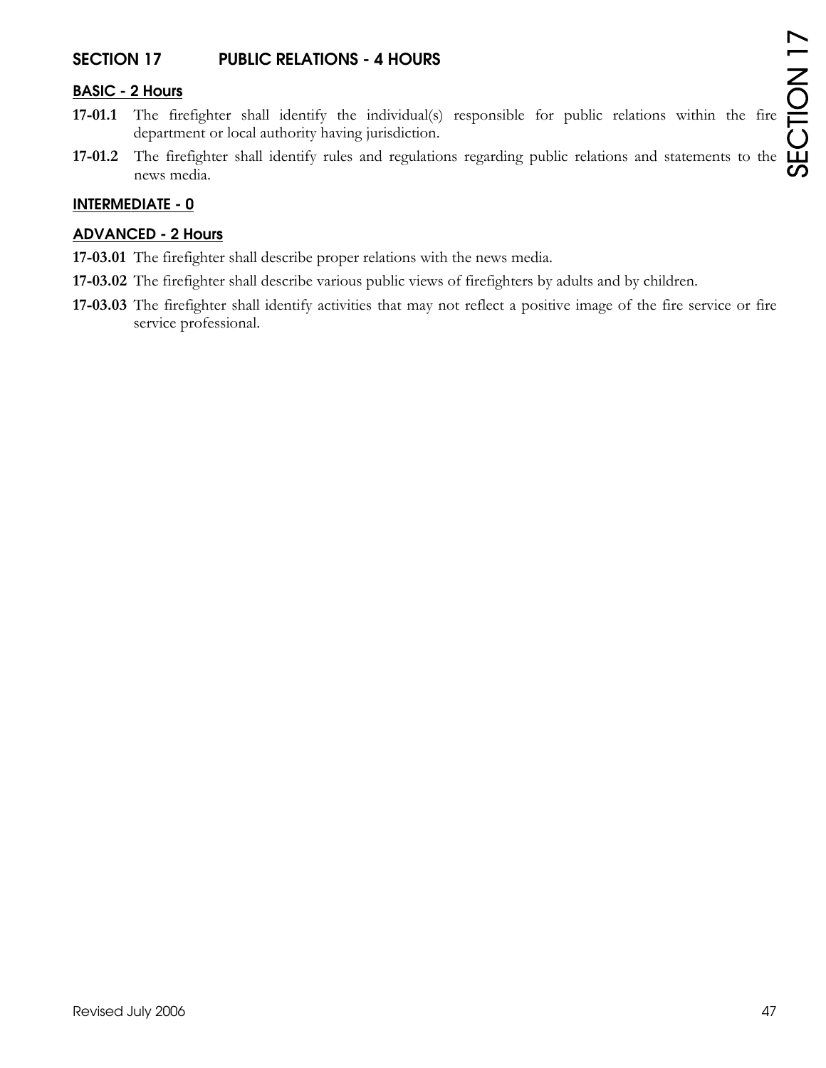## SECTION 17 PUBLIC RELATIONS - 4 HOURS

### BASIC - 2 Hours

**17-01.1** The firefighter shall identify the individual(s) responsible for public relations within the fire department or local authority having jurisdiction.

**17-01.2** The firefighter shall identify rules and regulations regarding public relations and statements to the news media.

### INTERMEDIATE - 0

### ADVANCED - 2 Hours

**17-03.01** The firefighter shall describe proper relations with the news media.

**17-03.02** The firefighter shall describe various public views of firefighters by adults and by children.

**17-03.03** The firefighter shall identify activities that may not reflect a positive image of the fire service or fire service professional.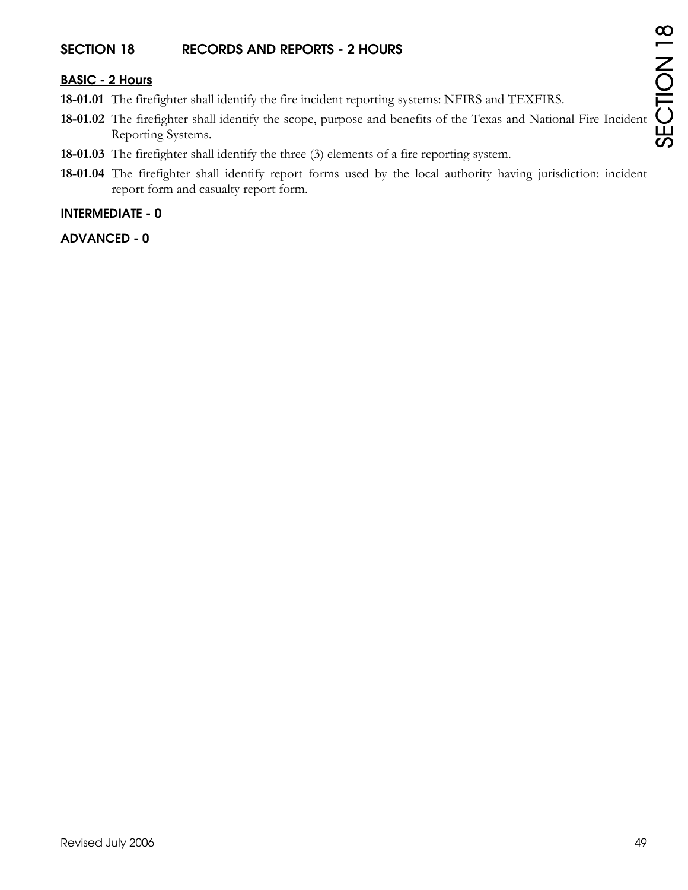## SECTION 18 RECORDS AND REPORTS - 2 HOURS

### BASIC - 2 Hours

**18-01.01** The firefighter shall identify the fire incident reporting systems: NFIRS and TEXFIRS.

**18-01.02** The firefighter shall identify the scope, purpose and benefits of the Texas and National Fire Incident Reporting Systems.

**18-01.03** The firefighter shall identify the three (3) elements of a fire reporting system.

**18-01.04** The firefighter shall identify report forms used by the local authority having jurisdiction: incident report form and casualty report form.

### INTERMEDIATE - 0

### ADVANCED - 0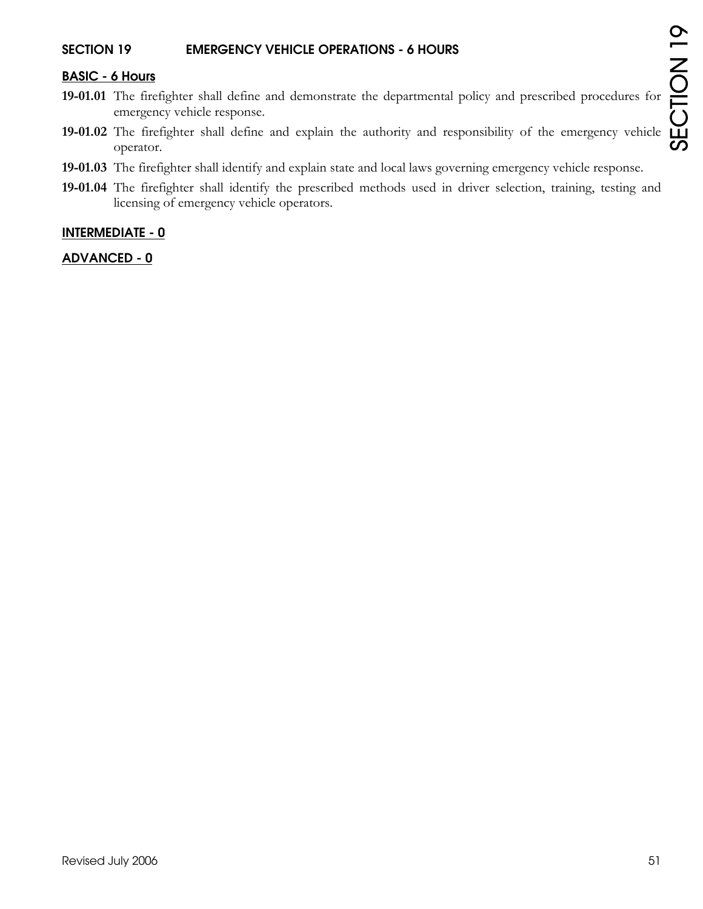## SECTION 19 EMERGENCY VEHICLE OPERATIONS - 6 HOURS

### BASIC - 6 Hours

**19-01.01** The firefighter shall define and demonstrate the departmental policy and prescribed procedures for emergency vehicle response.

**19-01.02** The firefighter shall define and explain the authority and responsibility of the emergency vehicle operator.

**19-01.03** The firefighter shall identify and explain state and local laws governing emergency vehicle response.

**19-01.04** The firefighter shall identify the prescribed methods used in driver selection, training, testing and licensing of emergency vehicle operators.

### INTERMEDIATE - 0

### ADVANCED - 0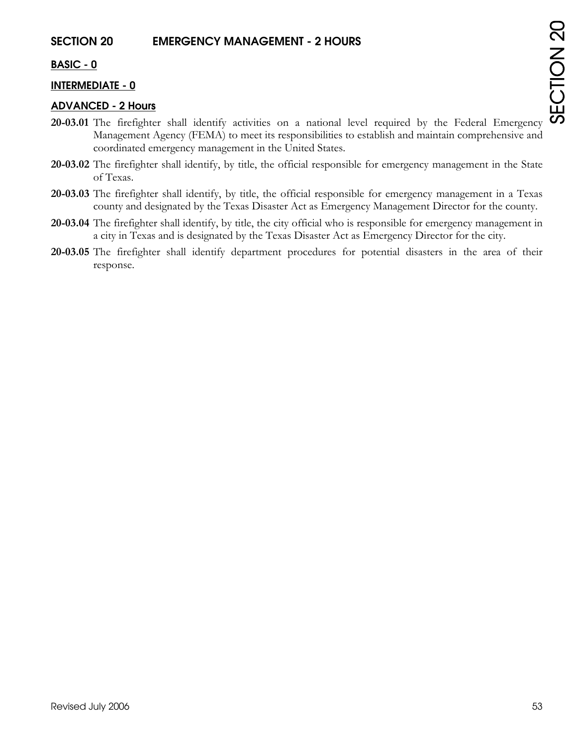## SECTION 20 EMERGENCY MANAGEMENT - 2 HOURS

### BASIC - 0

### INTERMEDIATE - 0

### ADVANCED - 2 Hours

**20-03.01** The firefighter shall identify activities on a national level required by the Federal Emergency Management Agency (FEMA) to meet its responsibilities to establish and maintain comprehensive and coordinated emergency management in the United States.

**20-03.02** The firefighter shall identify, by title, the official responsible for emergency management in the State of Texas.

**20-03.03** The firefighter shall identify, by title, the official responsible for emergency management in a Texas county and designated by the Texas Disaster Act as Emergency Management Director for the county.

**20-03.04** The firefighter shall identify, by title, the city official who is responsible for emergency management in a city in Texas and is designated by the Texas Disaster Act as Emergency Director for the city.

**20-03.05** The firefighter shall identify department procedures for potential disasters in the area of their response.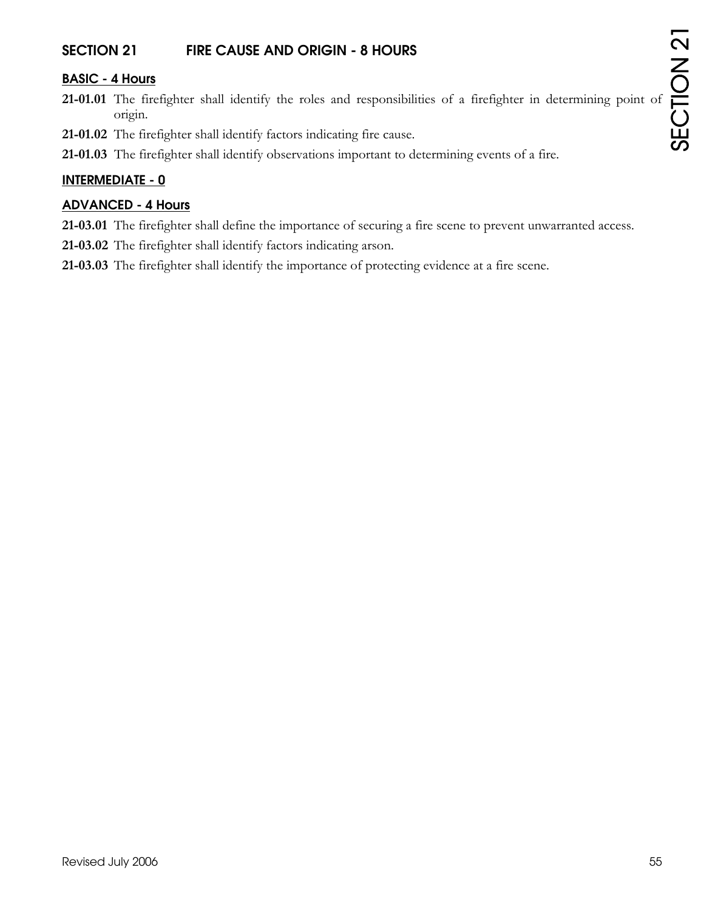## SECTION 21 FIRE CAUSE AND ORIGIN - 8 HOURS

### BASIC - 4 Hours

**21-01.01** The firefighter shall identify the roles and responsibilities of a firefighter in determining point of origin.

**21-01.02** The firefighter shall identify factors indicating fire cause.

**21-01.03** The firefighter shall identify observations important to determining events of a fire.

### INTERMEDIATE - 0

### ADVANCED - 4 Hours

**21-03.01** The firefighter shall define the importance of securing a fire scene to prevent unwarranted access.

**21-03.02** The firefighter shall identify factors indicating arson.

**21-03.03** The firefighter shall identify the importance of protecting evidence at a fire scene.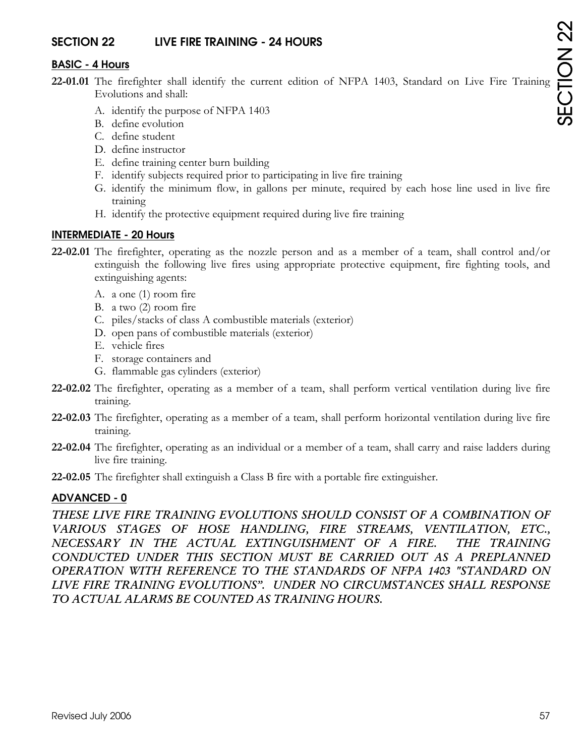## SECTION 22 LIVE FIRE TRAINING - 24 HOURS

### BASIC - 4 Hours

**22-01.01** The firefighter shall identify the current edition of NFPA 1403, Standard on Live Fire Training Evolutions and shall:

A. identify the purpose of NFPA 1403
B. define evolution
C. define student
D. define instructor
E. define training center burn building
F. identify subjects required prior to participating in live fire training
G. identify the minimum flow, in gallons per minute, required by each hose line used in live fire training
H. identify the protective equipment required during live fire training

### INTERMEDIATE - 20 Hours

**22-02.01** The firefighter, operating as the nozzle person and as a member of a team, shall control and/or extinguish the following live fires using appropriate protective equipment, fire fighting tools, and extinguishing agents:

A. a one (1) room fire
B. a two (2) room fire
C. piles/stacks of class A combustible materials (exterior)
D. open pans of combustible materials (exterior)
E. vehicle fires
F. storage containers and
G. flammable gas cylinders (exterior)

**22-02.02** The firefighter, operating as a member of a team, shall perform vertical ventilation during live fire training.

**22-02.03** The firefighter, operating as a member of a team, shall perform horizontal ventilation during live fire training.

**22-02.04** The firefighter, operating as an individual or a member of a team, shall carry and raise ladders during live fire training.

**22-02.05** The firefighter shall extinguish a Class B fire with a portable fire extinguisher.

### ADVANCED - 0

***THESE LIVE FIRE TRAINING EVOLUTIONS SHOULD CONSIST OF A COMBINATION OF VARIOUS STAGES OF HOSE HANDLING, FIRE STREAMS, VENTILATION, ETC., NECESSARY IN THE ACTUAL EXTINGUISHMENT OF A FIRE. THE TRAINING CONDUCTED UNDER THIS SECTION MUST BE CARRIED OUT AS A PREPLANNED OPERATION WITH REFERENCE TO THE STANDARDS OF NFPA 1403 "STANDARD ON LIVE FIRE TRAINING EVOLUTIONS". UNDER NO CIRCUMSTANCES SHALL RESPONSE TO ACTUAL ALARMS BE COUNTED AS TRAINING HOURS.***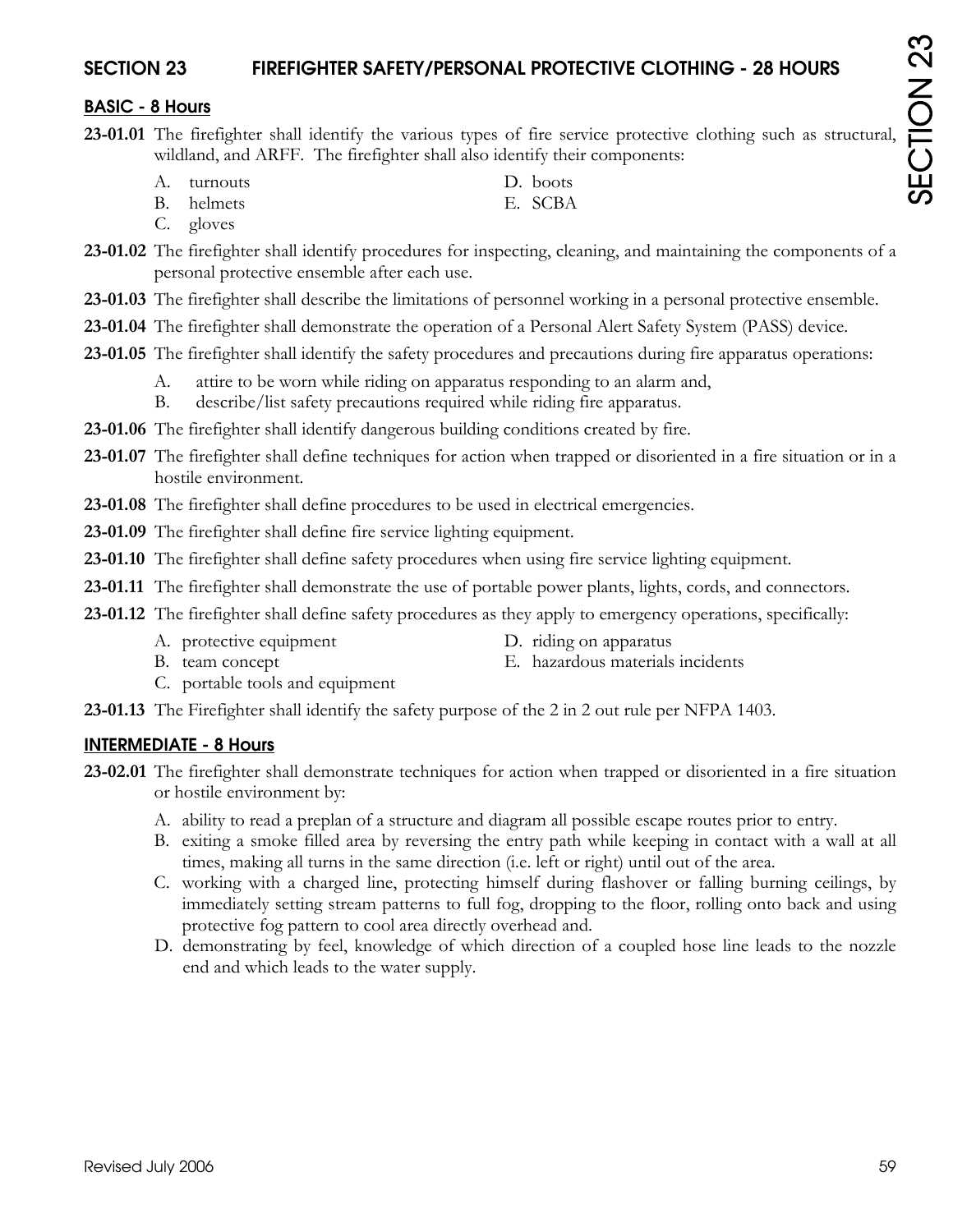## SECTION 23 FIREFIGHTER SAFETY/PERSONAL PROTECTIVE CLOTHING - 28 HOURS

### BASIC - 8 Hours

**23-01.01** The firefighter shall identify the various types of fire service protective clothing such as structural, wildland, and ARFF. The firefighter shall also identify their components:

A. turnouts
B. helmets
C. gloves
D. boots
E. SCBA

**23-01.02** The firefighter shall identify procedures for inspecting, cleaning, and maintaining the components of a personal protective ensemble after each use.

**23-01.03** The firefighter shall describe the limitations of personnel working in a personal protective ensemble.

**23-01.04** The firefighter shall demonstrate the operation of a Personal Alert Safety System (PASS) device.

**23-01.05** The firefighter shall identify the safety procedures and precautions during fire apparatus operations:

A. attire to be worn while riding on apparatus responding to an alarm and,
B. describe/list safety precautions required while riding fire apparatus.

**23-01.06** The firefighter shall identify dangerous building conditions created by fire.

**23-01.07** The firefighter shall define techniques for action when trapped or disoriented in a fire situation or in a hostile environment.

**23-01.08** The firefighter shall define procedures to be used in electrical emergencies.

**23-01.09** The firefighter shall define fire service lighting equipment.

**23-01.10** The firefighter shall define safety procedures when using fire service lighting equipment.

**23-01.11** The firefighter shall demonstrate the use of portable power plants, lights, cords, and connectors.

**23-01.12** The firefighter shall define safety procedures as they apply to emergency operations, specifically:

A. protective equipment
B. team concept
C. portable tools and equipment
D. riding on apparatus
E. hazardous materials incidents

**23-01.13** The Firefighter shall identify the safety purpose of the 2 in 2 out rule per NFPA 1403.

### INTERMEDIATE - 8 Hours

**23-02.01** The firefighter shall demonstrate techniques for action when trapped or disoriented in a fire situation or hostile environment by:

A. ability to read a preplan of a structure and diagram all possible escape routes prior to entry.
B. exiting a smoke filled area by reversing the entry path while keeping in contact with a wall at all times, making all turns in the same direction (i.e. left or right) until out of the area.
C. working with a charged line, protecting himself during flashover or falling burning ceilings, by immediately setting stream patterns to full fog, dropping to the floor, rolling onto back and using protective fog pattern to cool area directly overhead and.
D. demonstrating by feel, knowledge of which direction of a coupled hose line leads to the nozzle end and which leads to the water supply.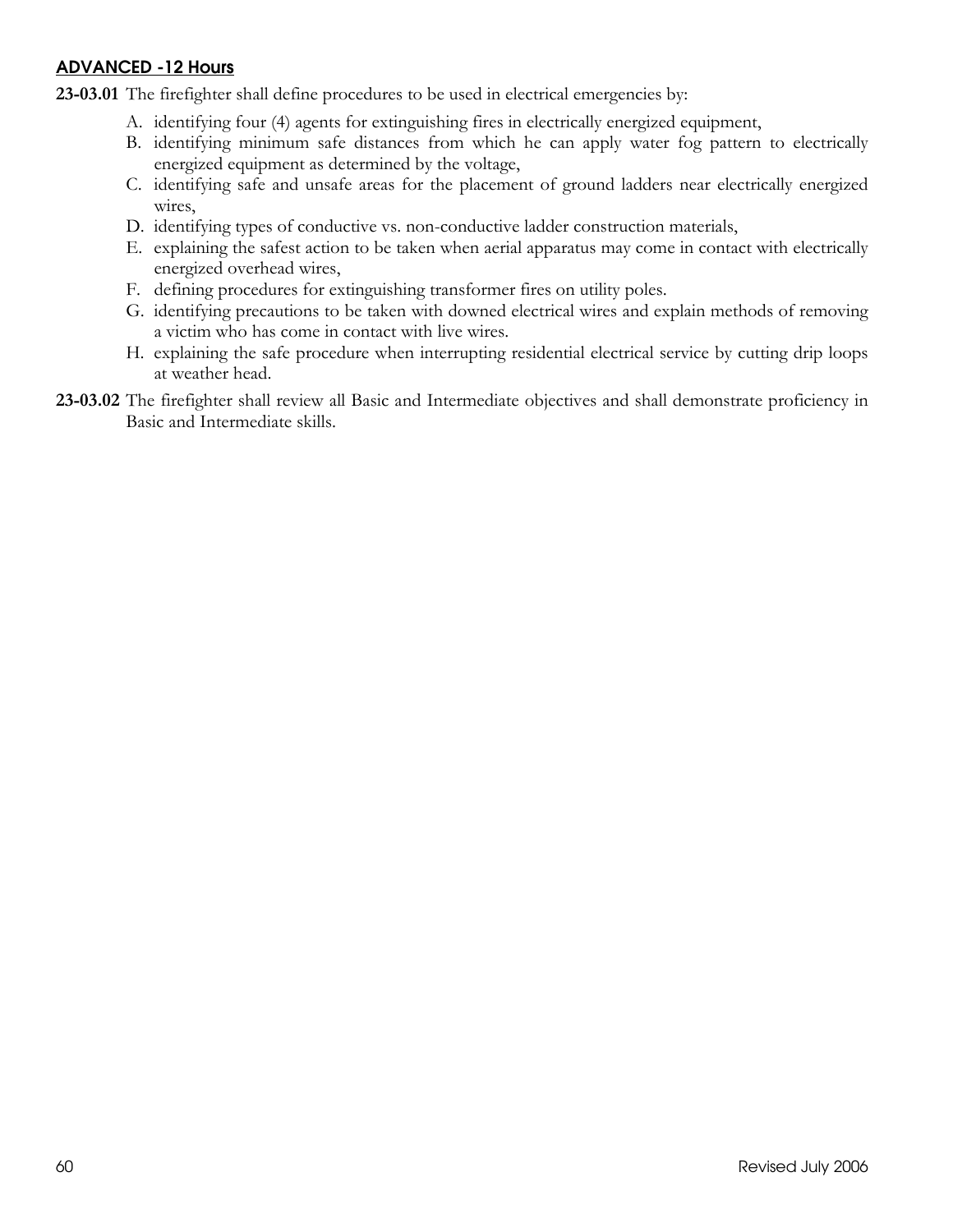## ADVANCED -12 Hours

**23-03.01** The firefighter shall define procedures to be used in electrical emergencies by:

A. identifying four (4) agents for extinguishing fires in electrically energized equipment,
B. identifying minimum safe distances from which he can apply water fog pattern to electrically energized equipment as determined by the voltage,
C. identifying safe and unsafe areas for the placement of ground ladders near electrically energized wires,
D. identifying types of conductive vs. non-conductive ladder construction materials,
E. explaining the safest action to be taken when aerial apparatus may come in contact with electrically energized overhead wires,
F. defining procedures for extinguishing transformer fires on utility poles.
G. identifying precautions to be taken with downed electrical wires and explain methods of removing a victim who has come in contact with live wires.
H. explaining the safe procedure when interrupting residential electrical service by cutting drip loops at weather head.

**23-03.02** The firefighter shall review all Basic and Intermediate objectives and shall demonstrate proficiency in Basic and Intermediate skills.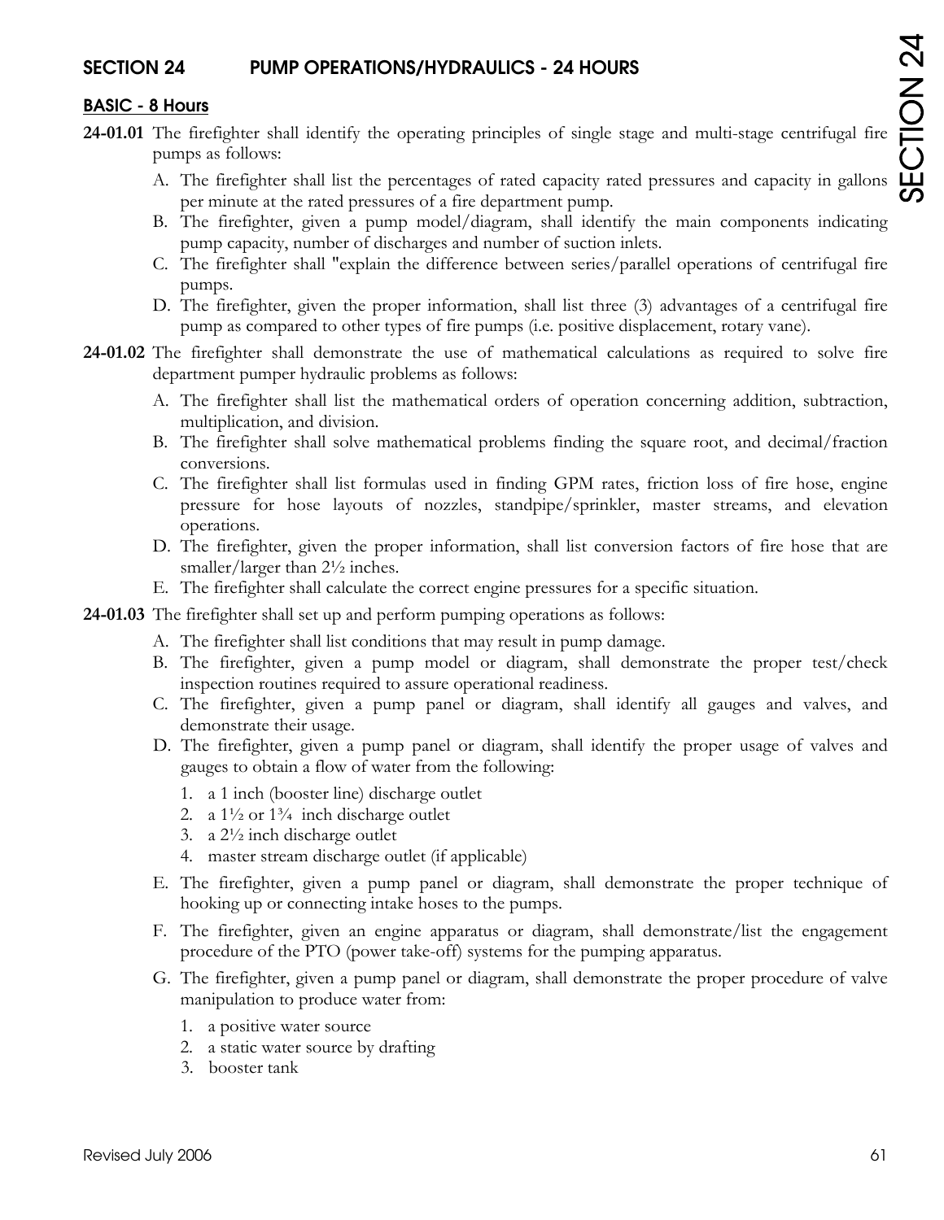## SECTION 24 PUMP OPERATIONS/HYDRAULICS - 24 HOURS

### BASIC - 8 Hours

**24-01.01** The firefighter shall identify the operating principles of single stage and multi-stage centrifugal fire pumps as follows:

A. The firefighter shall list the percentages of rated capacity rated pressures and capacity in gallons per minute at the rated pressures of a fire department pump.

B. The firefighter, given a pump model/diagram, shall identify the main components indicating pump capacity, number of discharges and number of suction inlets.

C. The firefighter shall "explain the difference between series/parallel operations of centrifugal fire pumps.

D. The firefighter, given the proper information, shall list three (3) advantages of a centrifugal fire pump as compared to other types of fire pumps (i.e. positive displacement, rotary vane).

**24-01.02** The firefighter shall demonstrate the use of mathematical calculations as required to solve fire department pumper hydraulic problems as follows:

A. The firefighter shall list the mathematical orders of operation concerning addition, subtraction, multiplication, and division.

B. The firefighter shall solve mathematical problems finding the square root, and decimal/fraction conversions.

C. The firefighter shall list formulas used in finding GPM rates, friction loss of fire hose, engine pressure for hose layouts of nozzles, standpipe/sprinkler, master streams, and elevation operations.

D. The firefighter, given the proper information, shall list conversion factors of fire hose that are smaller/larger than 2½ inches.

E. The firefighter shall calculate the correct engine pressures for a specific situation.

**24-01.03** The firefighter shall set up and perform pumping operations as follows:

A. The firefighter shall list conditions that may result in pump damage.

B. The firefighter, given a pump model or diagram, shall demonstrate the proper test/check inspection routines required to assure operational readiness.

C. The firefighter, given a pump panel or diagram, shall identify all gauges and valves, and demonstrate their usage.

D. The firefighter, given a pump panel or diagram, shall identify the proper usage of valves and gauges to obtain a flow of water from the following:

1. a 1 inch (booster line) discharge outlet
2. a 1½ or 1¾ inch discharge outlet
3. a 2½ inch discharge outlet
4. master stream discharge outlet (if applicable)

E. The firefighter, given a pump panel or diagram, shall demonstrate the proper technique of hooking up or connecting intake hoses to the pumps.

F. The firefighter, given an engine apparatus or diagram, shall demonstrate/list the engagement procedure of the PTO (power take-off) systems for the pumping apparatus.

G. The firefighter, given a pump panel or diagram, shall demonstrate the proper procedure of valve manipulation to produce water from:

1. a positive water source
2. a static water source by drafting
3. booster tank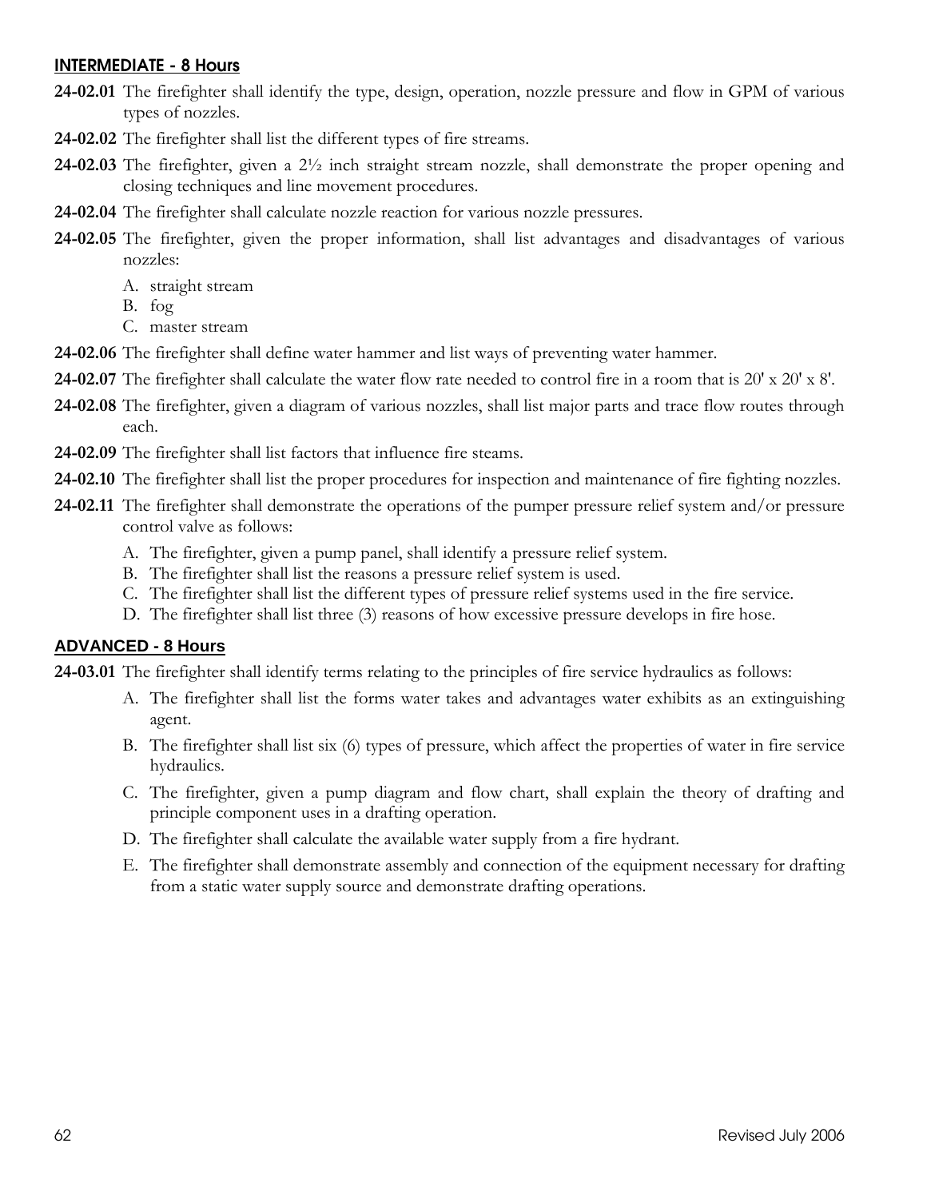**INTERMEDIATE - 8 Hours**

**24-02.01** The firefighter shall identify the type, design, operation, nozzle pressure and flow in GPM of various types of nozzles.

**24-02.02** The firefighter shall list the different types of fire streams.

**24-02.03** The firefighter, given a 2½ inch straight stream nozzle, shall demonstrate the proper opening and closing techniques and line movement procedures.

**24-02.04** The firefighter shall calculate nozzle reaction for various nozzle pressures.

**24-02.05** The firefighter, given the proper information, shall list advantages and disadvantages of various nozzles:

A. straight stream
B. fog
C. master stream

**24-02.06** The firefighter shall define water hammer and list ways of preventing water hammer.

**24-02.07** The firefighter shall calculate the water flow rate needed to control fire in a room that is 20' x 20' x 8'.

**24-02.08** The firefighter, given a diagram of various nozzles, shall list major parts and trace flow routes through each.

**24-02.09** The firefighter shall list factors that influence fire steams.

**24-02.10** The firefighter shall list the proper procedures for inspection and maintenance of fire fighting nozzles.

**24-02.11** The firefighter shall demonstrate the operations of the pumper pressure relief system and/or pressure control valve as follows:

A. The firefighter, given a pump panel, shall identify a pressure relief system.
B. The firefighter shall list the reasons a pressure relief system is used.
C. The firefighter shall list the different types of pressure relief systems used in the fire service.
D. The firefighter shall list three (3) reasons of how excessive pressure develops in fire hose.

**ADVANCED - 8 Hours**

**24-03.01** The firefighter shall identify terms relating to the principles of fire service hydraulics as follows:

A. The firefighter shall list the forms water takes and advantages water exhibits as an extinguishing agent.
B. The firefighter shall list six (6) types of pressure, which affect the properties of water in fire service hydraulics.
C. The firefighter, given a pump diagram and flow chart, shall explain the theory of drafting and principle component uses in a drafting operation.
D. The firefighter shall calculate the available water supply from a fire hydrant.
E. The firefighter shall demonstrate assembly and connection of the equipment necessary for drafting from a static water supply source and demonstrate drafting operations.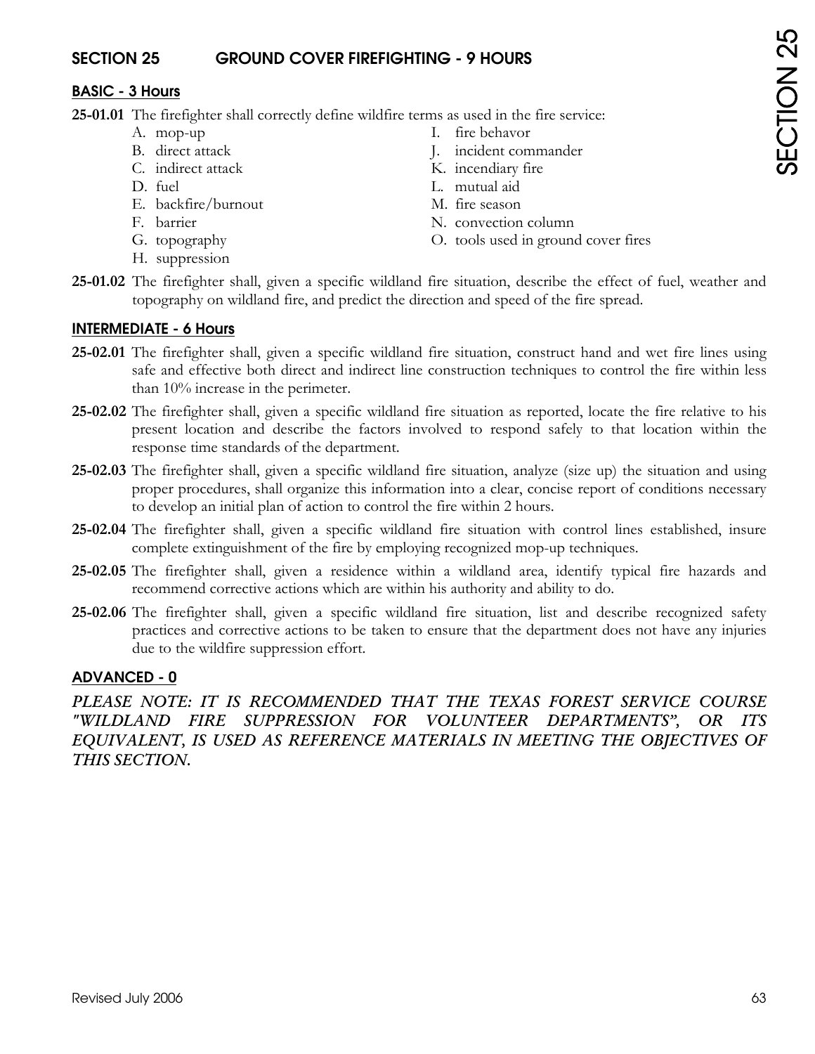## SECTION 25 GROUND COVER FIREFIGHTING - 9 HOURS

### BASIC - 3 Hours

**25-01.01** The firefighter shall correctly define wildfire terms as used in the fire service:

A. mop-up
B. direct attack
C. indirect attack
D. fuel
E. backfire/burnout
F. barrier
G. topography
H. suppression
I. fire behavor
J. incident commander
K. incendiary fire
L. mutual aid
M. fire season
N. convection column
O. tools used in ground cover fires

**25-01.02** The firefighter shall, given a specific wildland fire situation, describe the effect of fuel, weather and topography on wildland fire, and predict the direction and speed of the fire spread.

### INTERMEDIATE - 6 Hours

**25-02.01** The firefighter shall, given a specific wildland fire situation, construct hand and wet fire lines using safe and effective both direct and indirect line construction techniques to control the fire within less than 10% increase in the perimeter.

**25-02.02** The firefighter shall, given a specific wildland fire situation as reported, locate the fire relative to his present location and describe the factors involved to respond safely to that location within the response time standards of the department.

**25-02.03** The firefighter shall, given a specific wildland fire situation, analyze (size up) the situation and using proper procedures, shall organize this information into a clear, concise report of conditions necessary to develop an initial plan of action to control the fire within 2 hours.

**25-02.04** The firefighter shall, given a specific wildland fire situation with control lines established, insure complete extinguishment of the fire by employing recognized mop-up techniques.

**25-02.05** The firefighter shall, given a residence within a wildland area, identify typical fire hazards and recommend corrective actions which are within his authority and ability to do.

**25-02.06** The firefighter shall, given a specific wildland fire situation, list and describe recognized safety practices and corrective actions to be taken to ensure that the department does not have any injuries due to the wildfire suppression effort.

### ADVANCED - 0

***PLEASE NOTE: IT IS RECOMMENDED THAT THE TEXAS FOREST SERVICE COURSE "WILDLAND FIRE SUPPRESSION FOR VOLUNTEER DEPARTMENTS", OR ITS EQUIVALENT, IS USED AS REFERENCE MATERIALS IN MEETING THE OBJECTIVES OF THIS SECTION.***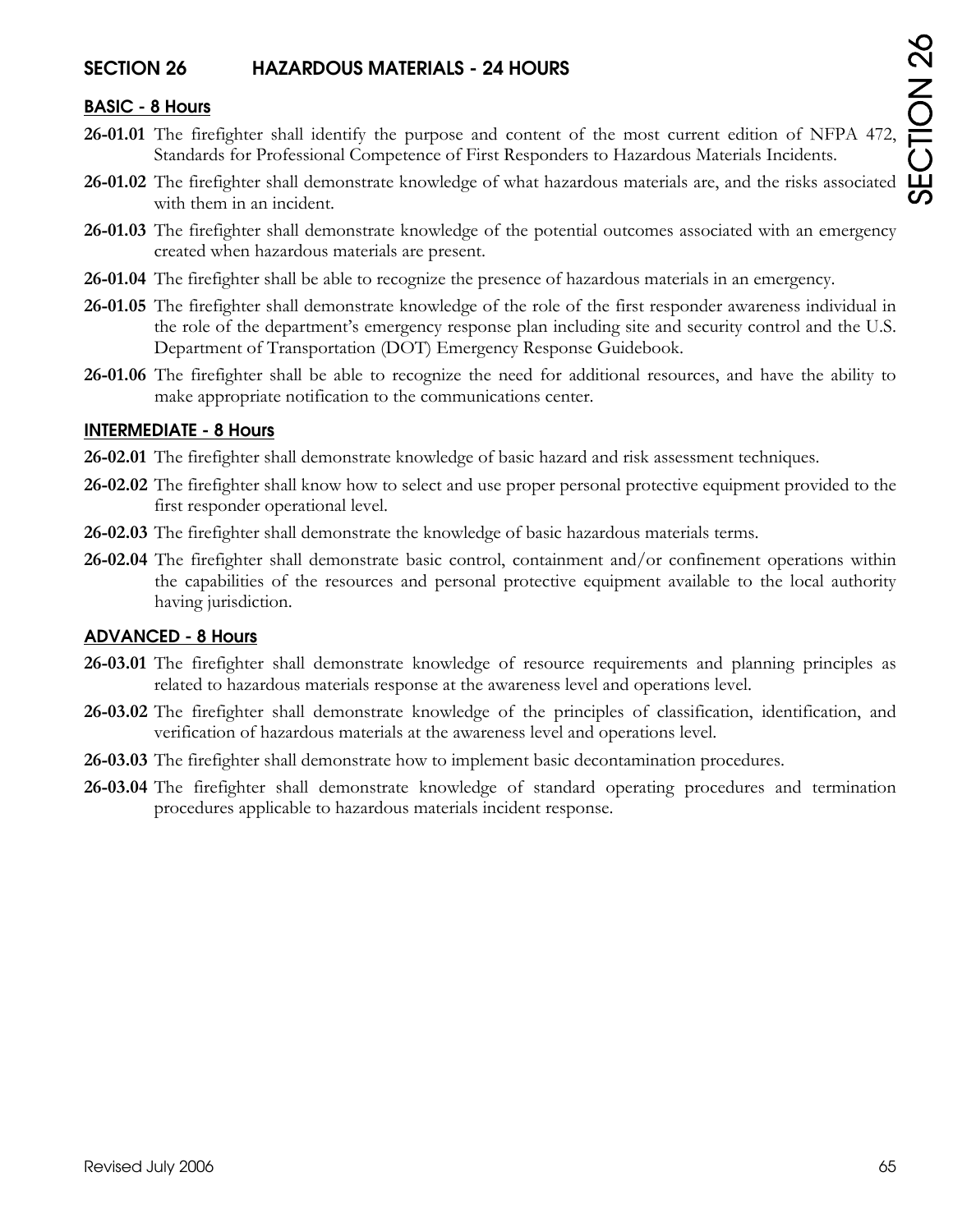## SECTION 26 HAZARDOUS MATERIALS - 24 HOURS

### BASIC - 8 Hours

**26-01.01** The firefighter shall identify the purpose and content of the most current edition of NFPA 472, Standards for Professional Competence of First Responders to Hazardous Materials Incidents.

**26-01.02** The firefighter shall demonstrate knowledge of what hazardous materials are, and the risks associated with them in an incident.

**26-01.03** The firefighter shall demonstrate knowledge of the potential outcomes associated with an emergency created when hazardous materials are present.

**26-01.04** The firefighter shall be able to recognize the presence of hazardous materials in an emergency.

**26-01.05** The firefighter shall demonstrate knowledge of the role of the first responder awareness individual in the role of the department's emergency response plan including site and security control and the U.S. Department of Transportation (DOT) Emergency Response Guidebook.

**26-01.06** The firefighter shall be able to recognize the need for additional resources, and have the ability to make appropriate notification to the communications center.

### INTERMEDIATE - 8 Hours

**26-02.01** The firefighter shall demonstrate knowledge of basic hazard and risk assessment techniques.

**26-02.02** The firefighter shall know how to select and use proper personal protective equipment provided to the first responder operational level.

**26-02.03** The firefighter shall demonstrate the knowledge of basic hazardous materials terms.

**26-02.04** The firefighter shall demonstrate basic control, containment and/or confinement operations within the capabilities of the resources and personal protective equipment available to the local authority having jurisdiction.

### ADVANCED - 8 Hours

**26-03.01** The firefighter shall demonstrate knowledge of resource requirements and planning principles as related to hazardous materials response at the awareness level and operations level.

**26-03.02** The firefighter shall demonstrate knowledge of the principles of classification, identification, and verification of hazardous materials at the awareness level and operations level.

**26-03.03** The firefighter shall demonstrate how to implement basic decontamination procedures.

**26-03.04** The firefighter shall demonstrate knowledge of standard operating procedures and termination procedures applicable to hazardous materials incident response.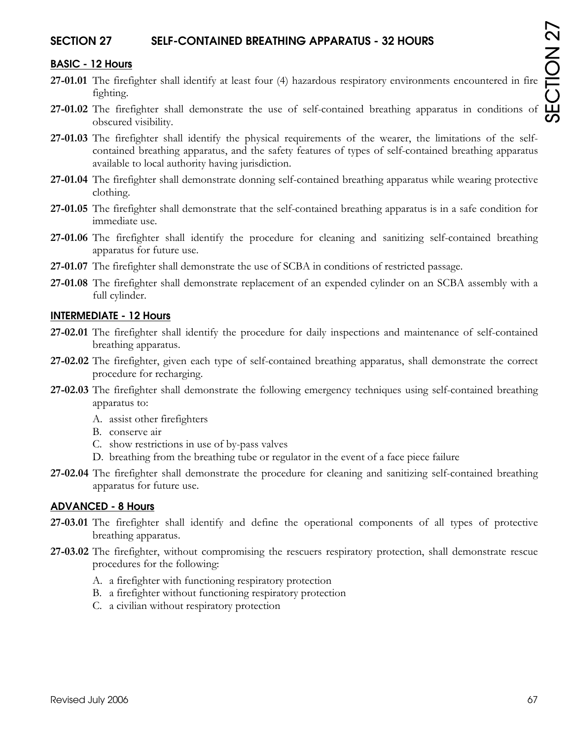## SECTION 27 SELF-CONTAINED BREATHING APPARATUS - 32 HOURS

### BASIC - 12 Hours

**27-01.01** The firefighter shall identify at least four (4) hazardous respiratory environments encountered in fire fighting.

**27-01.02** The firefighter shall demonstrate the use of self-contained breathing apparatus in conditions of obscured visibility.

**27-01.03** The firefighter shall identify the physical requirements of the wearer, the limitations of the self-contained breathing apparatus, and the safety features of types of self-contained breathing apparatus available to local authority having jurisdiction.

**27-01.04** The firefighter shall demonstrate donning self-contained breathing apparatus while wearing protective clothing.

**27-01.05** The firefighter shall demonstrate that the self-contained breathing apparatus is in a safe condition for immediate use.

**27-01.06** The firefighter shall identify the procedure for cleaning and sanitizing self-contained breathing apparatus for future use.

**27-01.07** The firefighter shall demonstrate the use of SCBA in conditions of restricted passage.

**27-01.08** The firefighter shall demonstrate replacement of an expended cylinder on an SCBA assembly with a full cylinder.

### INTERMEDIATE - 12 Hours

**27-02.01** The firefighter shall identify the procedure for daily inspections and maintenance of self-contained breathing apparatus.

**27-02.02** The firefighter, given each type of self-contained breathing apparatus, shall demonstrate the correct procedure for recharging.

**27-02.03** The firefighter shall demonstrate the following emergency techniques using self-contained breathing apparatus to:

A. assist other firefighters
B. conserve air
C. show restrictions in use of by-pass valves
D. breathing from the breathing tube or regulator in the event of a face piece failure

**27-02.04** The firefighter shall demonstrate the procedure for cleaning and sanitizing self-contained breathing apparatus for future use.

### ADVANCED - 8 Hours

**27-03.01** The firefighter shall identify and define the operational components of all types of protective breathing apparatus.

**27-03.02** The firefighter, without compromising the rescuers respiratory protection, shall demonstrate rescue procedures for the following:

A. a firefighter with functioning respiratory protection
B. a firefighter without functioning respiratory protection
C. a civilian without respiratory protection

Revised July 2006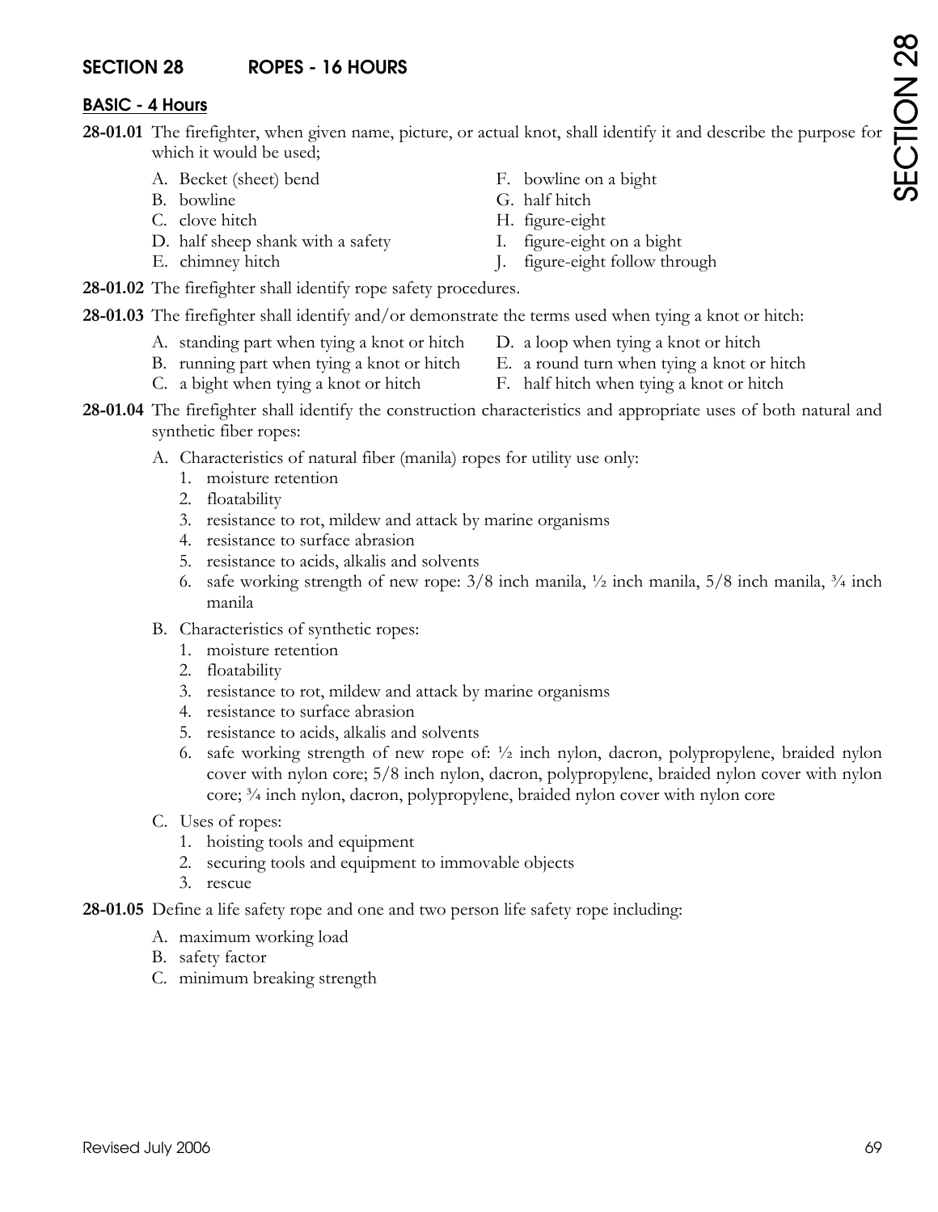## SECTION 28 ROPES - 16 HOURS

### BASIC - 4 Hours

**28-01.01** The firefighter, when given name, picture, or actual knot, shall identify it and describe the purpose for which it would be used;

- A. Becket (sheet) bend
- B. bowline
- C. clove hitch
- D. half sheep shank with a safety
- E. chimney hitch
- F. bowline on a bight
- G. half hitch
- H. figure-eight
- I. figure-eight on a bight
- J. figure-eight follow through

**28-01.02** The firefighter shall identify rope safety procedures.

**28-01.03** The firefighter shall identify and/or demonstrate the terms used when tying a knot or hitch:

- A. standing part when tying a knot or hitch
- B. running part when tying a knot or hitch
- C. a bight when tying a knot or hitch
- D. a loop when tying a knot or hitch
- E. a round turn when tying a knot or hitch
- F. half hitch when tying a knot or hitch

**28-01.04** The firefighter shall identify the construction characteristics and appropriate uses of both natural and synthetic fiber ropes:

- A. Characteristics of natural fiber (manila) ropes for utility use only:
  1. moisture retention
  2. floatability
  3. resistance to rot, mildew and attack by marine organisms
  4. resistance to surface abrasion
  5. resistance to acids, alkalis and solvents
  6. safe working strength of new rope: 3/8 inch manila, ½ inch manila, 5/8 inch manila, ¾ inch manila
- B. Characteristics of synthetic ropes:
  1. moisture retention
  2. floatability
  3. resistance to rot, mildew and attack by marine organisms
  4. resistance to surface abrasion
  5. resistance to acids, alkalis and solvents
  6. safe working strength of new rope of: ½ inch nylon, dacron, polypropylene, braided nylon cover with nylon core; 5/8 inch nylon, dacron, polypropylene, braided nylon cover with nylon core; ¾ inch nylon, dacron, polypropylene, braided nylon cover with nylon core
- C. Uses of ropes:
  1. hoisting tools and equipment
  2. securing tools and equipment to immovable objects
  3. rescue

**28-01.05** Define a life safety rope and one and two person life safety rope including:

- A. maximum working load
- B. safety factor
- C. minimum breaking strength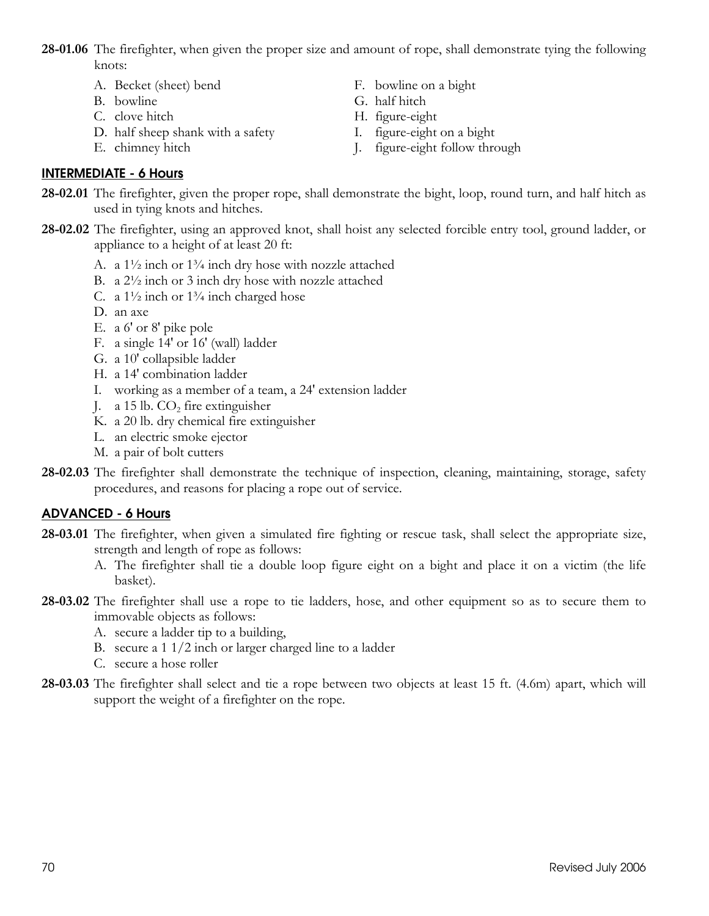**28-01.06** The firefighter, when given the proper size and amount of rope, shall demonstrate tying the following knots:

A. Becket (sheet) bend
B. bowline
C. clove hitch
D. half sheep shank with a safety
E. chimney hitch
F. bowline on a bight
G. half hitch
H. figure-eight
I. figure-eight on a bight
J. figure-eight follow through

## INTERMEDIATE - 6 Hours

**28-02.01** The firefighter, given the proper rope, shall demonstrate the bight, loop, round turn, and half hitch as used in tying knots and hitches.

**28-02.02** The firefighter, using an approved knot, shall hoist any selected forcible entry tool, ground ladder, or appliance to a height of at least 20 ft:

A. a 1½ inch or 1¾ inch dry hose with nozzle attached
B. a 2½ inch or 3 inch dry hose with nozzle attached
C. a 1½ inch or 1¾ inch charged hose
D. an axe
E. a 6' or 8' pike pole
F. a single 14' or 16' (wall) ladder
G. a 10' collapsible ladder
H. a 14' combination ladder
I. working as a member of a team, a 24' extension ladder
J. a 15 lb. $CO_2$ fire extinguisher
K. a 20 lb. dry chemical fire extinguisher
L. an electric smoke ejector
M. a pair of bolt cutters

**28-02.03** The firefighter shall demonstrate the technique of inspection, cleaning, maintaining, storage, safety procedures, and reasons for placing a rope out of service.

## ADVANCED - 6 Hours

**28-03.01** The firefighter, when given a simulated fire fighting or rescue task, shall select the appropriate size, strength and length of rope as follows:

A. The firefighter shall tie a double loop figure eight on a bight and place it on a victim (the life basket).

**28-03.02** The firefighter shall use a rope to tie ladders, hose, and other equipment so as to secure them to immovable objects as follows:

A. secure a ladder tip to a building,
B. secure a 1 1/2 inch or larger charged line to a ladder
C. secure a hose roller

**28-03.03** The firefighter shall select and tie a rope between two objects at least 15 ft. (4.6m) apart, which will support the weight of a firefighter on the rope.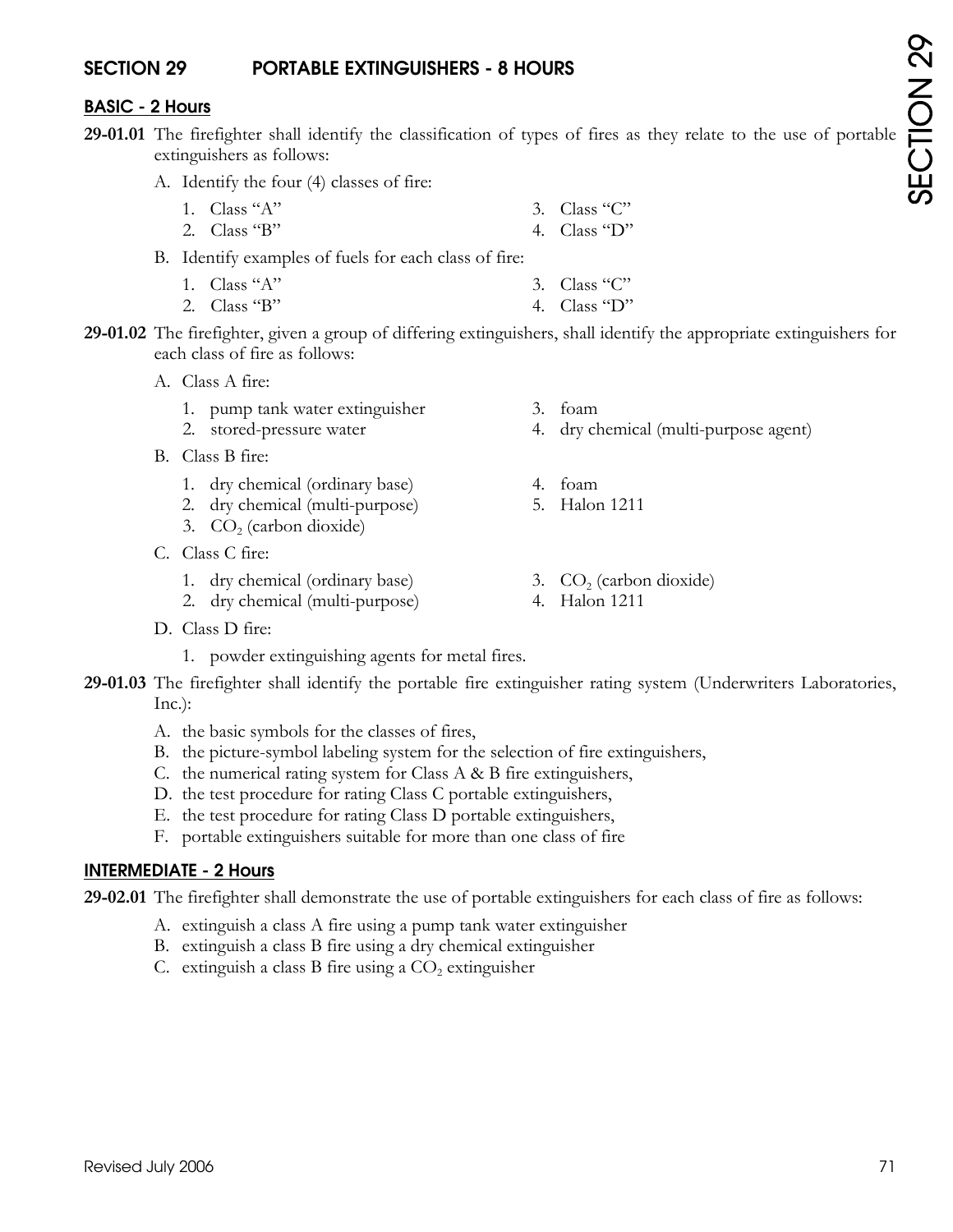## SECTION 29 PORTABLE EXTINGUISHERS - 8 HOURS

### BASIC - 2 Hours

**29-01.01** The firefighter shall identify the classification of types of fires as they relate to the use of portable extinguishers as follows:

A. Identify the four (4) classes of fire:
   1. Class "A"
   2. Class "B"
   3. Class "C"
   4. Class "D"

B. Identify examples of fuels for each class of fire:
   1. Class "A"
   2. Class "B"
   3. Class "C"
   4. Class "D"

**29-01.02** The firefighter, given a group of differing extinguishers, shall identify the appropriate extinguishers for each class of fire as follows:

A. Class A fire:
   1. pump tank water extinguisher
   2. stored-pressure water
   3. foam
   4. dry chemical (multi-purpose agent)

B. Class B fire:
   1. dry chemical (ordinary base)
   2. dry chemical (multi-purpose)
   3. $CO_2$ (carbon dioxide)
   4. foam
   5. Halon 1211

C. Class C fire:
   1. dry chemical (ordinary base)
   2. dry chemical (multi-purpose)
   3. $CO_2$ (carbon dioxide)
   4. Halon 1211

D. Class D fire:
   1. powder extinguishing agents for metal fires.

**29-01.03** The firefighter shall identify the portable fire extinguisher rating system (Underwriters Laboratories, Inc.):

A. the basic symbols for the classes of fires,
B. the picture-symbol labeling system for the selection of fire extinguishers,
C. the numerical rating system for Class A & B fire extinguishers,
D. the test procedure for rating Class C portable extinguishers,
E. the test procedure for rating Class D portable extinguishers,
F. portable extinguishers suitable for more than one class of fire

### INTERMEDIATE - 2 Hours

**29-02.01** The firefighter shall demonstrate the use of portable extinguishers for each class of fire as follows:

A. extinguish a class A fire using a pump tank water extinguisher
B. extinguish a class B fire using a dry chemical extinguisher
C. extinguish a class B fire using a $CO_2$ extinguisher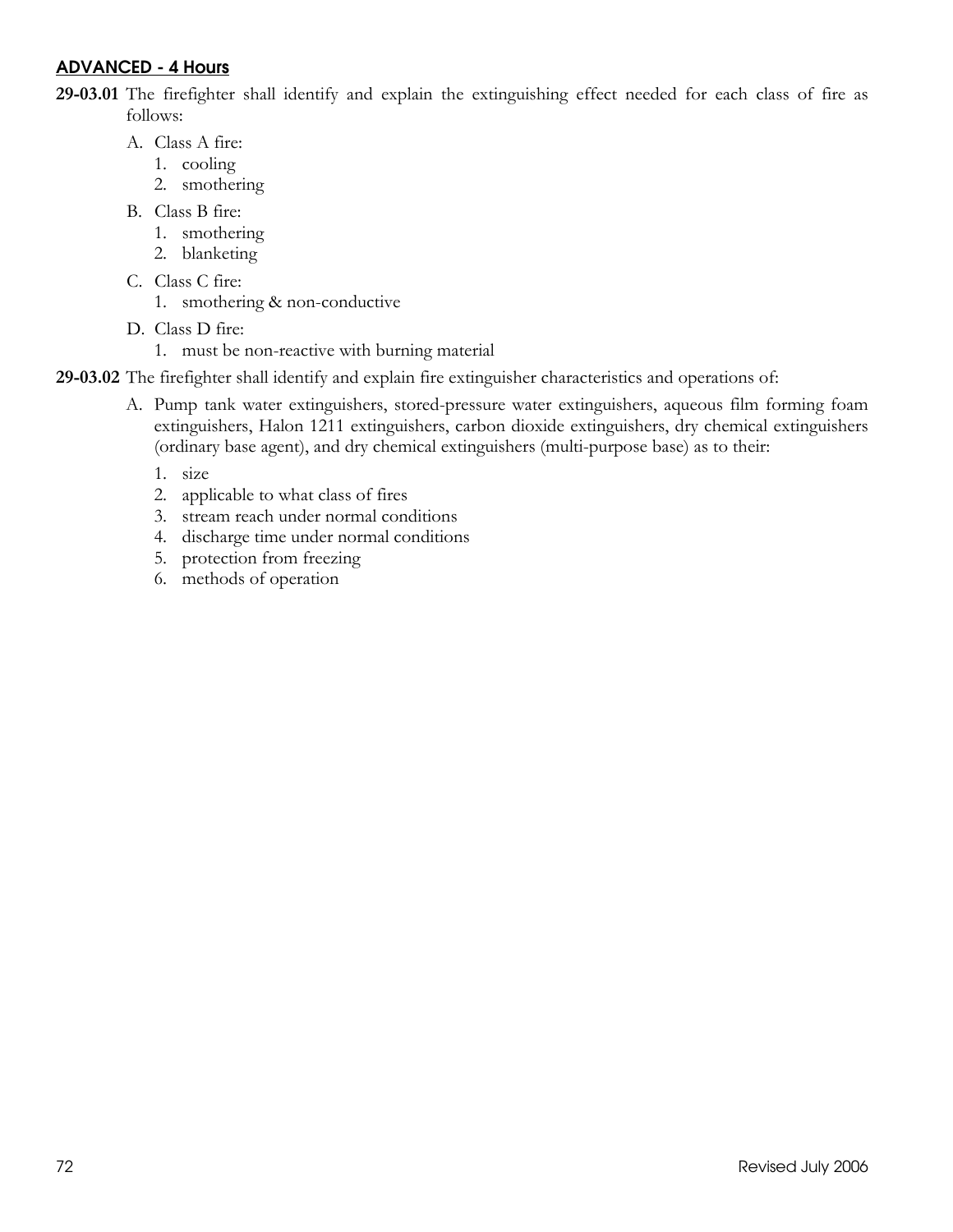## ADVANCED - 4 Hours

**29-03.01** The firefighter shall identify and explain the extinguishing effect needed for each class of fire as follows:

A. Class A fire:
   1. cooling
   2. smothering

B. Class B fire:
   1. smothering
   2. blanketing

C. Class C fire:
   1. smothering & non-conductive

D. Class D fire:
   1. must be non-reactive with burning material

**29-03.02** The firefighter shall identify and explain fire extinguisher characteristics and operations of:

A. Pump tank water extinguishers, stored-pressure water extinguishers, aqueous film forming foam extinguishers, Halon 1211 extinguishers, carbon dioxide extinguishers, dry chemical extinguishers (ordinary base agent), and dry chemical extinguishers (multi-purpose base) as to their:

   1. size
   2. applicable to what class of fires
   3. stream reach under normal conditions
   4. discharge time under normal conditions
   5. protection from freezing
   6. methods of operation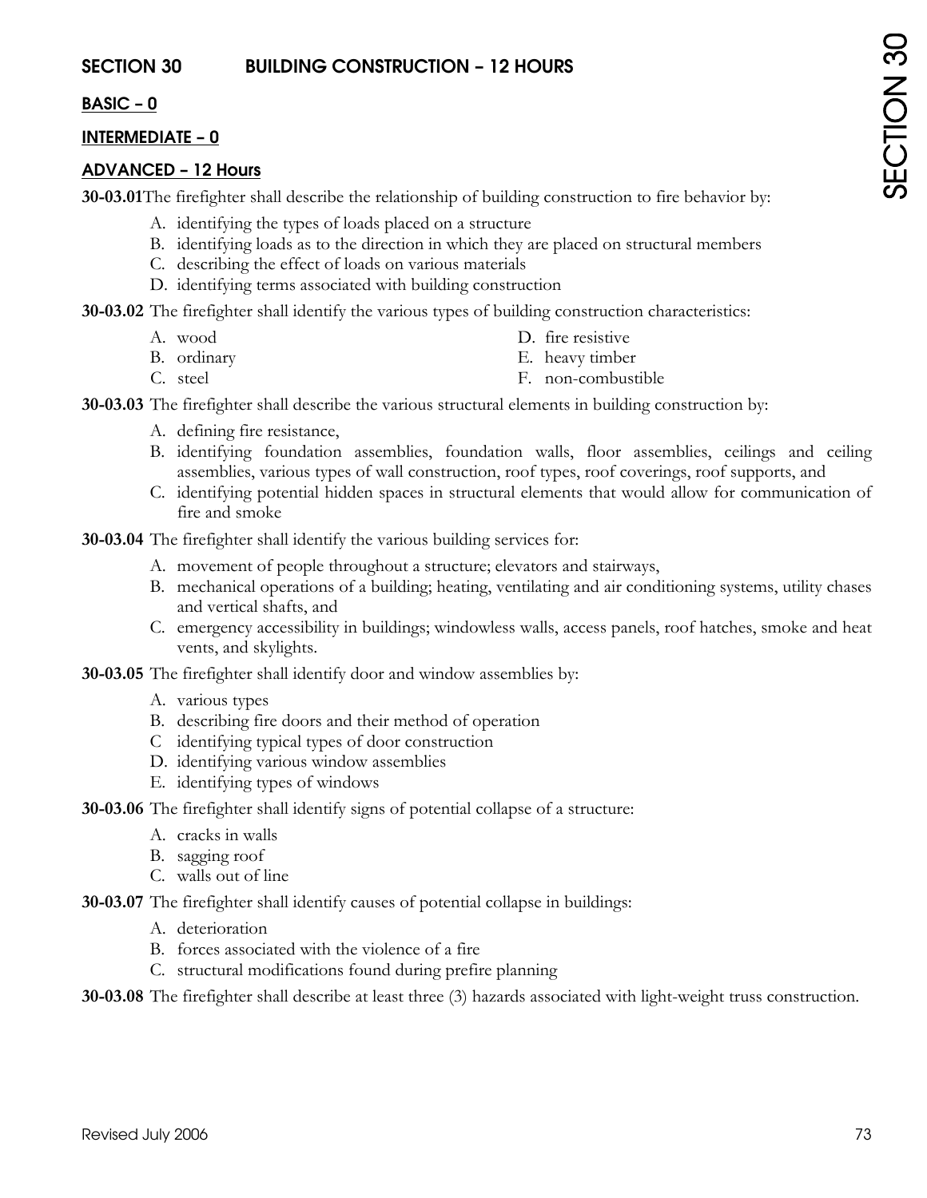## SECTION 30 BUILDING CONSTRUCTION – 12 HOURS

**BASIC – 0**

**INTERMEDIATE – 0**

**ADVANCED – 12 Hours**

**30-03.01** The firefighter shall describe the relationship of building construction to fire behavior by:

A. identifying the types of loads placed on a structure
B. identifying loads as to the direction in which they are placed on structural members
C. describing the effect of loads on various materials
D. identifying terms associated with building construction

**30-03.02** The firefighter shall identify the various types of building construction characteristics:

A. wood
B. ordinary
C. steel
D. fire resistive
E. heavy timber
F. non-combustible

**30-03.03** The firefighter shall describe the various structural elements in building construction by:

A. defining fire resistance,
B. identifying foundation assemblies, foundation walls, floor assemblies, ceilings and ceiling assemblies, various types of wall construction, roof types, roof coverings, roof supports, and
C. identifying potential hidden spaces in structural elements that would allow for communication of fire and smoke

**30-03.04** The firefighter shall identify the various building services for:

A. movement of people throughout a structure; elevators and stairways,
B. mechanical operations of a building; heating, ventilating and air conditioning systems, utility chases and vertical shafts, and
C. emergency accessibility in buildings; windowless walls, access panels, roof hatches, smoke and heat vents, and skylights.

**30-03.05** The firefighter shall identify door and window assemblies by:

A. various types
B. describing fire doors and their method of operation
C identifying typical types of door construction
D. identifying various window assemblies
E. identifying types of windows

**30-03.06** The firefighter shall identify signs of potential collapse of a structure:

A. cracks in walls
B. sagging roof
C. walls out of line

**30-03.07** The firefighter shall identify causes of potential collapse in buildings:

A. deterioration
B. forces associated with the violence of a fire
C. structural modifications found during prefire planning

**30-03.08** The firefighter shall describe at least three (3) hazards associated with light-weight truss construction.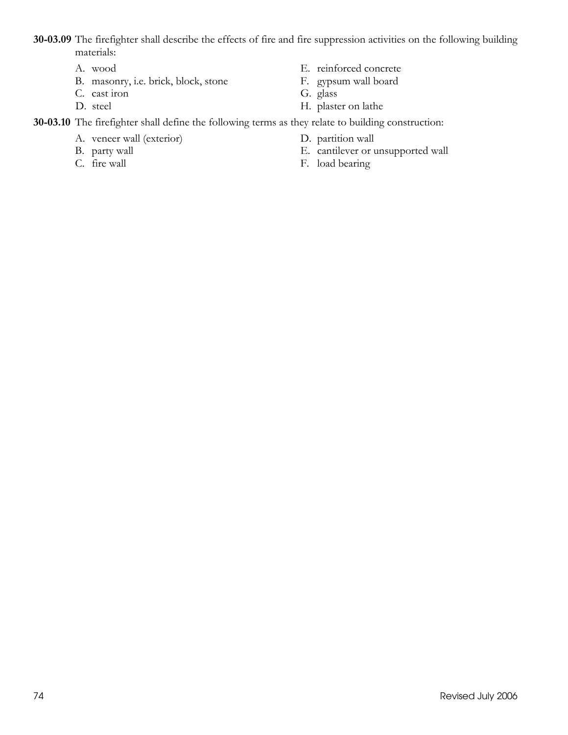**30-03.09** The firefighter shall describe the effects of fire and fire suppression activities on the following building materials:

A. wood
B. masonry, i.e. brick, block, stone
C. cast iron
D. steel
E. reinforced concrete
F. gypsum wall board
G. glass
H. plaster on lathe

**30-03.10** The firefighter shall define the following terms as they relate to building construction:

A. veneer wall (exterior)
B. party wall
C. fire wall
D. partition wall
E. cantilever or unsupported wall
F. load bearing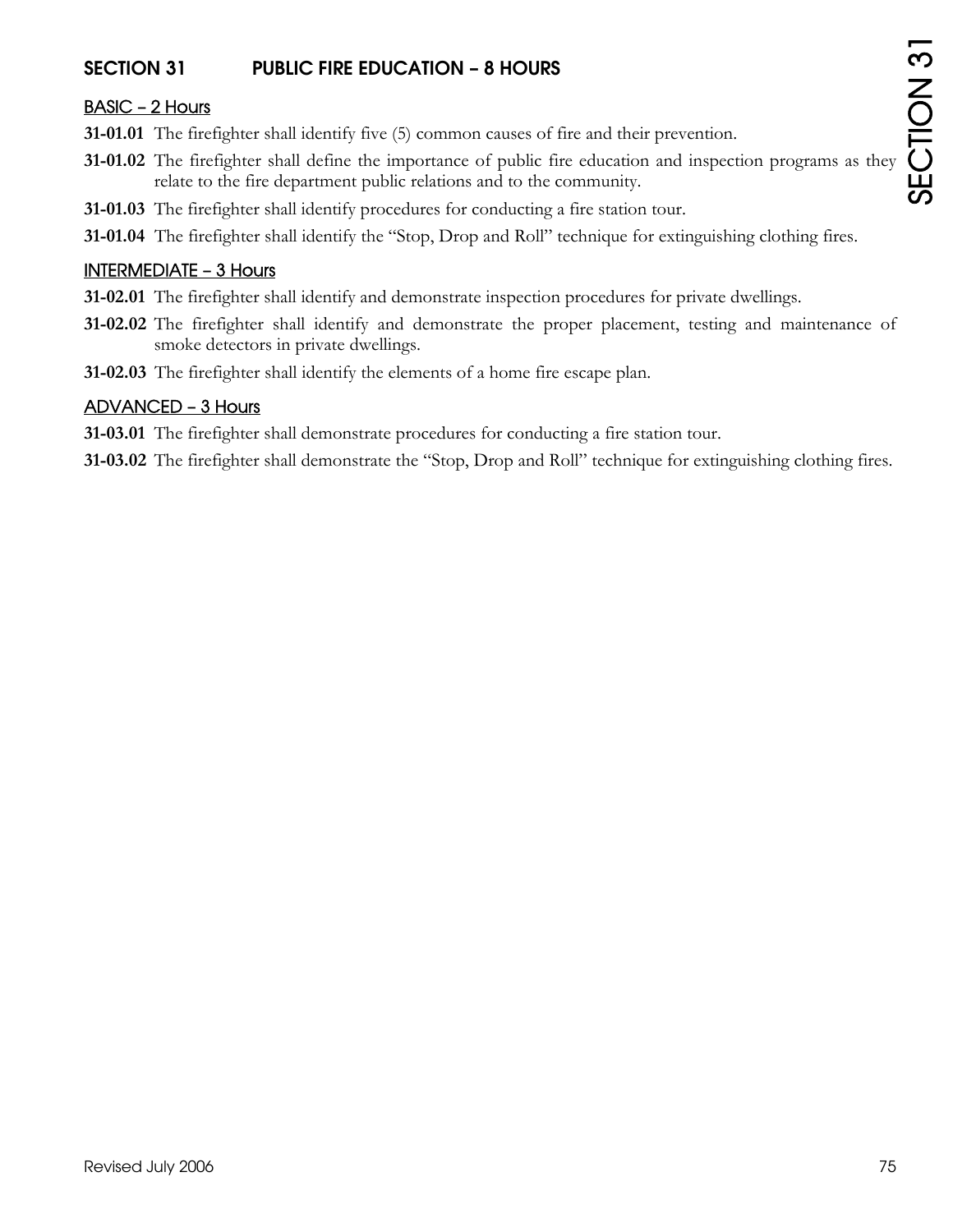## SECTION 31 PUBLIC FIRE EDUCATION – 8 HOURS

### BASIC – 2 Hours

**31-01.01** The firefighter shall identify five (5) common causes of fire and their prevention.

**31-01.02** The firefighter shall define the importance of public fire education and inspection programs as they relate to the fire department public relations and to the community.

**31-01.03** The firefighter shall identify procedures for conducting a fire station tour.

**31-01.04** The firefighter shall identify the "Stop, Drop and Roll" technique for extinguishing clothing fires.

### INTERMEDIATE – 3 Hours

**31-02.01** The firefighter shall identify and demonstrate inspection procedures for private dwellings.

**31-02.02** The firefighter shall identify and demonstrate the proper placement, testing and maintenance of smoke detectors in private dwellings.

**31-02.03** The firefighter shall identify the elements of a home fire escape plan.

### ADVANCED – 3 Hours

**31-03.01** The firefighter shall demonstrate procedures for conducting a fire station tour.

**31-03.02** The firefighter shall demonstrate the "Stop, Drop and Roll" technique for extinguishing clothing fires.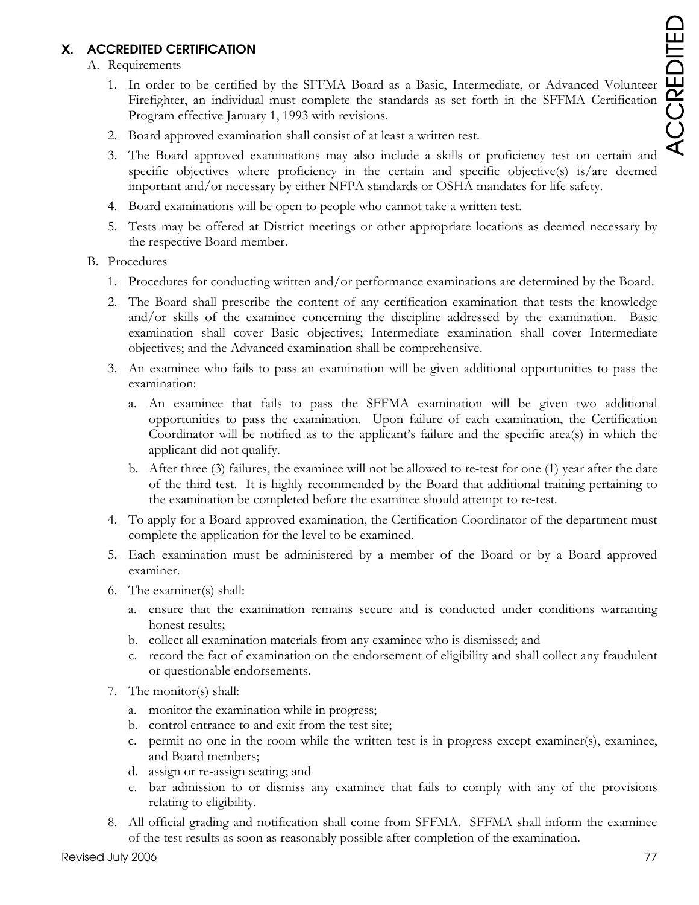## X. ACCREDITED CERTIFICATION

A. Requirements

1. In order to be certified by the SFFMA Board as a Basic, Intermediate, or Advanced Volunteer Firefighter, an individual must complete the standards as set forth in the SFFMA Certification Program effective January 1, 1993 with revisions.
2. Board approved examination shall consist of at least a written test.
3. The Board approved examinations may also include a skills or proficiency test on certain and specific objectives where proficiency in the certain and specific objective(s) is/are deemed important and/or necessary by either NFPA standards or OSHA mandates for life safety.
4. Board examinations will be open to people who cannot take a written test.
5. Tests may be offered at District meetings or other appropriate locations as deemed necessary by the respective Board member.

B. Procedures

1. Procedures for conducting written and/or performance examinations are determined by the Board.
2. The Board shall prescribe the content of any certification examination that tests the knowledge and/or skills of the examinee concerning the discipline addressed by the examination. Basic examination shall cover Basic objectives; Intermediate examination shall cover Intermediate objectives; and the Advanced examination shall be comprehensive.
3. An examinee who fails to pass an examination will be given additional opportunities to pass the examination:
   a. An examinee that fails to pass the SFFMA examination will be given two additional opportunities to pass the examination. Upon failure of each examination, the Certification Coordinator will be notified as to the applicant's failure and the specific area(s) in which the applicant did not qualify.
   b. After three (3) failures, the examinee will not be allowed to re-test for one (1) year after the date of the third test. It is highly recommended by the Board that additional training pertaining to the examination be completed before the examinee should attempt to re-test.
4. To apply for a Board approved examination, the Certification Coordinator of the department must complete the application for the level to be examined.
5. Each examination must be administered by a member of the Board or by a Board approved examiner.
6. The examiner(s) shall:
   a. ensure that the examination remains secure and is conducted under conditions warranting honest results;
   b. collect all examination materials from any examinee who is dismissed; and
   c. record the fact of examination on the endorsement of eligibility and shall collect any fraudulent or questionable endorsements.
7. The monitor(s) shall:
   a. monitor the examination while in progress;
   b. control entrance to and exit from the test site;
   c. permit no one in the room while the written test is in progress except examiner(s), examinee, and Board members;
   d. assign or re-assign seating; and
   e. bar admission to or dismiss any examinee that fails to comply with any of the provisions relating to eligibility.
8. All official grading and notification shall come from SFFMA. SFFMA shall inform the examinee of the test results as soon as reasonably possible after completion of the examination.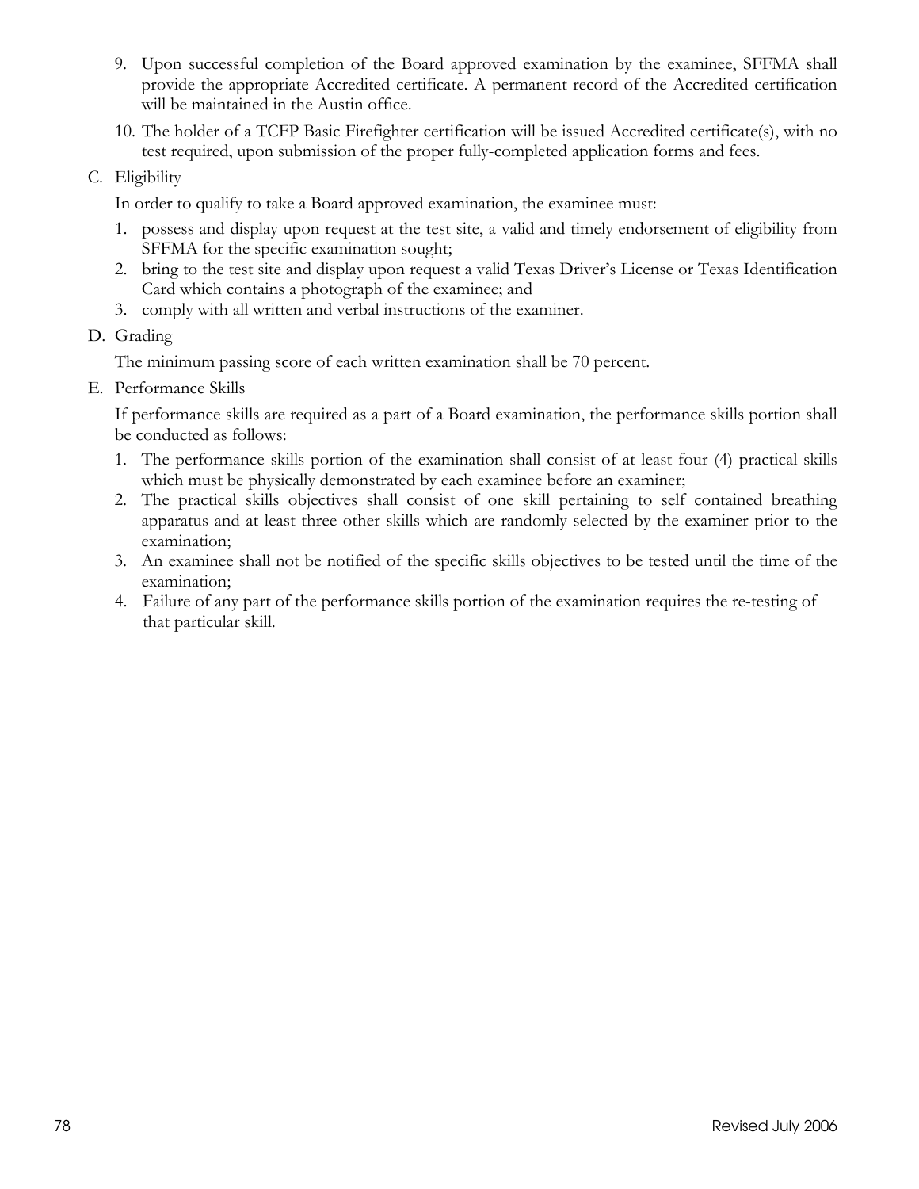9. Upon successful completion of the Board approved examination by the examinee, SFFMA shall provide the appropriate Accredited certificate. A permanent record of the Accredited certification will be maintained in the Austin office.
10. The holder of a TCFP Basic Firefighter certification will be issued Accredited certificate(s), with no test required, upon submission of the proper fully-completed application forms and fees.

C. Eligibility

In order to qualify to take a Board approved examination, the examinee must:

1. possess and display upon request at the test site, a valid and timely endorsement of eligibility from SFFMA for the specific examination sought;
2. bring to the test site and display upon request a valid Texas Driver's License or Texas Identification Card which contains a photograph of the examinee; and
3. comply with all written and verbal instructions of the examiner.

D. Grading

The minimum passing score of each written examination shall be 70 percent.

E. Performance Skills

If performance skills are required as a part of a Board examination, the performance skills portion shall be conducted as follows:

1. The performance skills portion of the examination shall consist of at least four (4) practical skills which must be physically demonstrated by each examinee before an examiner;
2. The practical skills objectives shall consist of one skill pertaining to self contained breathing apparatus and at least three other skills which are randomly selected by the examiner prior to the examination;
3. An examinee shall not be notified of the specific skills objectives to be tested until the time of the examination;
4. Failure of any part of the performance skills portion of the examination requires the re-testing of that particular skill.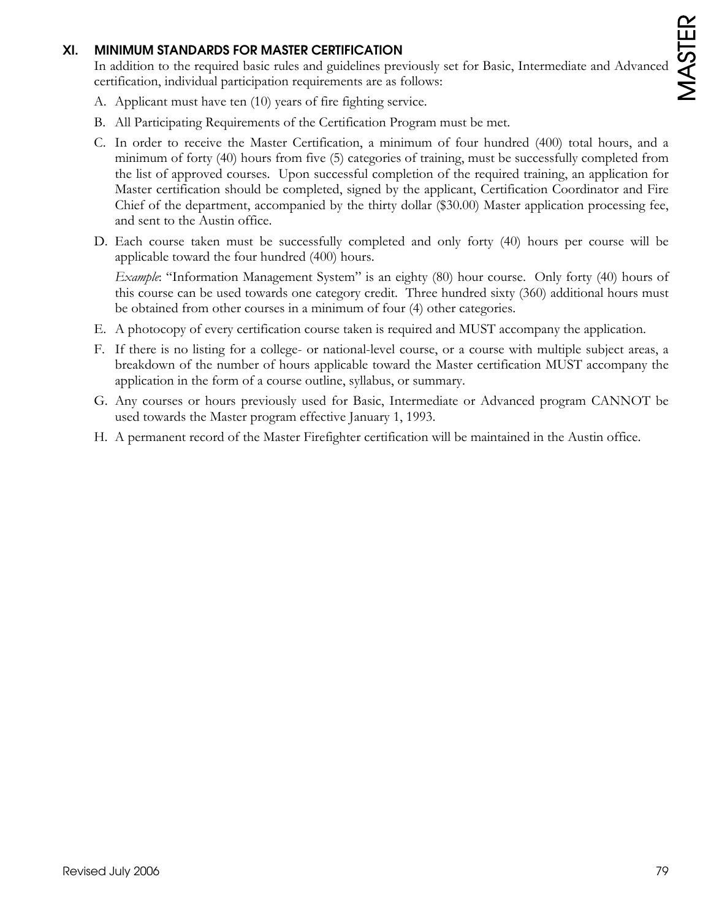## XI. MINIMUM STANDARDS FOR MASTER CERTIFICATION

In addition to the required basic rules and guidelines previously set for Basic, Intermediate and Advanced certification, individual participation requirements are as follows:

A. Applicant must have ten (10) years of fire fighting service.

B. All Participating Requirements of the Certification Program must be met.

C. In order to receive the Master Certification, a minimum of four hundred (400) total hours, and a minimum of forty (40) hours from five (5) categories of training, must be successfully completed from the list of approved courses. Upon successful completion of the required training, an application for Master certification should be completed, signed by the applicant, Certification Coordinator and Fire Chief of the department, accompanied by the thirty dollar ($30.00) Master application processing fee, and sent to the Austin office.

D. Each course taken must be successfully completed and only forty (40) hours per course will be applicable toward the four hundred (400) hours.

   *Example*: "Information Management System" is an eighty (80) hour course. Only forty (40) hours of this course can be used towards one category credit. Three hundred sixty (360) additional hours must be obtained from other courses in a minimum of four (4) other categories.

E. A photocopy of every certification course taken is required and MUST accompany the application.

F. If there is no listing for a college- or national-level course, or a course with multiple subject areas, a breakdown of the number of hours applicable toward the Master certification MUST accompany the application in the form of a course outline, syllabus, or summary.

G. Any courses or hours previously used for Basic, Intermediate or Advanced program CANNOT be used towards the Master program effective January 1, 1993.

H. A permanent record of the Master Firefighter certification will be maintained in the Austin office.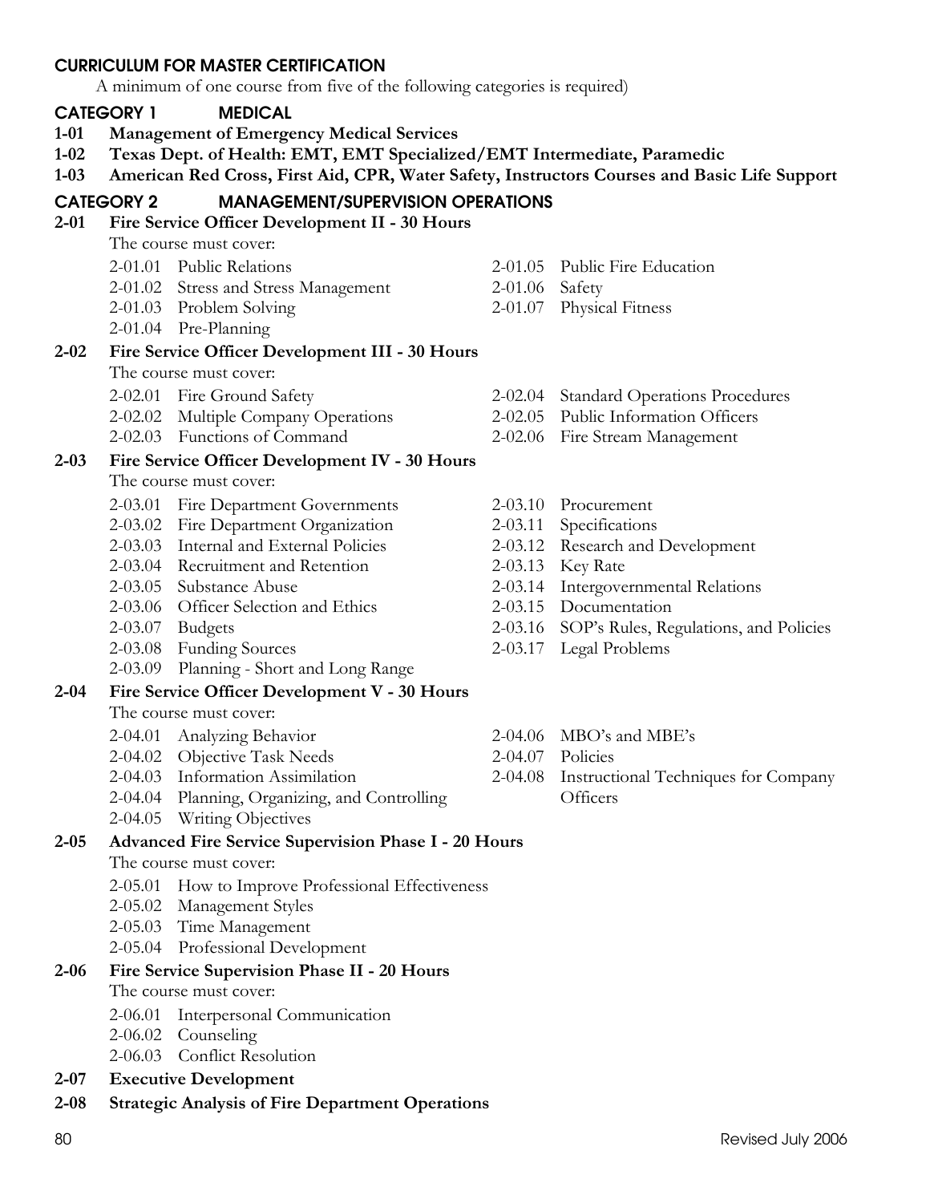## CURRICULUM FOR MASTER CERTIFICATION

A minimum of one course from five of the following categories is required)

### CATEGORY 1 MEDICAL

**1-01 Management of Emergency Medical Services**

**1-02 Texas Dept. of Health: EMT, EMT Specialized/EMT Intermediate, Paramedic**

**1-03 American Red Cross, First Aid, CPR, Water Safety, Instructors Courses and Basic Life Support**

### CATEGORY 2 MANAGEMENT/SUPERVISION OPERATIONS

**2-01 Fire Service Officer Development II - 30 Hours**

The course must cover:

- 2-01.01 Public Relations
- 2-01.02 Stress and Stress Management
- 2-01.03 Problem Solving
- 2-01.04 Pre-Planning
- 2-01.05 Public Fire Education
- 2-01.06 Safety
- 2-01.07 Physical Fitness

**2-02 Fire Service Officer Development III - 30 Hours**

The course must cover:

- 2-02.01 Fire Ground Safety
- 2-02.02 Multiple Company Operations
- 2-02.03 Functions of Command
- 2-02.04 Standard Operations Procedures
- 2-02.05 Public Information Officers
- 2-02.06 Fire Stream Management

**2-03 Fire Service Officer Development IV - 30 Hours**

The course must cover:

- 2-03.01 Fire Department Governments
- 2-03.02 Fire Department Organization
- 2-03.03 Internal and External Policies
- 2-03.04 Recruitment and Retention
- 2-03.05 Substance Abuse
- 2-03.06 Officer Selection and Ethics
- 2-03.07 Budgets
- 2-03.08 Funding Sources
- 2-03.09 Planning - Short and Long Range
- 2-03.10 Procurement
- 2-03.11 Specifications
- 2-03.12 Research and Development
- 2-03.13 Key Rate
- 2-03.14 Intergovernmental Relations
- 2-03.15 Documentation
- 2-03.16 SOP's Rules, Regulations, and Policies
- 2-03.17 Legal Problems

**2-04 Fire Service Officer Development V - 30 Hours**

The course must cover:

- 2-04.01 Analyzing Behavior
- 2-04.02 Objective Task Needs
- 2-04.03 Information Assimilation
- 2-04.04 Planning, Organizing, and Controlling
- 2-04.05 Writing Objectives
- 2-04.06 MBO's and MBE's
- 2-04.07 Policies
- 2-04.08 Instructional Techniques for Company Officers

**2-05 Advanced Fire Service Supervision Phase I - 20 Hours**

The course must cover:

- 2-05.01 How to Improve Professional Effectiveness
- 2-05.02 Management Styles
- 2-05.03 Time Management
- 2-05.04 Professional Development

**2-06 Fire Service Supervision Phase II - 20 Hours**

The course must cover:

- 2-06.01 Interpersonal Communication
- 2-06.02 Counseling
- 2-06.03 Conflict Resolution

**2-07 Executive Development**

**2-08 Strategic Analysis of Fire Department Operations**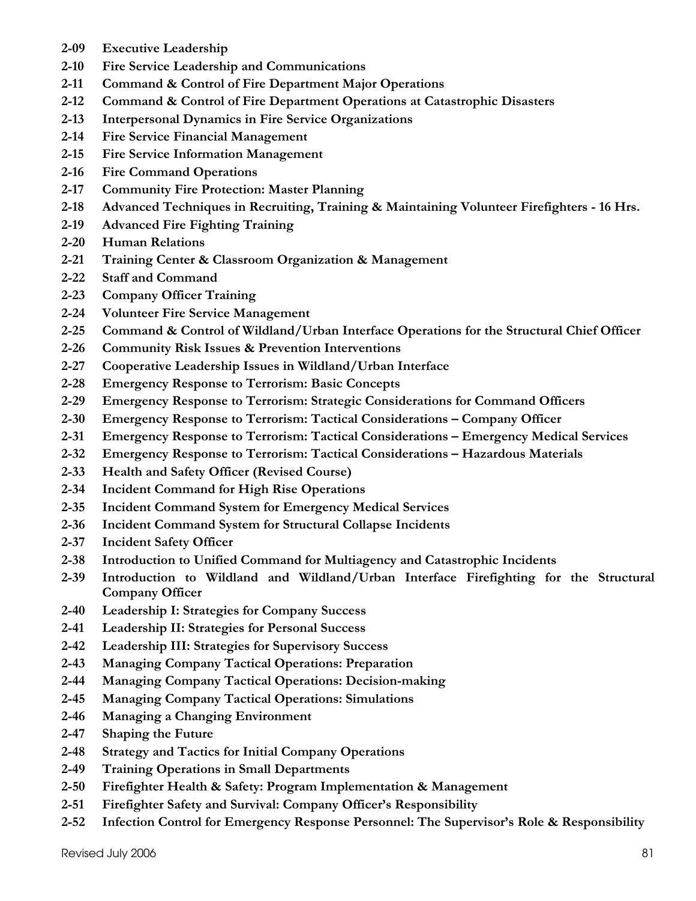**2-09 Executive Leadership**
**2-10 Fire Service Leadership and Communications**
**2-11 Command & Control of Fire Department Major Operations**
**2-12 Command & Control of Fire Department Operations at Catastrophic Disasters**
**2-13 Interpersonal Dynamics in Fire Service Organizations**
**2-14 Fire Service Financial Management**
**2-15 Fire Service Information Management**
**2-16 Fire Command Operations**
**2-17 Community Fire Protection: Master Planning**
**2-18 Advanced Techniques in Recruiting, Training & Maintaining Volunteer Firefighters - 16 Hrs.**
**2-19 Advanced Fire Fighting Training**
**2-20 Human Relations**
**2-21 Training Center & Classroom Organization & Management**
**2-22 Staff and Command**
**2-23 Company Officer Training**
**2-24 Volunteer Fire Service Management**
**2-25 Command & Control of Wildland/Urban Interface Operations for the Structural Chief Officer**
**2-26 Community Risk Issues & Prevention Interventions**
**2-27 Cooperative Leadership Issues in Wildland/Urban Interface**
**2-28 Emergency Response to Terrorism: Basic Concepts**
**2-29 Emergency Response to Terrorism: Strategic Considerations for Command Officers**
**2-30 Emergency Response to Terrorism: Tactical Considerations – Company Officer**
**2-31 Emergency Response to Terrorism: Tactical Considerations – Emergency Medical Services**
**2-32 Emergency Response to Terrorism: Tactical Considerations – Hazardous Materials**
**2-33 Health and Safety Officer (Revised Course)**
**2-34 Incident Command for High Rise Operations**
**2-35 Incident Command System for Emergency Medical Services**
**2-36 Incident Command System for Structural Collapse Incidents**
**2-37 Incident Safety Officer**
**2-38 Introduction to Unified Command for Multiagency and Catastrophic Incidents**
**2-39 Introduction to Wildland and Wildland/Urban Interface Firefighting for the Structural Company Officer**
**2-40 Leadership I: Strategies for Company Success**
**2-41 Leadership II: Strategies for Personal Success**
**2-42 Leadership III: Strategies for Supervisory Success**
**2-43 Managing Company Tactical Operations: Preparation**
**2-44 Managing Company Tactical Operations: Decision-making**
**2-45 Managing Company Tactical Operations: Simulations**
**2-46 Managing a Changing Environment**
**2-47 Shaping the Future**
**2-48 Strategy and Tactics for Initial Company Operations**
**2-49 Training Operations in Small Departments**
**2-50 Firefighter Health & Safety: Program Implementation & Management**
**2-51 Firefighter Safety and Survival: Company Officer's Responsibility**
**2-52 Infection Control for Emergency Response Personnel: The Supervisor's Role & Responsibility**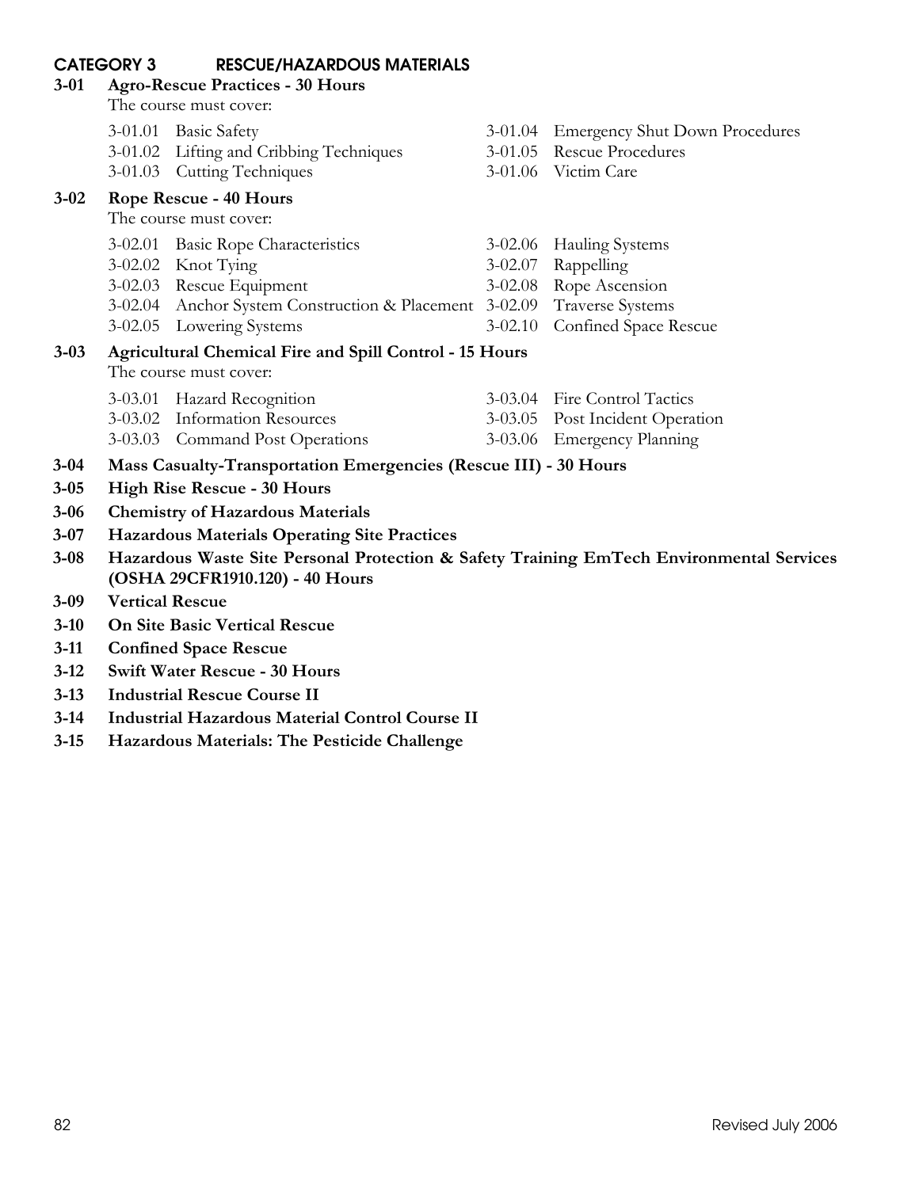## CATEGORY 3 RESCUE/HAZARDOUS MATERIALS

**3-01 Agro-Rescue Practices - 30 Hours**

The course must cover:

- 3-01.01 Basic Safety
- 3-01.02 Lifting and Cribbing Techniques
- 3-01.03 Cutting Techniques
- 3-01.04 Emergency Shut Down Procedures
- 3-01.05 Rescue Procedures
- 3-01.06 Victim Care

**3-02 Rope Rescue - 40 Hours**

The course must cover:

- 3-02.01 Basic Rope Characteristics
- 3-02.02 Knot Tying
- 3-02.03 Rescue Equipment
- 3-02.04 Anchor System Construction & Placement
- 3-02.05 Lowering Systems
- 3-02.06 Hauling Systems
- 3-02.07 Rappelling
- 3-02.08 Rope Ascension
- 3-02.09 Traverse Systems
- 3-02.10 Confined Space Rescue

**3-03 Agricultural Chemical Fire and Spill Control - 15 Hours**

The course must cover:

- 3-03.01 Hazard Recognition
- 3-03.02 Information Resources
- 3-03.03 Command Post Operations
- 3-03.04 Fire Control Tactics
- 3-03.05 Post Incident Operation
- 3-03.06 Emergency Planning

**3-04 Mass Casualty-Transportation Emergencies (Rescue III) - 30 Hours**

**3-05 High Rise Rescue - 30 Hours**

**3-06 Chemistry of Hazardous Materials**

**3-07 Hazardous Materials Operating Site Practices**

**3-08 Hazardous Waste Site Personal Protection & Safety Training EmTech Environmental Services (OSHA 29CFR1910.120) - 40 Hours**

**3-09 Vertical Rescue**

**3-10 On Site Basic Vertical Rescue**

**3-11 Confined Space Rescue**

**3-12 Swift Water Rescue - 30 Hours**

**3-13 Industrial Rescue Course II**

**3-14 Industrial Hazardous Material Control Course II**

**3-15 Hazardous Materials: The Pesticide Challenge**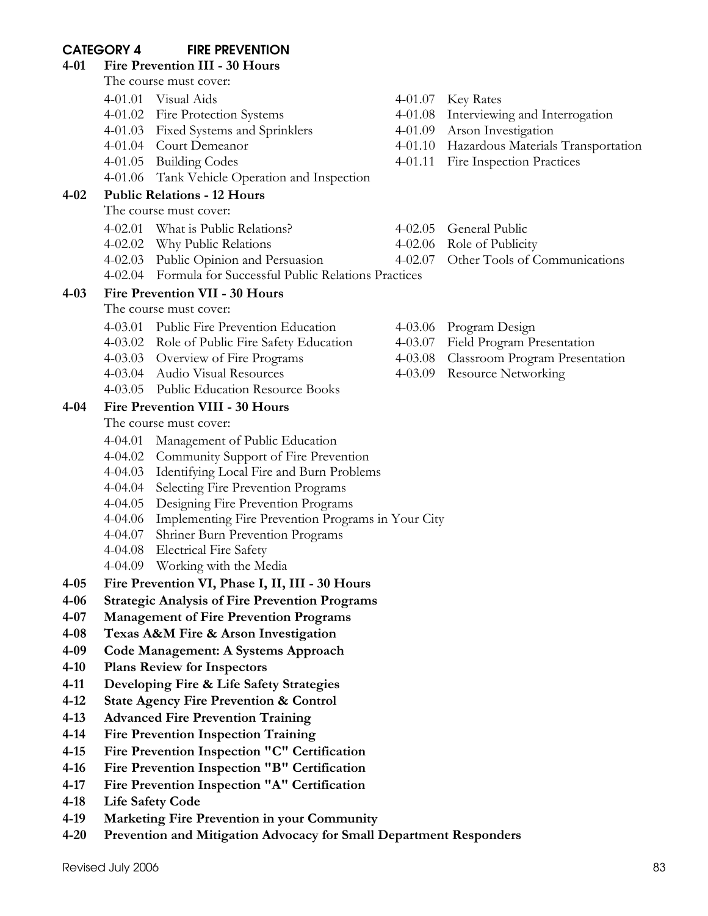## CATEGORY 4 FIRE PREVENTION

### 4-01 Fire Prevention III - 30 Hours

The course must cover:

- 4-01.01 Visual Aids
- 4-01.02 Fire Protection Systems
- 4-01.03 Fixed Systems and Sprinklers
- 4-01.04 Court Demeanor
- 4-01.05 Building Codes
- 4-01.06 Tank Vehicle Operation and Inspection
- 4-01.07 Key Rates
- 4-01.08 Interviewing and Interrogation
- 4-01.09 Arson Investigation
- 4-01.10 Hazardous Materials Transportation
- 4-01.11 Fire Inspection Practices

### 4-02 Public Relations - 12 Hours

The course must cover:

- 4-02.01 What is Public Relations?
- 4-02.02 Why Public Relations
- 4-02.03 Public Opinion and Persuasion
- 4-02.04 Formula for Successful Public Relations Practices
- 4-02.05 General Public
- 4-02.06 Role of Publicity
- 4-02.07 Other Tools of Communications

### 4-03 Fire Prevention VII - 30 Hours

The course must cover:

- 4-03.01 Public Fire Prevention Education
- 4-03.02 Role of Public Fire Safety Education
- 4-03.03 Overview of Fire Programs
- 4-03.04 Audio Visual Resources
- 4-03.05 Public Education Resource Books
- 4-03.06 Program Design
- 4-03.07 Field Program Presentation
- 4-03.08 Classroom Program Presentation
- 4-03.09 Resource Networking

### 4-04 Fire Prevention VIII - 30 Hours

The course must cover:

- 4-04.01 Management of Public Education
- 4-04.02 Community Support of Fire Prevention
- 4-04.03 Identifying Local Fire and Burn Problems
- 4-04.04 Selecting Fire Prevention Programs
- 4-04.05 Designing Fire Prevention Programs
- 4-04.06 Implementing Fire Prevention Programs in Your City
- 4-04.07 Shriner Burn Prevention Programs
- 4-04.08 Electrical Fire Safety
- 4-04.09 Working with the Media

### 4-05 Fire Prevention VI, Phase I, II, III - 30 Hours
### 4-06 Strategic Analysis of Fire Prevention Programs
### 4-07 Management of Fire Prevention Programs
### 4-08 Texas A&M Fire & Arson Investigation
### 4-09 Code Management: A Systems Approach
### 4-10 Plans Review for Inspectors
### 4-11 Developing Fire & Life Safety Strategies
### 4-12 State Agency Fire Prevention & Control
### 4-13 Advanced Fire Prevention Training
### 4-14 Fire Prevention Inspection Training
### 4-15 Fire Prevention Inspection "C" Certification
### 4-16 Fire Prevention Inspection "B" Certification
### 4-17 Fire Prevention Inspection "A" Certification
### 4-18 Life Safety Code
### 4-19 Marketing Fire Prevention in your Community
### 4-20 Prevention and Mitigation Advocacy for Small Department Responders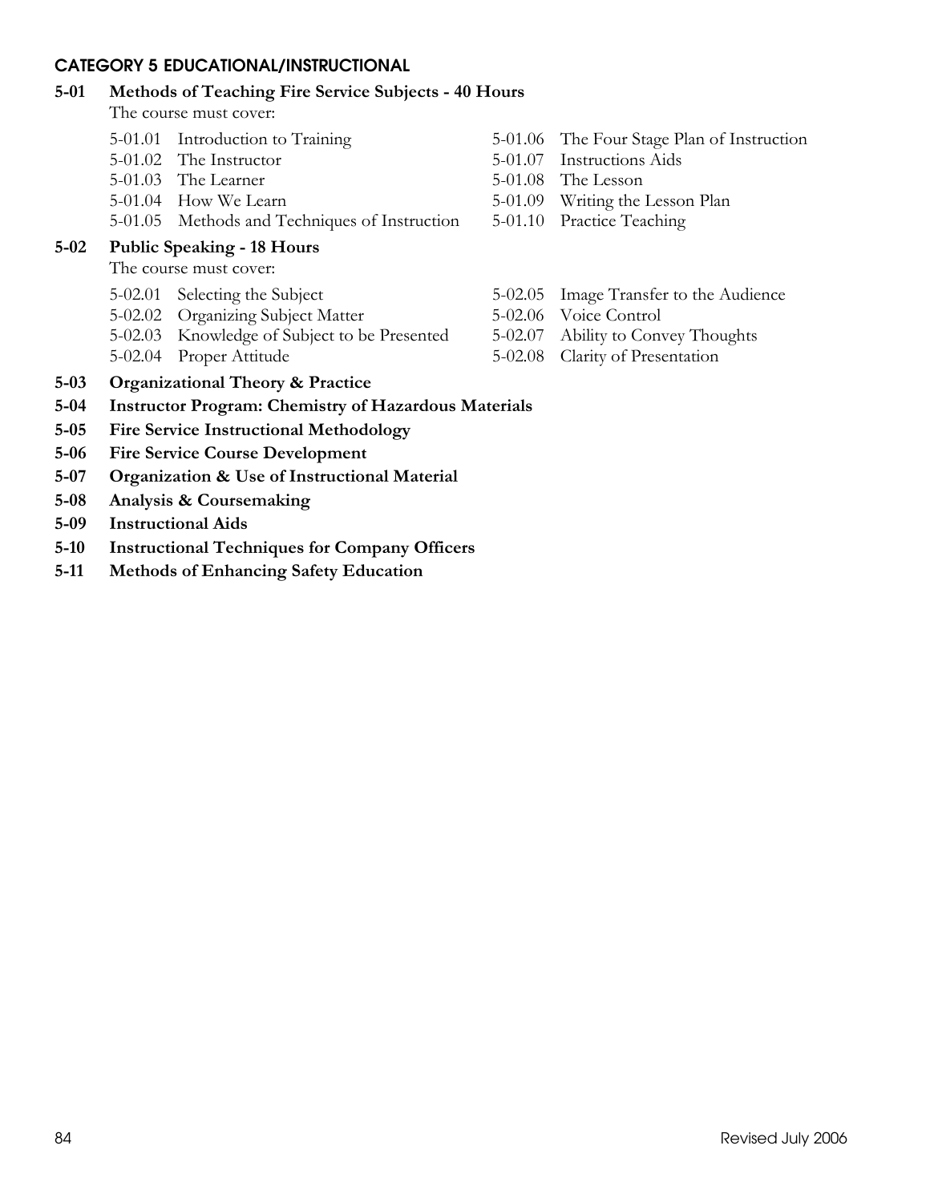## CATEGORY 5 EDUCATIONAL/INSTRUCTIONAL

**5-01 Methods of Teaching Fire Service Subjects - 40 Hours**

The course must cover:

- 5-01.01 Introduction to Training
- 5-01.02 The Instructor
- 5-01.03 The Learner
- 5-01.04 How We Learn
- 5-01.05 Methods and Techniques of Instruction
- 5-01.06 The Four Stage Plan of Instruction
- 5-01.07 Instructions Aids
- 5-01.08 The Lesson
- 5-01.09 Writing the Lesson Plan
- 5-01.10 Practice Teaching

**5-02 Public Speaking - 18 Hours**

The course must cover:

- 5-02.01 Selecting the Subject
- 5-02.02 Organizing Subject Matter
- 5-02.03 Knowledge of Subject to be Presented
- 5-02.04 Proper Attitude
- 5-02.05 Image Transfer to the Audience
- 5-02.06 Voice Control
- 5-02.07 Ability to Convey Thoughts
- 5-02.08 Clarity of Presentation

**5-03 Organizational Theory & Practice**

**5-04 Instructor Program: Chemistry of Hazardous Materials**

**5-05 Fire Service Instructional Methodology**

**5-06 Fire Service Course Development**

**5-07 Organization & Use of Instructional Material**

**5-08 Analysis & Coursemaking**

**5-09 Instructional Aids**

**5-10 Instructional Techniques for Company Officers**

**5-11 Methods of Enhancing Safety Education**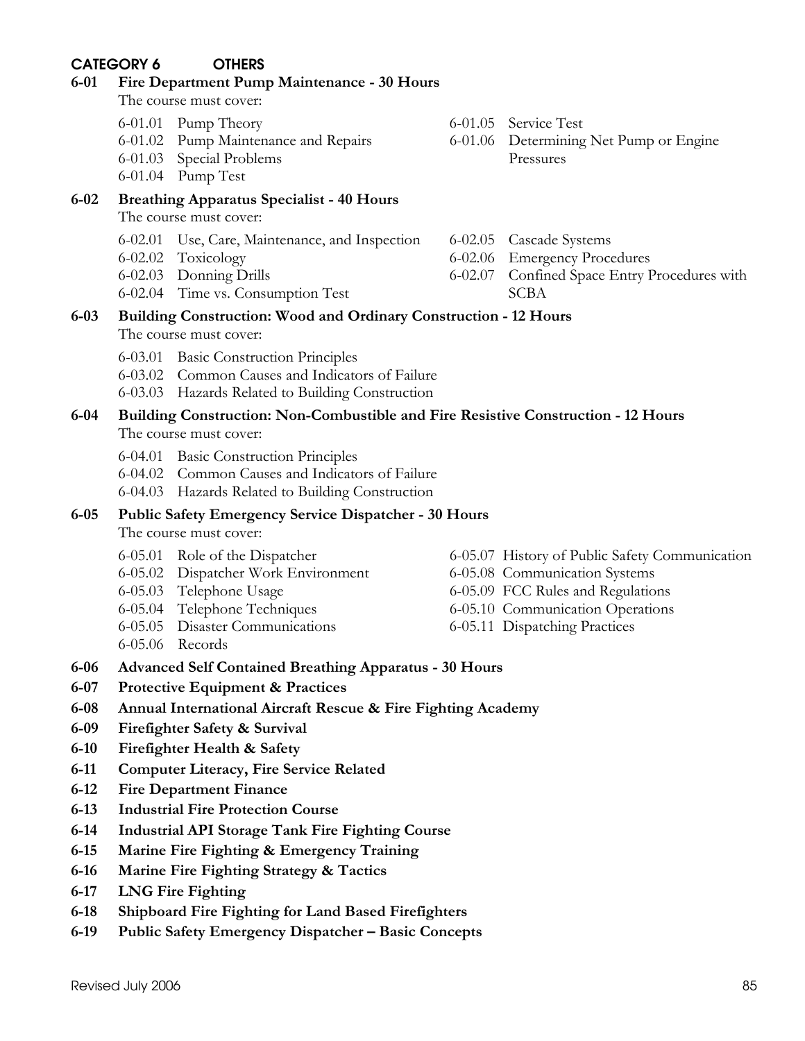## CATEGORY 6 OTHERS

### 6-01 Fire Department Pump Maintenance - 30 Hours

The course must cover:

- 6-01.01 Pump Theory
- 6-01.02 Pump Maintenance and Repairs
- 6-01.03 Special Problems
- 6-01.04 Pump Test
- 6-01.05 Service Test
- 6-01.06 Determining Net Pump or Engine Pressures

### 6-02 Breathing Apparatus Specialist - 40 Hours

The course must cover:

- 6-02.01 Use, Care, Maintenance, and Inspection
- 6-02.02 Toxicology
- 6-02.03 Donning Drills
- 6-02.04 Time vs. Consumption Test
- 6-02.05 Cascade Systems
- 6-02.06 Emergency Procedures
- 6-02.07 Confined Space Entry Procedures with SCBA

### 6-03 Building Construction: Wood and Ordinary Construction - 12 Hours

The course must cover:

- 6-03.01 Basic Construction Principles
- 6-03.02 Common Causes and Indicators of Failure
- 6-03.03 Hazards Related to Building Construction

### 6-04 Building Construction: Non-Combustible and Fire Resistive Construction - 12 Hours

The course must cover:

- 6-04.01 Basic Construction Principles
- 6-04.02 Common Causes and Indicators of Failure
- 6-04.03 Hazards Related to Building Construction

### 6-05 Public Safety Emergency Service Dispatcher - 30 Hours

The course must cover:

- 6-05.01 Role of the Dispatcher
- 6-05.02 Dispatcher Work Environment
- 6-05.03 Telephone Usage
- 6-05.04 Telephone Techniques
- 6-05.05 Disaster Communications
- 6-05.06 Records
- 6-05.07 History of Public Safety Communication
- 6-05.08 Communication Systems
- 6-05.09 FCC Rules and Regulations
- 6-05.10 Communication Operations
- 6-05.11 Dispatching Practices

**6-06 Advanced Self Contained Breathing Apparatus - 30 Hours**

**6-07 Protective Equipment & Practices**

**6-08 Annual International Aircraft Rescue & Fire Fighting Academy**

**6-09 Firefighter Safety & Survival**

**6-10 Firefighter Health & Safety**

**6-11 Computer Literacy, Fire Service Related**

**6-12 Fire Department Finance**

**6-13 Industrial Fire Protection Course**

**6-14 Industrial API Storage Tank Fire Fighting Course**

**6-15 Marine Fire Fighting & Emergency Training**

**6-16 Marine Fire Fighting Strategy & Tactics**

**6-17 LNG Fire Fighting**

**6-18 Shipboard Fire Fighting for Land Based Firefighters**

**6-19 Public Safety Emergency Dispatcher – Basic Concepts**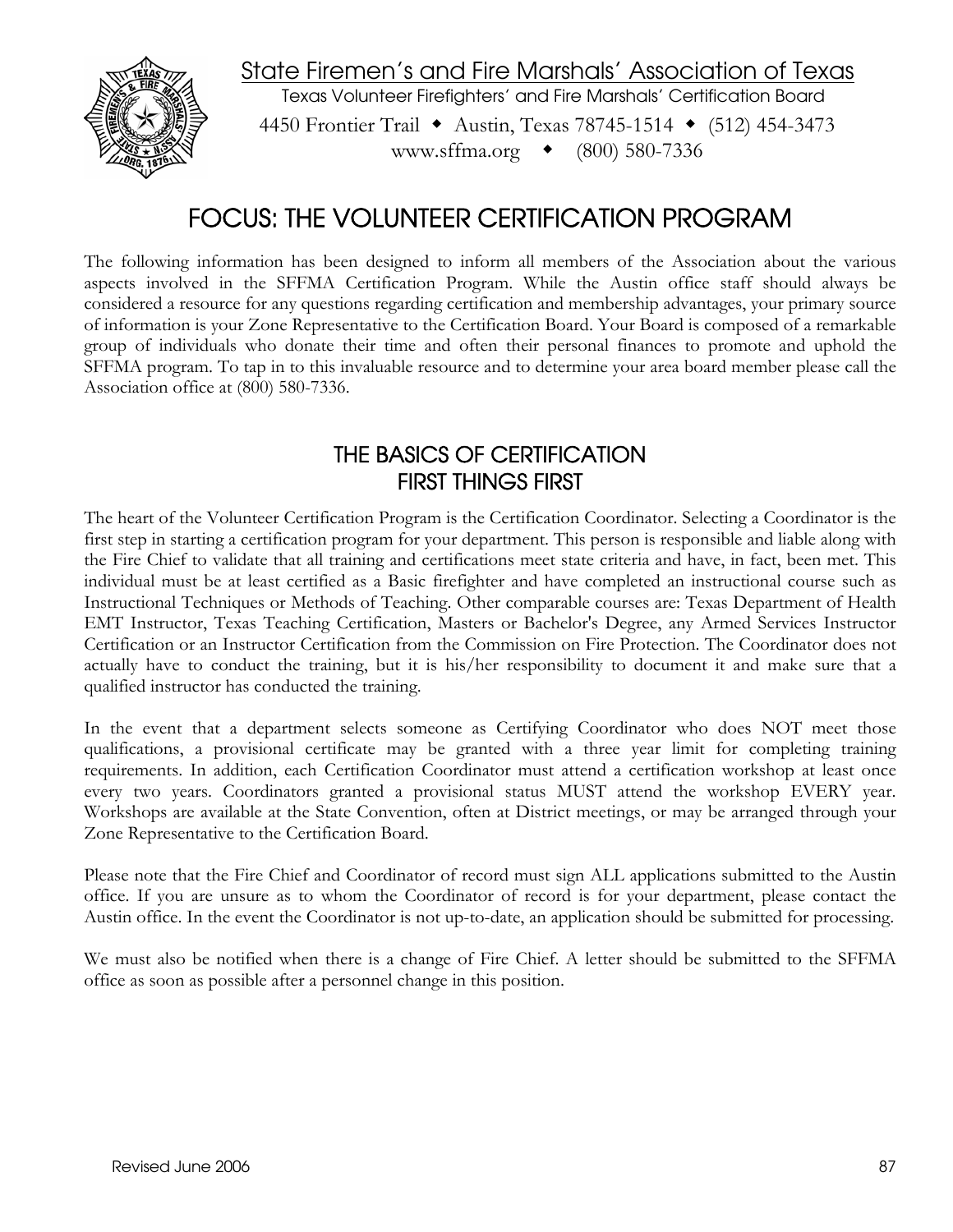State Firemen's and Fire Marshals' Association of Texas

Texas Volunteer Firefighters' and Fire Marshals' Certification Board

4450 Frontier Trail ◆ Austin, Texas 78745-1514 ◆ (512) 454-3473

www.sffma.org ◆ (800) 580-7336

# FOCUS: THE VOLUNTEER CERTIFICATION PROGRAM

The following information has been designed to inform all members of the Association about the various aspects involved in the SFFMA Certification Program. While the Austin office staff should always be considered a resource for any questions regarding certification and membership advantages, your primary source of information is your Zone Representative to the Certification Board. Your Board is composed of a remarkable group of individuals who donate their time and often their personal finances to promote and uphold the SFFMA program. To tap in to this invaluable resource and to determine your area board member please call the Association office at (800) 580-7336.

## THE BASICS OF CERTIFICATION
## FIRST THINGS FIRST

The heart of the Volunteer Certification Program is the Certification Coordinator. Selecting a Coordinator is the first step in starting a certification program for your department. This person is responsible and liable along with the Fire Chief to validate that all training and certifications meet state criteria and have, in fact, been met. This individual must be at least certified as a Basic firefighter and have completed an instructional course such as Instructional Techniques or Methods of Teaching. Other comparable courses are: Texas Department of Health EMT Instructor, Texas Teaching Certification, Masters or Bachelor's Degree, any Armed Services Instructor Certification or an Instructor Certification from the Commission on Fire Protection. The Coordinator does not actually have to conduct the training, but it is his/her responsibility to document it and make sure that a qualified instructor has conducted the training.

In the event that a department selects someone as Certifying Coordinator who does NOT meet those qualifications, a provisional certificate may be granted with a three year limit for completing training requirements. In addition, each Certification Coordinator must attend a certification workshop at least once every two years. Coordinators granted a provisional status MUST attend the workshop EVERY year. Workshops are available at the State Convention, often at District meetings, or may be arranged through your Zone Representative to the Certification Board.

Please note that the Fire Chief and Coordinator of record must sign ALL applications submitted to the Austin office. If you are unsure as to whom the Coordinator of record is for your department, please contact the Austin office. In the event the Coordinator is not up-to-date, an application should be submitted for processing.

We must also be notified when there is a change of Fire Chief. A letter should be submitted to the SFFMA office as soon as possible after a personnel change in this position.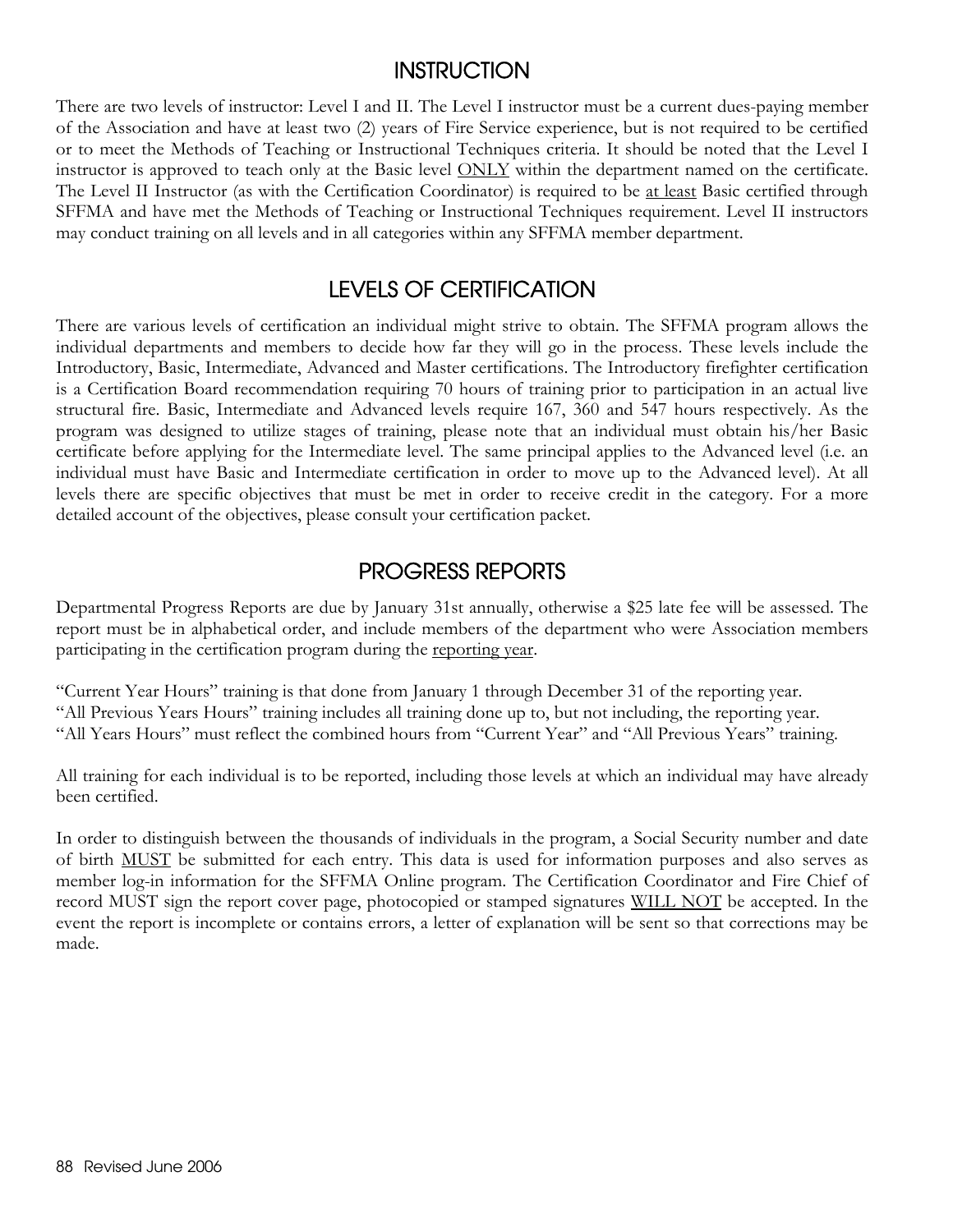## INSTRUCTION

There are two levels of instructor: Level I and II. The Level I instructor must be a current dues-paying member of the Association and have at least two (2) years of Fire Service experience, but is not required to be certified or to meet the Methods of Teaching or Instructional Techniques criteria. It should be noted that the Level I instructor is approved to teach only at the Basic level <u>ONLY</u> within the department named on the certificate. The Level II Instructor (as with the Certification Coordinator) is required to be <u>at least</u> Basic certified through SFFMA and have met the Methods of Teaching or Instructional Techniques requirement. Level II instructors may conduct training on all levels and in all categories within any SFFMA member department.

## LEVELS OF CERTIFICATION

There are various levels of certification an individual might strive to obtain. The SFFMA program allows the individual departments and members to decide how far they will go in the process. These levels include the Introductory, Basic, Intermediate, Advanced and Master certifications. The Introductory firefighter certification is a Certification Board recommendation requiring 70 hours of training prior to participation in an actual live structural fire. Basic, Intermediate and Advanced levels require 167, 360 and 547 hours respectively. As the program was designed to utilize stages of training, please note that an individual must obtain his/her Basic certificate before applying for the Intermediate level. The same principal applies to the Advanced level (i.e. an individual must have Basic and Intermediate certification in order to move up to the Advanced level). At all levels there are specific objectives that must be met in order to receive credit in the category. For a more detailed account of the objectives, please consult your certification packet.

## PROGRESS REPORTS

Departmental Progress Reports are due by January 31st annually, otherwise a $25 late fee will be assessed. The report must be in alphabetical order, and include members of the department who were Association members participating in the certification program during the <u>reporting year</u>.

"Current Year Hours" training is that done from January 1 through December 31 of the reporting year.
"All Previous Years Hours" training includes all training done up to, but not including, the reporting year.
"All Years Hours" must reflect the combined hours from "Current Year" and "All Previous Years" training.

All training for each individual is to be reported, including those levels at which an individual may have already been certified.

In order to distinguish between the thousands of individuals in the program, a Social Security number and date of birth <u>MUST</u> be submitted for each entry. This data is used for information purposes and also serves as member log-in information for the SFFMA Online program. The Certification Coordinator and Fire Chief of record MUST sign the report cover page, photocopied or stamped signatures <u>WILL NOT</u> be accepted. In the event the report is incomplete or contains errors, a letter of explanation will be sent so that corrections may be made.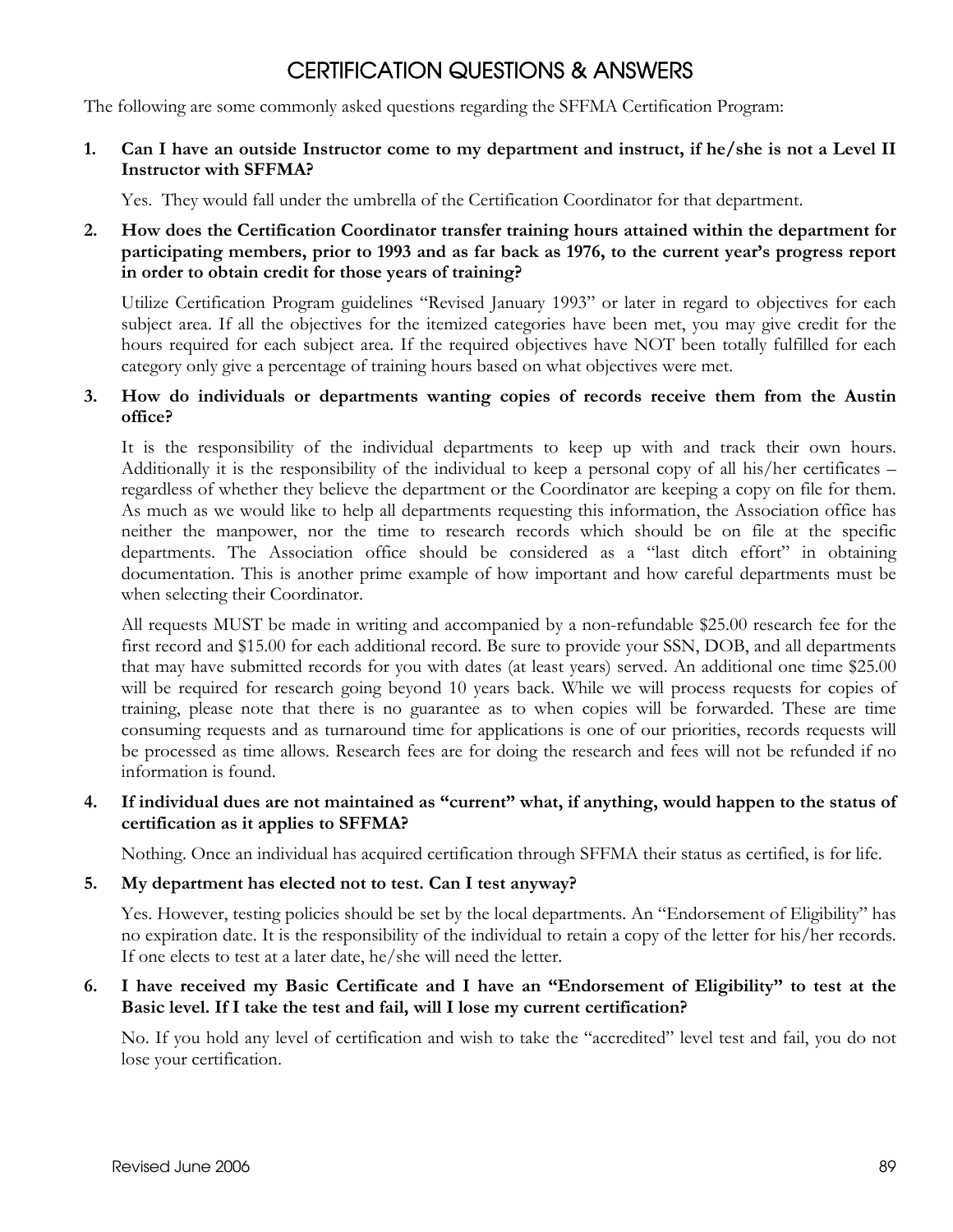# CERTIFICATION QUESTIONS & ANSWERS

The following are some commonly asked questions regarding the SFFMA Certification Program:

1. **Can I have an outside Instructor come to my department and instruct, if he/she is not a Level II Instructor with SFFMA?**

   Yes. They would fall under the umbrella of the Certification Coordinator for that department.

2. **How does the Certification Coordinator transfer training hours attained within the department for participating members, prior to 1993 and as far back as 1976, to the current year's progress report in order to obtain credit for those years of training?**

   Utilize Certification Program guidelines "Revised January 1993" or later in regard to objectives for each subject area. If all the objectives for the itemized categories have been met, you may give credit for the hours required for each subject area. If the required objectives have NOT been totally fulfilled for each category only give a percentage of training hours based on what objectives were met.

3. **How do individuals or departments wanting copies of records receive them from the Austin office?**

   It is the responsibility of the individual departments to keep up with and track their own hours. Additionally it is the responsibility of the individual to keep a personal copy of all his/her certificates – regardless of whether they believe the department or the Coordinator are keeping a copy on file for them. As much as we would like to help all departments requesting this information, the Association office has neither the manpower, nor the time to research records which should be on file at the specific departments. The Association office should be considered as a "last ditch effort" in obtaining documentation. This is another prime example of how important and how careful departments must be when selecting their Coordinator.

   All requests MUST be made in writing and accompanied by a non-refundable $25.00 research fee for the first record and $15.00 for each additional record. Be sure to provide your SSN, DOB, and all departments that may have submitted records for you with dates (at least years) served. An additional one time $25.00 will be required for research going beyond 10 years back. While we will process requests for copies of training, please note that there is no guarantee as to when copies will be forwarded. These are time consuming requests and as turnaround time for applications is one of our priorities, records requests will be processed as time allows. Research fees are for doing the research and fees will not be refunded if no information is found.

4. **If individual dues are not maintained as "current" what, if anything, would happen to the status of certification as it applies to SFFMA?**

   Nothing. Once an individual has acquired certification through SFFMA their status as certified, is for life.

5. **My department has elected not to test. Can I test anyway?**

   Yes. However, testing policies should be set by the local departments. An "Endorsement of Eligibility" has no expiration date. It is the responsibility of the individual to retain a copy of the letter for his/her records. If one elects to test at a later date, he/she will need the letter.

6. **I have received my Basic Certificate and I have an "Endorsement of Eligibility" to test at the Basic level. If I take the test and fail, will I lose my current certification?**

   No. If you hold any level of certification and wish to take the "accredited" level test and fail, you do not lose your certification.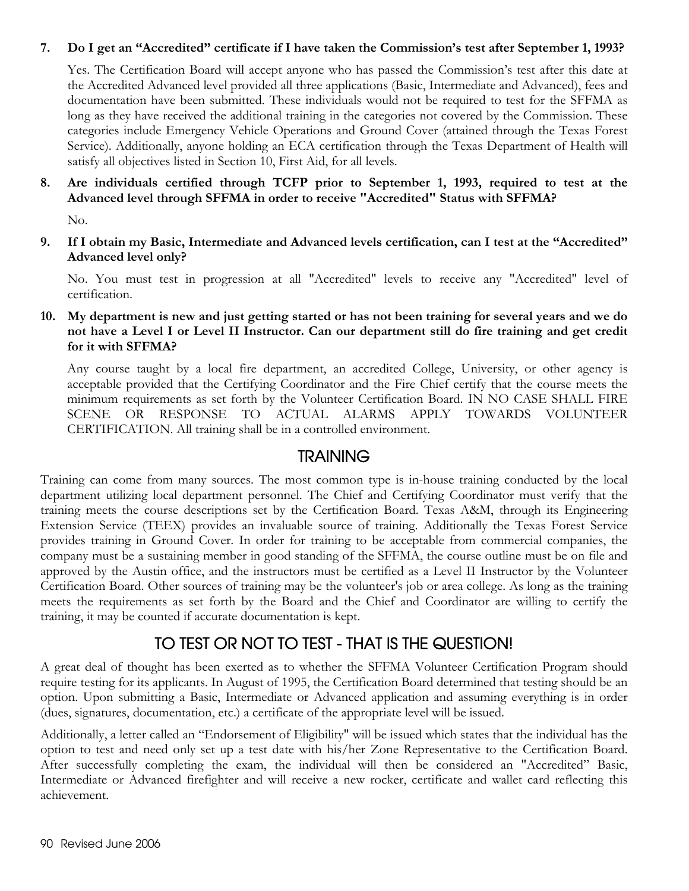**7. Do I get an "Accredited" certificate if I have taken the Commission's test after September 1, 1993?**

Yes. The Certification Board will accept anyone who has passed the Commission's test after this date at the Accredited Advanced level provided all three applications (Basic, Intermediate and Advanced), fees and documentation have been submitted. These individuals would not be required to test for the SFFMA as long as they have received the additional training in the categories not covered by the Commission. These categories include Emergency Vehicle Operations and Ground Cover (attained through the Texas Forest Service). Additionally, anyone holding an ECA certification through the Texas Department of Health will satisfy all objectives listed in Section 10, First Aid, for all levels.

**8. Are individuals certified through TCFP prior to September 1, 1993, required to test at the Advanced level through SFFMA in order to receive "Accredited" Status with SFFMA?**

No.

**9. If I obtain my Basic, Intermediate and Advanced levels certification, can I test at the "Accredited" Advanced level only?**

No. You must test in progression at all "Accredited" levels to receive any "Accredited" level of certification.

**10. My department is new and just getting started or has not been training for several years and we do not have a Level I or Level II Instructor. Can our department still do fire training and get credit for it with SFFMA?**

Any course taught by a local fire department, an accredited College, University, or other agency is acceptable provided that the Certifying Coordinator and the Fire Chief certify that the course meets the minimum requirements as set forth by the Volunteer Certification Board. IN NO CASE SHALL FIRE SCENE OR RESPONSE TO ACTUAL ALARMS APPLY TOWARDS VOLUNTEER CERTIFICATION. All training shall be in a controlled environment.

## TRAINING

Training can come from many sources. The most common type is in-house training conducted by the local department utilizing local department personnel. The Chief and Certifying Coordinator must verify that the training meets the course descriptions set by the Certification Board. Texas A&M, through its Engineering Extension Service (TEEX) provides an invaluable source of training. Additionally the Texas Forest Service provides training in Ground Cover. In order for training to be acceptable from commercial companies, the company must be a sustaining member in good standing of the SFFMA, the course outline must be on file and approved by the Austin office, and the instructors must be certified as a Level II Instructor by the Volunteer Certification Board. Other sources of training may be the volunteer's job or area college. As long as the training meets the requirements as set forth by the Board and the Chief and Coordinator are willing to certify the training, it may be counted if accurate documentation is kept.

## TO TEST OR NOT TO TEST - THAT IS THE QUESTION!

A great deal of thought has been exerted as to whether the SFFMA Volunteer Certification Program should require testing for its applicants. In August of 1995, the Certification Board determined that testing should be an option. Upon submitting a Basic, Intermediate or Advanced application and assuming everything is in order (dues, signatures, documentation, etc.) a certificate of the appropriate level will be issued.

Additionally, a letter called an "Endorsement of Eligibility" will be issued which states that the individual has the option to test and need only set up a test date with his/her Zone Representative to the Certification Board. After successfully completing the exam, the individual will then be considered an "Accredited" Basic, Intermediate or Advanced firefighter and will receive a new rocker, certificate and wallet card reflecting this achievement.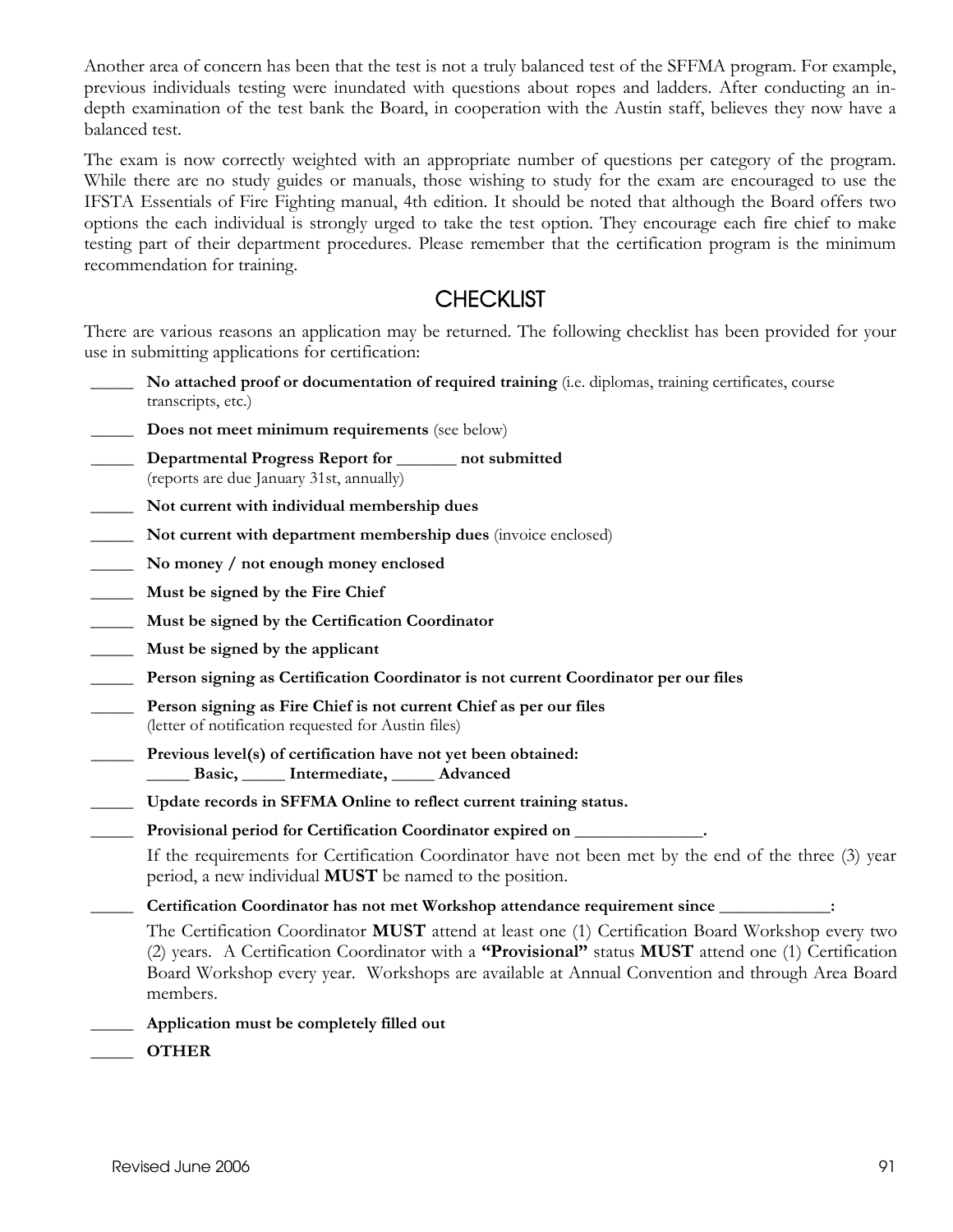Another area of concern has been that the test is not a truly balanced test of the SFFMA program. For example, previous individuals testing were inundated with questions about ropes and ladders. After conducting an in-depth examination of the test bank the Board, in cooperation with the Austin staff, believes they now have a balanced test.

The exam is now correctly weighted with an appropriate number of questions per category of the program. While there are no study guides or manuals, those wishing to study for the exam are encouraged to use the IFSTA Essentials of Fire Fighting manual, 4th edition. It should be noted that although the Board offers two options the each individual is strongly urged to take the test option. They encourage each fire chief to make testing part of their department procedures. Please remember that the certification program is the minimum recommendation for training.

## CHECKLIST

There are various reasons an application may be returned. The following checklist has been provided for your use in submitting applications for certification:

_____ **No attached proof or documentation of required training** (i.e. diplomas, training certificates, course transcripts, etc.)

_____ **Does not meet minimum requirements** (see below)

_____ **Departmental Progress Report for _______ not submitted**
(reports are due January 31st, annually)

_____ **Not current with individual membership dues**

_____ **Not current with department membership dues** (invoice enclosed)

_____ **No money / not enough money enclosed**

_____ **Must be signed by the Fire Chief**

_____ **Must be signed by the Certification Coordinator**

_____ **Must be signed by the applicant**

_____ **Person signing as Certification Coordinator is not current Coordinator per our files**

_____ **Person signing as Fire Chief is not current Chief as per our files**
(letter of notification requested for Austin files)

_____ **Previous level(s) of certification have not yet been obtained:**
**_____ Basic, _____ Intermediate, _____ Advanced**

_____ **Update records in SFFMA Online to reflect current training status.**

_____ **Provisional period for Certification Coordinator expired on _______________.**

If the requirements for Certification Coordinator have not been met by the end of the three (3) year period, a new individual **MUST** be named to the position.

_____ **Certification Coordinator has not met Workshop attendance requirement since _____________:**

The Certification Coordinator **MUST** attend at least one (1) Certification Board Workshop every two (2) years. A Certification Coordinator with a **"Provisional"** status **MUST** attend one (1) Certification Board Workshop every year. Workshops are available at Annual Convention and through Area Board members.

_____ **Application must be completely filled out**

_____ **OTHER**